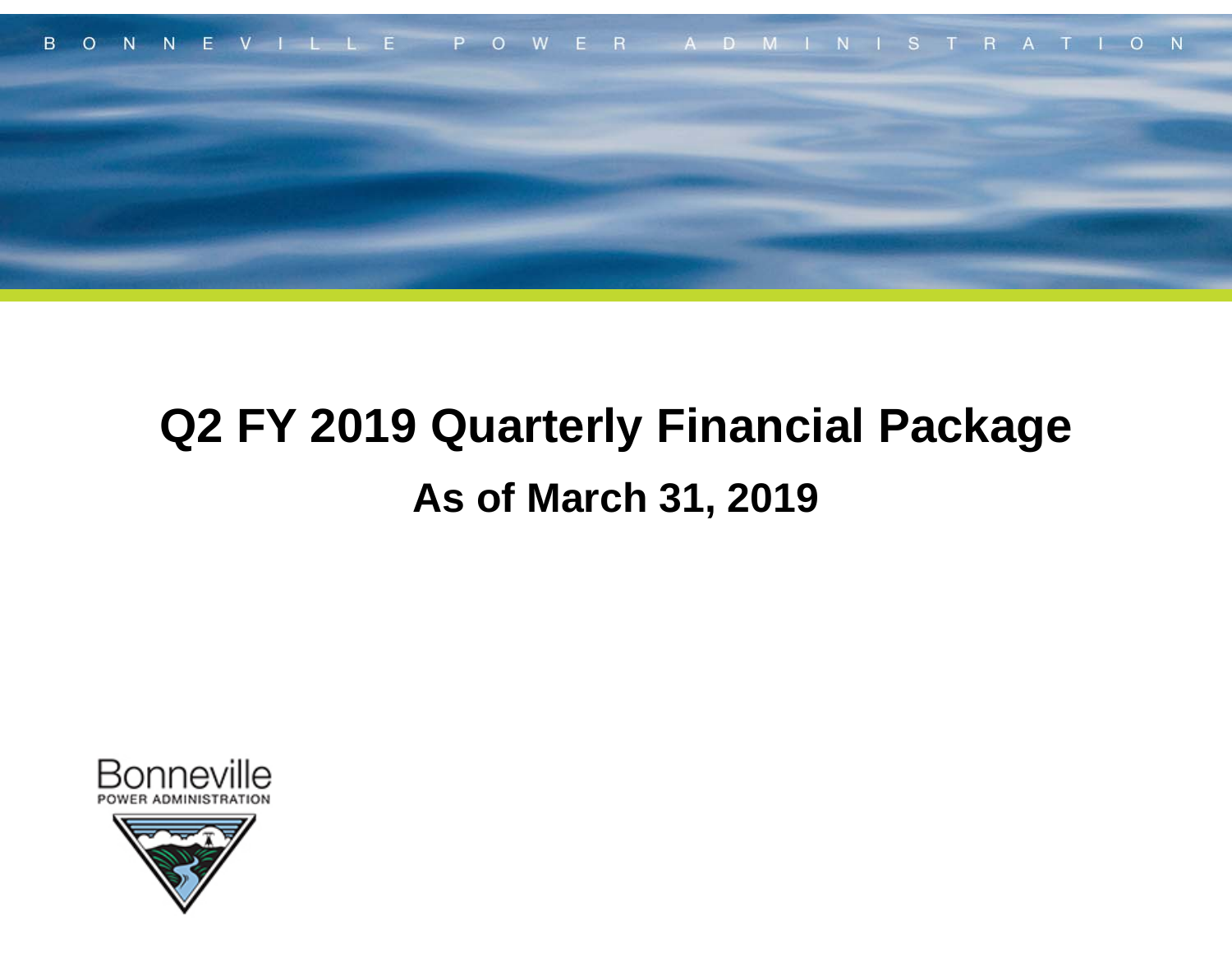BONNEVILLE POWER ADMINISTRATION

# Q2 FY 2019 Quarterly Financial Package

## As of March 31, 2019

Bonneville
POWER ADMINISTRATION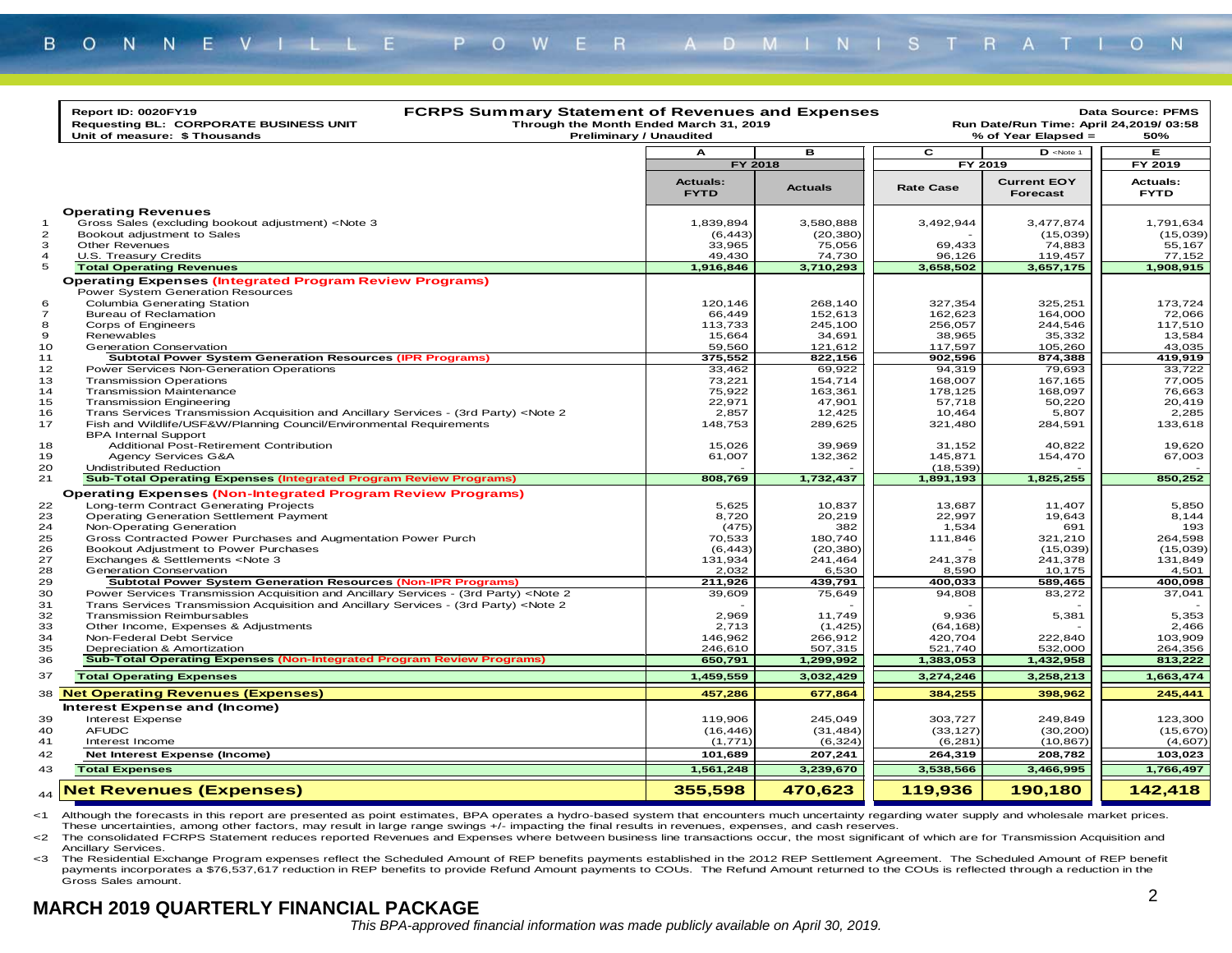**Report ID: 0020FY19**
**Requesting BL: CORPORATE BUSINESS UNIT**
**Unit of measure: $ Thousands**

# FCRPS Summary Statement of Revenues and Expenses

**Through the Month Ended March 31, 2019**
**Preliminary / Unaudited**

**Data Source: PFMS**
**Run Date/Run Time: April 24,2019/ 03:58**
**% of Year Elapsed = 50%**

| | | A | B | C | D <Note 1 | E |
|---|---|---|---|---|---|---|
| | | FY 2018 | | FY 2019 | | FY 2019 |
| | | Actuals: FYTD | Actuals | Rate Case | Current EOY Forecast | Actuals: FYTD |
| | **Operating Revenues** | | | | | |
| 1 | Gross Sales (excluding bookout adjustment) <Note 3 | 1,839,894 | 3,580,888 | 3,492,944 | 3,477,874 | 1,791,634 |
| 2 | Bookout adjustment to Sales | (6,443) | (20,380) | - | (15,039) | (15,039) |
| 3 | Other Revenues | 33,965 | 75,056 | 69,433 | 74,883 | 55,167 |
| 4 | U.S. Treasury Credits | 49,430 | 74,730 | 96,126 | 119,457 | 77,152 |
| 5 | **Total Operating Revenues** | **1,916,846** | **3,710,293** | **3,658,502** | **3,657,175** | **1,908,915** |
| | **Operating Expenses (Integrated Program Review Programs)** | | | | | |
| | Power System Generation Resources | | | | | |
| 6 | Columbia Generating Station | 120,146 | 268,140 | 327,354 | 325,251 | 173,724 |
| 7 | Bureau of Reclamation | 66,449 | 152,613 | 162,623 | 164,000 | 72,066 |
| 8 | Corps of Engineers | 113,733 | 245,100 | 256,057 | 244,546 | 117,510 |
| 9 | Renewables | 15,664 | 34,691 | 38,965 | 35,332 | 13,584 |
| 10 | Generation Conservation | 59,560 | 121,612 | 117,597 | 105,260 | 43,035 |
| 11 | **Subtotal Power System Generation Resources (IPR Programs)** | **375,552** | **822,156** | **902,596** | **874,388** | **419,919** |
| 12 | Power Services Non-Generation Operations | 33,462 | 69,922 | 94,319 | 79,693 | 33,722 |
| 13 | Transmission Operations | 73,221 | 154,714 | 168,007 | 167,165 | 77,005 |
| 14 | Transmission Maintenance | 75,922 | 163,361 | 178,125 | 168,097 | 76,663 |
| 15 | Transmission Engineering | 22,971 | 47,901 | 57,718 | 50,220 | 20,419 |
| 16 | Trans Services Transmission Acquisition and Ancillary Services - (3rd Party) <Note 2 | 2,857 | 12,425 | 10,464 | 5,807 | 2,285 |
| 17 | Fish and Wildlife/USF&W/Planning Council/Environmental Requirements | 148,753 | 289,625 | 321,480 | 284,591 | 133,618 |
| | BPA Internal Support | | | | | |
| 18 | Additional Post-Retirement Contribution | 15,026 | 39,969 | 31,152 | 40,822 | 19,620 |
| 19 | Agency Services G&A | 61,007 | 132,362 | 145,871 | 154,470 | 67,003 |
| 20 | Undistributed Reduction | - | - | (18,539) | - | - |
| 21 | **Sub-Total Operating Expenses (Integrated Program Review Programs)** | **808,769** | **1,732,437** | **1,891,193** | **1,825,255** | **850,252** |
| | **Operating Expenses (Non-Integrated Program Review Programs)** | | | | | |
| 22 | Long-term Contract Generating Projects | 5,625 | 10,837 | 13,687 | 11,407 | 5,850 |
| 23 | Operating Generation Settlement Payment | 8,720 | 20,219 | 22,997 | 19,643 | 8,144 |
| 24 | Non-Operating Generation | (475) | 382 | 1,534 | 691 | 193 |
| 25 | Gross Contracted Power Purchases and Augmentation Power Purch | 70,533 | 180,740 | 111,846 | 321,210 | 264,598 |
| 26 | Bookout Adjustment to Power Purchases | (6,443) | (20,380) | - | (15,039) | (15,039) |
| 27 | Exchanges & Settlements <Note 3 | 131,934 | 241,464 | 241,378 | 241,378 | 131,849 |
| 28 | Generation Conservation | 2,032 | 6,530 | 8,590 | 10,175 | 4,501 |
| 29 | **Subtotal Power System Generation Resources (Non-IPR Programs)** | **211,926** | **439,791** | **400,033** | **589,465** | **400,098** |
| 30 | Power Services Transmission Acquisition and Ancillary Services - (3rd Party) <Note 2 | 39,609 | 75,649 | 94,808 | 83,272 | 37,041 |
| 31 | Trans Services Transmission Acquisition and Ancillary Services - (3rd Party) <Note 2 | - | - | - | - | - |
| 32 | Transmission Reimbursables | 2,969 | 11,749 | 9,936 | 5,381 | 5,353 |
| 33 | Other Income, Expenses & Adjustments | 2,713 | (1,425) | (64,168) | - | 2,466 |
| 34 | Non-Federal Debt Service | 146,962 | 266,912 | 420,704 | 222,840 | 103,909 |
| 35 | Depreciation & Amortization | 246,610 | 507,315 | 521,740 | 532,000 | 264,356 |
| 36 | **Sub-Total Operating Expenses (Non-Integrated Program Review Programs)** | **650,791** | **1,299,992** | **1,383,053** | **1,432,958** | **813,222** |
| 37 | **Total Operating Expenses** | **1,459,559** | **3,032,429** | **3,274,246** | **3,258,213** | **1,663,474** |
| 38 | **Net Operating Revenues (Expenses)** | **457,286** | **677,864** | **384,255** | **398,962** | **245,441** |
| | **Interest Expense and (Income)** | | | | | |
| 39 | Interest Expense | 119,906 | 245,049 | 303,727 | 249,849 | 123,300 |
| 40 | AFUDC | (16,446) | (31,484) | (33,127) | (30,200) | (15,670) |
| 41 | Interest Income | (1,771) | (6,324) | (6,281) | (10,867) | (4,607) |
| 42 | **Net Interest Expense (Income)** | **101,689** | **207,241** | **264,319** | **208,782** | **103,023** |
| 43 | **Total Expenses** | **1,561,248** | **3,239,670** | **3,538,566** | **3,466,995** | **1,766,497** |
| 44 | **Net Revenues (Expenses)** | **355,598** | **470,623** | **119,936** | **190,180** | **142,418** |

<1 Although the forecasts in this report are presented as point estimates, BPA operates a hydro-based system that encounters much uncertainty regarding water supply and wholesale market prices. These uncertainties, among other factors, may result in large range swings +/- impacting the final results in revenues, expenses, and cash reserves.

<2 The consolidated FCRPS Statement reduces reported Revenues and Expenses where between business line transactions occur, the most significant of which are for Transmission Acquisition and Ancillary Services.

<3 The Residential Exchange Program expenses reflect the Scheduled Amount of REP benefits payments established in the 2012 REP Settlement Agreement. The Scheduled Amount of REP benefit payments incorporates a $76,537,617 reduction in REP benefits to provide Refund Amount payments to COUs. The Refund Amount returned to the COUs is reflected through a reduction in the Gross Sales amount.

**MARCH 2019 QUARTERLY FINANCIAL PACKAGE**

*This BPA-approved financial information was made publicly available on April 30, 2019.*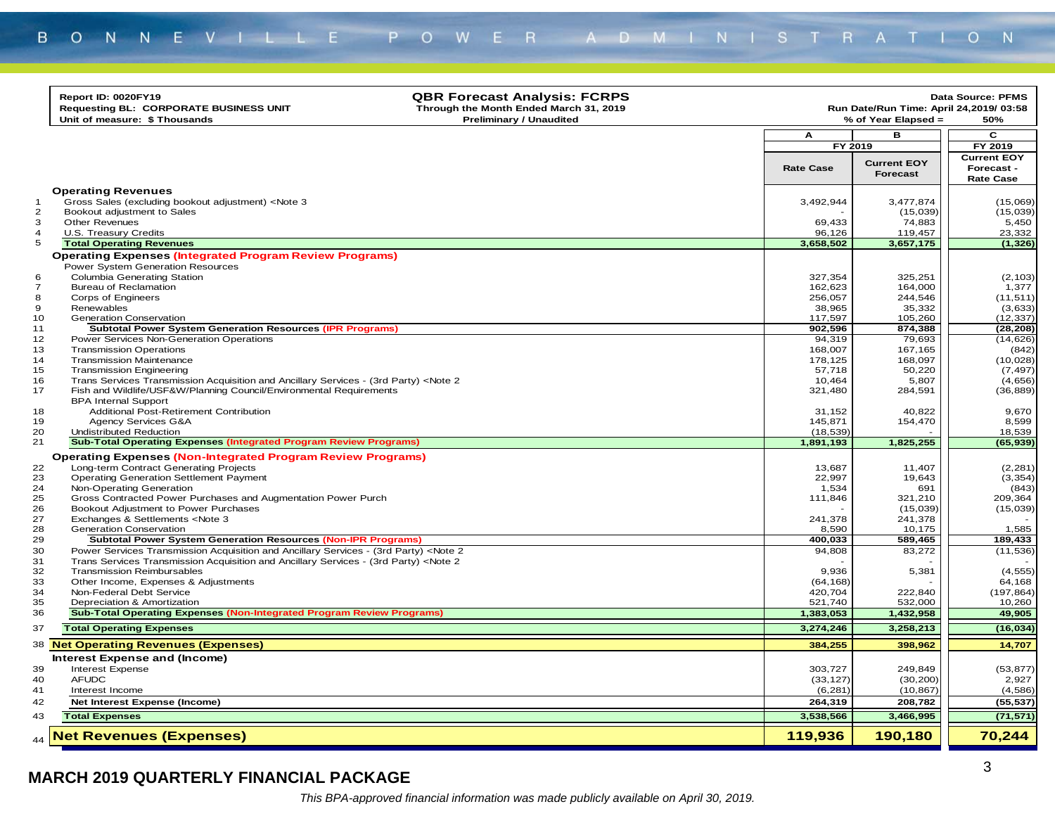**Report ID: 0020FY19**
**Requesting BL: CORPORATE BUSINESS UNIT**
**Unit of measure: $ Thousands**

## QBR Forecast Analysis: FCRPS

**Through the Month Ended March 31, 2019**
**Preliminary / Unaudited**

**Data Source: PFMS**
**Run Date/Run Time: April 24,2019/ 03:58**
**% of Year Elapsed = 50%**

| | | A | B | C |
|---|---|---|---|---|
| | | FY 2019 | | FY 2019 |
| | | Rate Case | Current EOY Forecast | Current EOY Forecast - Rate Case |
| | **Operating Revenues** | | | |
| 1 | Gross Sales (excluding bookout adjustment) <Note 3 | 3,492,944 | 3,477,874 | (15,069) |
| 2 | Bookout adjustment to Sales | - | (15,039) | (15,039) |
| 3 | Other Revenues | 69,433 | 74,883 | 5,450 |
| 4 | U.S. Treasury Credits | 96,126 | 119,457 | 23,332 |
| 5 | **Total Operating Revenues** | **3,658,502** | **3,657,175** | **(1,326)** |
| | **Operating Expenses (Integrated Program Review Programs)** | | | |
| | Power System Generation Resources | | | |
| 6 | Columbia Generating Station | 327,354 | 325,251 | (2,103) |
| 7 | Bureau of Reclamation | 162,623 | 164,000 | 1,377 |
| 8 | Corps of Engineers | 256,057 | 244,546 | (11,511) |
| 9 | Renewables | 38,965 | 35,332 | (3,633) |
| 10 | Generation Conservation | 117,597 | 105,260 | (12,337) |
| 11 | **Subtotal Power System Generation Resources (IPR Programs)** | **902,596** | **874,388** | **(28,208)** |
| 12 | Power Services Non-Generation Operations | 94,319 | 79,693 | (14,626) |
| 13 | Transmission Operations | 168,007 | 167,165 | (842) |
| 14 | Transmission Maintenance | 178,125 | 168,097 | (10,028) |
| 15 | Transmission Engineering | 57,718 | 50,220 | (7,497) |
| 16 | Trans Services Transmission Acquisition and Ancillary Services - (3rd Party) <Note 2 | 10,464 | 5,807 | (4,656) |
| 17 | Fish and Wildlife/USF&W/Planning Council/Environmental Requirements | 321,480 | 284,591 | (36,889) |
| | BPA Internal Support | | | |
| 18 | Additional Post-Retirement Contribution | 31,152 | 40,822 | 9,670 |
| 19 | Agency Services G&A | 145,871 | 154,470 | 8,599 |
| 20 | Undistributed Reduction | (18,539) | - | 18,539 |
| 21 | **Sub-Total Operating Expenses (Integrated Program Review Programs)** | **1,891,193** | **1,825,255** | **(65,939)** |
| | **Operating Expenses (Non-Integrated Program Review Programs)** | | | |
| 22 | Long-term Contract Generating Projects | 13,687 | 11,407 | (2,281) |
| 23 | Operating Generation Settlement Payment | 22,997 | 19,643 | (3,354) |
| 24 | Non-Operating Generation | 1,534 | 691 | (843) |
| 25 | Gross Contracted Power Purchases and Augmentation Power Purch | 111,846 | 321,210 | 209,364 |
| 26 | Bookout Adjustment to Power Purchases | - | (15,039) | (15,039) |
| 27 | Exchanges & Settlements <Note 3 | 241,378 | 241,378 | - |
| 28 | Generation Conservation | 8,590 | 10,175 | 1,585 |
| 29 | **Subtotal Power System Generation Resources (Non-IPR Programs)** | **400,033** | **589,465** | **189,433** |
| 30 | Power Services Transmission Acquisition and Ancillary Services - (3rd Party) <Note 2 | 94,808 | 83,272 | (11,536) |
| 31 | Trans Services Transmission Acquisition and Ancillary Services - (3rd Party) <Note 2 | - | - | - |
| 32 | Transmission Reimbursables | 9,936 | 5,381 | (4,555) |
| 33 | Other Income, Expenses & Adjustments | (64,168) | - | 64,168 |
| 34 | Non-Federal Debt Service | 420,704 | 222,840 | (197,864) |
| 35 | Depreciation & Amortization | 521,740 | 532,000 | 10,260 |
| 36 | **Sub-Total Operating Expenses (Non-Integrated Program Review Programs)** | **1,383,053** | **1,432,958** | **49,905** |
| 37 | **Total Operating Expenses** | **3,274,246** | **3,258,213** | **(16,034)** |
| 38 | **Net Operating Revenues (Expenses)** | **384,255** | **398,962** | **14,707** |
| | **Interest Expense and (Income)** | | | |
| 39 | Interest Expense | 303,727 | 249,849 | (53,877) |
| 40 | AFUDC | (33,127) | (30,200) | 2,927 |
| 41 | Interest Income | (6,281) | (10,867) | (4,586) |
| 42 | **Net Interest Expense (Income)** | **264,319** | **208,782** | **(55,537)** |
| 43 | **Total Expenses** | **3,538,566** | **3,466,995** | **(71,571)** |
| 44 | **Net Revenues (Expenses)** | **119,936** | **190,180** | **70,244** |

**MARCH 2019 QUARTERLY FINANCIAL PACKAGE**

*This BPA-approved financial information was made publicly available on April 30, 2019.*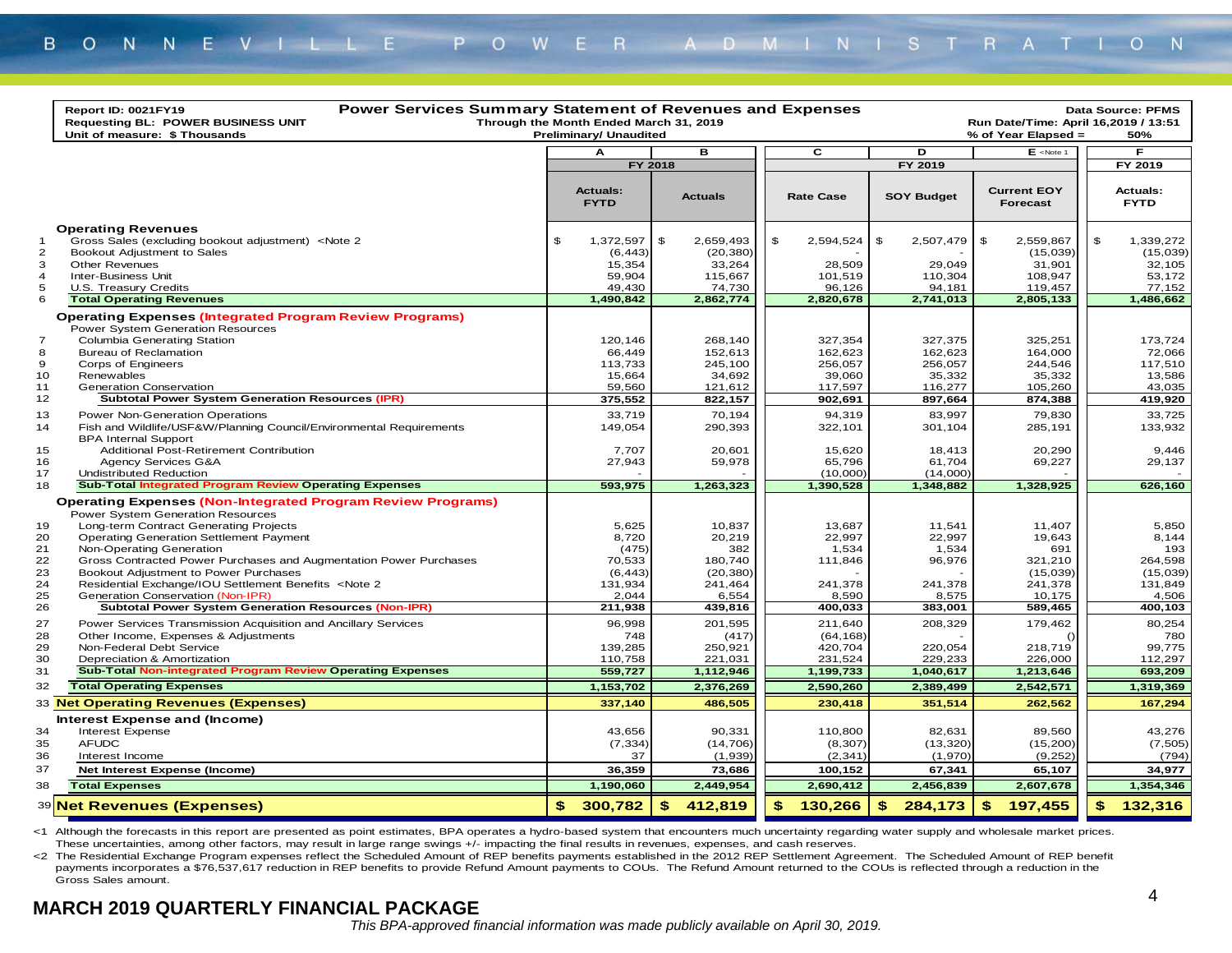# Power Services Summary Statement of Revenues and Expenses

**Report ID: 0021FY19**
**Requesting BL: POWER BUSINESS UNIT**
**Unit of measure: $ Thousands**

**Through the Month Ended March 31, 2019**
**Preliminary/ Unaudited**

**Data Source: PFMS**
**Run Date/Time: April 16,2019 / 13:51**
**% of Year Elapsed = 50%**

| | | A | B | C | D | E <Note 1 | F |
|---|---|---|---|---|---|---|---|
| | | FY 2018 | | FY 2019 | | | FY 2019 |
| | | Actuals: FYTD | Actuals | Rate Case | SOY Budget | Current EOY Forecast | Actuals: FYTD |
| | **Operating Revenues** | | | | | | |
| 1 | Gross Sales (excluding bookout adjustment) <Note 2 | $ 1,372,597 | $ 2,659,493 | $ 2,594,524 | $ 2,507,479 | $ 2,559,867 | $ 1,339,272 |
| 2 | Bookout Adjustment to Sales | (6,443) | (20,380) | - | - | (15,039) | (15,039) |
| 3 | Other Revenues | 15,354 | 33,264 | 28,509 | 29,049 | 31,901 | 32,105 |
| 4 | Inter-Business Unit | 59,904 | 115,667 | 101,519 | 110,304 | 108,947 | 53,172 |
| 5 | U.S. Treasury Credits | 49,430 | 74,730 | 96,126 | 94,181 | 119,457 | 77,152 |
| 6 | **Total Operating Revenues** | **1,490,842** | **2,862,774** | **2,820,678** | **2,741,013** | **2,805,133** | **1,486,662** |
| | **Operating Expenses (Integrated Program Review Programs)** | | | | | | |
| | Power System Generation Resources | | | | | | |
| 7 | Columbia Generating Station | 120,146 | 268,140 | 327,354 | 327,375 | 325,251 | 173,724 |
| 8 | Bureau of Reclamation | 66,449 | 152,613 | 162,623 | 162,623 | 164,000 | 72,066 |
| 9 | Corps of Engineers | 113,733 | 245,100 | 256,057 | 256,057 | 244,546 | 117,510 |
| 10 | Renewables | 15,664 | 34,692 | 39,060 | 35,332 | 35,332 | 13,586 |
| 11 | Generation Conservation | 59,560 | 121,612 | 117,597 | 116,277 | 105,260 | 43,035 |
| 12 | **Subtotal Power System Generation Resources (IPR)** | **375,552** | **822,157** | **902,691** | **897,664** | **874,388** | **419,920** |
| 13 | Power Non-Generation Operations | 33,719 | 70,194 | 94,319 | 83,997 | 79,830 | 33,725 |
| 14 | Fish and Wildlife/USF&W/Planning Council/Environmental Requirements | 149,054 | 290,393 | 322,101 | 301,104 | 285,191 | 133,932 |
| | BPA Internal Support | | | | | | |
| 15 | Additional Post-Retirement Contribution | 7,707 | 20,601 | 15,620 | 18,413 | 20,290 | 9,446 |
| 16 | Agency Services G&A | 27,943 | 59,978 | 65,796 | 61,704 | 69,227 | 29,137 |
| 17 | Undistributed Reduction | - | - | (10,000) | (14,000) | - | - |
| 18 | **Sub-Total Integrated Program Review Operating Expenses** | **593,975** | **1,263,323** | **1,390,528** | **1,348,882** | **1,328,925** | **626,160** |
| | **Operating Expenses (Non-Integrated Program Review Programs)** | | | | | | |
| | Power System Generation Resources | | | | | | |
| 19 | Long-term Contract Generating Projects | 5,625 | 10,837 | 13,687 | 11,541 | 11,407 | 5,850 |
| 20 | Operating Generation Settlement Payment | 8,720 | 20,219 | 22,997 | 22,997 | 19,643 | 8,144 |
| 21 | Non-Operating Generation | (475) | 382 | 1,534 | 1,534 | 691 | 193 |
| 22 | Gross Contracted Power Purchases and Augmentation Power Purchases | 70,533 | 180,740 | 111,846 | 96,976 | 321,210 | 264,598 |
| 23 | Bookout Adjustment to Power Purchases | (6,443) | (20,380) | - | - | (15,039) | (15,039) |
| 24 | Residential Exchange/IOU Settlement Benefits <Note 2 | 131,934 | 241,464 | 241,378 | 241,378 | 241,378 | 131,849 |
| 25 | Generation Conservation (Non-IPR) | 2,044 | 6,554 | 8,590 | 8,575 | 10,175 | 4,506 |
| 26 | **Subtotal Power System Generation Resources (Non-IPR)** | **211,938** | **439,816** | **400,033** | **383,001** | **589,465** | **400,103** |
| 27 | Power Services Transmission Acquisition and Ancillary Services | 96,998 | 201,595 | 211,640 | 208,329 | 179,462 | 80,254 |
| 28 | Other Income, Expenses & Adjustments | 748 | (417) | (64,168) | - | () | 780 |
| 29 | Non-Federal Debt Service | 139,285 | 250,921 | 420,704 | 220,054 | 218,719 | 99,775 |
| 30 | Depreciation & Amortization | 110,758 | 221,031 | 231,524 | 229,233 | 226,000 | 112,297 |
| 31 | **Sub-Total Non-Integrated Program Review Operating Expenses** | **559,727** | **1,112,946** | **1,199,733** | **1,040,617** | **1,213,646** | **693,209** |
| 32 | **Total Operating Expenses** | **1,153,702** | **2,376,269** | **2,590,260** | **2,389,499** | **2,542,571** | **1,319,369** |
| 33 | **Net Operating Revenues (Expenses)** | **337,140** | **486,505** | **230,418** | **351,514** | **262,562** | **167,294** |
| | **Interest Expense and (Income)** | | | | | | |
| 34 | Interest Expense | 43,656 | 90,331 | 110,800 | 82,631 | 89,560 | 43,276 |
| 35 | AFUDC | (7,334) | (14,706) | (8,307) | (13,320) | (15,200) | (7,505) |
| 36 | Interest Income | 37 | (1,939) | (2,341) | (1,970) | (9,252) | (794) |
| 37 | **Net Interest Expense (Income)** | **36,359** | **73,686** | **100,152** | **67,341** | **65,107** | **34,977** |
| 38 | **Total Expenses** | **1,190,060** | **2,449,954** | **2,690,412** | **2,456,839** | **2,607,678** | **1,354,346** |
| 39 | **Net Revenues (Expenses)** | **$ 300,782** | **$ 412,819** | **$ 130,266** | **$ 284,173** | **$ 197,455** | **$ 132,316** |

<1 Although the forecasts in this report are presented as point estimates, BPA operates a hydro-based system that encounters much uncertainty regarding water supply and wholesale market prices. These uncertainties, among other factors, may result in large range swings +/- impacting the final results in revenues, expenses, and cash reserves.

<2 The Residential Exchange Program expenses reflect the Scheduled Amount of REP benefits payments established in the 2012 REP Settlement Agreement. The Scheduled Amount of REP benefit payments incorporates a $76,537,617 reduction in REP benefits to provide Refund Amount payments to COUs. The Refund Amount returned to the COUs is reflected through a reduction in the Gross Sales amount.

**MARCH 2019 QUARTERLY FINANCIAL PACKAGE**

*This BPA-approved financial information was made publicly available on April 30, 2019.*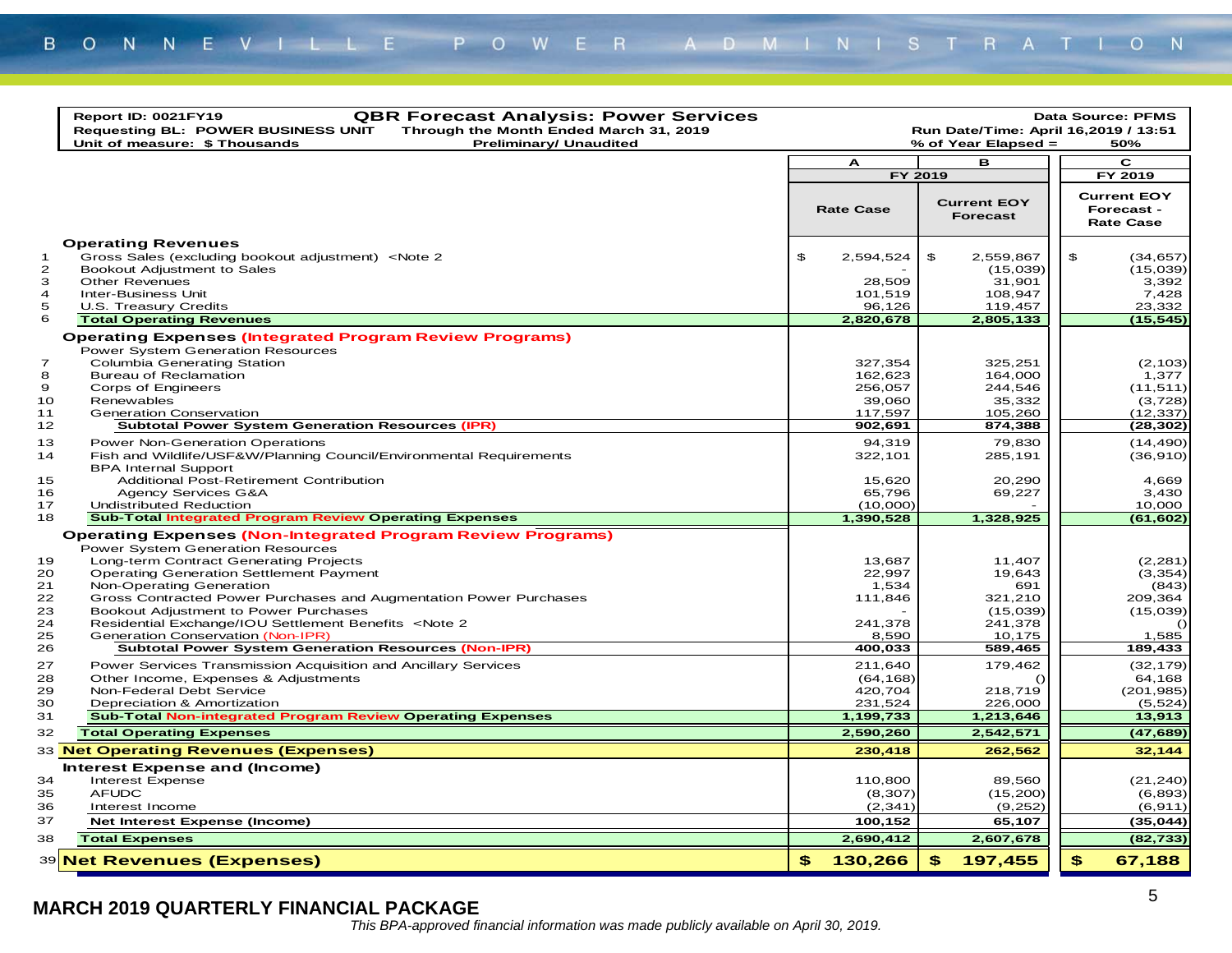Report ID: 0021FY19 | **QBR Forecast Analysis: Power Services** | Data Source: PFMS

Requesting BL: POWER BUSINESS UNIT | Through the Month Ended March 31, 2019 | Run Date/Time: April 16,2019 / 13:51

Unit of measure: $ Thousands | Preliminary/ Unaudited | % of Year Elapsed = 50%

| # | | A | B | C |
|---|---|---|---|---|
| | | FY 2019 | | FY 2019 |
| | | Rate Case | Current EOY Forecast | Current EOY Forecast - Rate Case |
| | **Operating Revenues** | | | |
| 1 | Gross Sales (excluding bookout adjustment) <Note 2 | $ 2,594,524 | $ 2,559,867 | $ (34,657) |
| 2 | Bookout Adjustment to Sales | - | (15,039) | (15,039) |
| 3 | Other Revenues | 28,509 | 31,901 | 3,392 |
| 4 | Inter-Business Unit | 101,519 | 108,947 | 7,428 |
| 5 | U.S. Treasury Credits | 96,126 | 119,457 | 23,332 |
| 6 | **Total Operating Revenues** | **2,820,678** | **2,805,133** | **(15,545)** |
| | **Operating Expenses (Integrated Program Review Programs)** | | | |
| | Power System Generation Resources | | | |
| 7 | Columbia Generating Station | 327,354 | 325,251 | (2,103) |
| 8 | Bureau of Reclamation | 162,623 | 164,000 | 1,377 |
| 9 | Corps of Engineers | 256,057 | 244,546 | (11,511) |
| 10 | Renewables | 39,060 | 35,332 | (3,728) |
| 11 | Generation Conservation | 117,597 | 105,260 | (12,337) |
| 12 | **Subtotal Power System Generation Resources (IPR)** | **902,691** | **874,388** | **(28,302)** |
| 13 | Power Non-Generation Operations | 94,319 | 79,830 | (14,490) |
| 14 | Fish and Wildlife/USF&W/Planning Council/Environmental Requirements | 322,101 | 285,191 | (36,910) |
| | BPA Internal Support | | | |
| 15 | Additional Post-Retirement Contribution | 15,620 | 20,290 | 4,669 |
| 16 | Agency Services G&A | 65,796 | 69,227 | 3,430 |
| 17 | Undistributed Reduction | (10,000) | - | 10,000 |
| 18 | **Sub-Total Integrated Program Review Operating Expenses** | **1,390,528** | **1,328,925** | **(61,602)** |
| | **Operating Expenses (Non-Integrated Program Review Programs)** | | | |
| | Power System Generation Resources | | | |
| 19 | Long-term Contract Generating Projects | 13,687 | 11,407 | (2,281) |
| 20 | Operating Generation Settlement Payment | 22,997 | 19,643 | (3,354) |
| 21 | Non-Operating Generation | 1,534 | 691 | (843) |
| 22 | Gross Contracted Power Purchases and Augmentation Power Purchases | 111,846 | 321,210 | 209,364 |
| 23 | Bookout Adjustment to Power Purchases | - | (15,039) | (15,039) |
| 24 | Residential Exchange/IOU Settlement Benefits <Note 2 | 241,378 | 241,378 | () |
| 25 | Generation Conservation (Non-IPR) | 8,590 | 10,175 | 1,585 |
| 26 | **Subtotal Power System Generation Resources (Non-IPR)** | **400,033** | **589,465** | **189,433** |
| 27 | Power Services Transmission Acquisition and Ancillary Services | 211,640 | 179,462 | (32,179) |
| 28 | Other Income, Expenses & Adjustments | (64,168) | () | 64,168 |
| 29 | Non-Federal Debt Service | 420,704 | 218,719 | (201,985) |
| 30 | Depreciation & Amortization | 231,524 | 226,000 | (5,524) |
| 31 | **Sub-Total Non-integrated Program Review Operating Expenses** | **1,199,733** | **1,213,646** | **13,913** |
| 32 | **Total Operating Expenses** | **2,590,260** | **2,542,571** | **(47,689)** |
| 33 | **Net Operating Revenues (Expenses)** | **230,418** | **262,562** | **32,144** |
| | **Interest Expense and (Income)** | | | |
| 34 | Interest Expense | 110,800 | 89,560 | (21,240) |
| 35 | AFUDC | (8,307) | (15,200) | (6,893) |
| 36 | Interest Income | (2,341) | (9,252) | (6,911) |
| 37 | **Net Interest Expense (Income)** | **100,152** | **65,107** | **(35,044)** |
| 38 | **Total Expenses** | **2,690,412** | **2,607,678** | **(82,733)** |
| 39 | **Net Revenues (Expenses)** | **$ 130,266** | **$ 197,455** | **$ 67,188** |

**MARCH 2019 QUARTERLY FINANCIAL PACKAGE**

*This BPA-approved financial information was made publicly available on April 30, 2019.*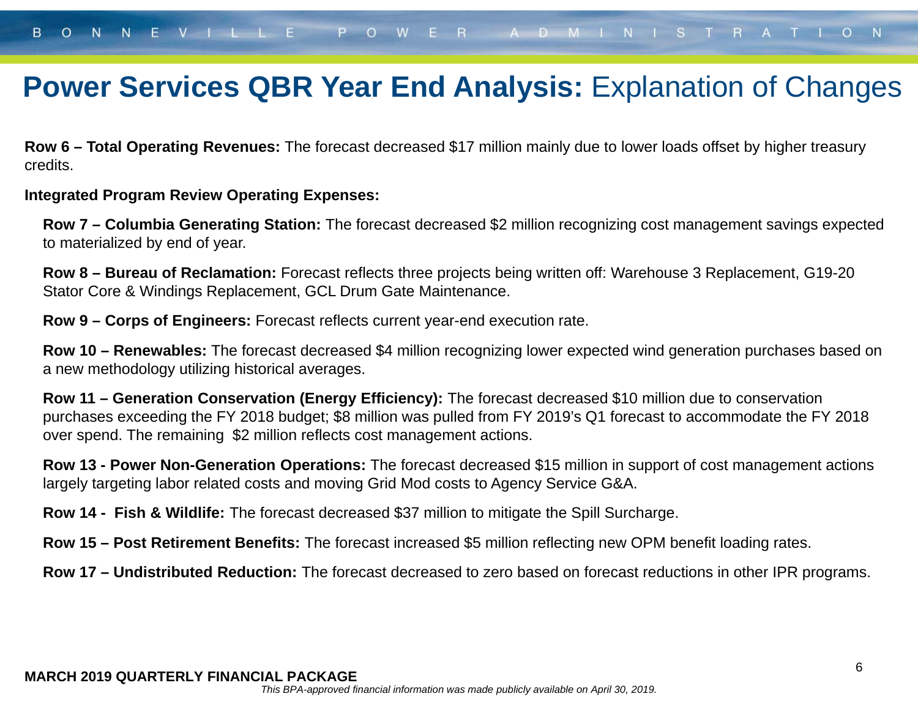# **Power Services QBR Year End Analysis:** Explanation of Changes

**Row 6 – Total Operating Revenues:** The forecast decreased $17 million mainly due to lower loads offset by higher treasury credits.

**Integrated Program Review Operating Expenses:**

**Row 7 – Columbia Generating Station:** The forecast decreased $2 million recognizing cost management savings expected to materialized by end of year.

**Row 8 – Bureau of Reclamation:** Forecast reflects three projects being written off: Warehouse 3 Replacement, G19-20 Stator Core & Windings Replacement, GCL Drum Gate Maintenance.

**Row 9 – Corps of Engineers:** Forecast reflects current year-end execution rate.

**Row 10 – Renewables:** The forecast decreased $4 million recognizing lower expected wind generation purchases based on a new methodology utilizing historical averages.

**Row 11 – Generation Conservation (Energy Efficiency):** The forecast decreased $10 million due to conservation purchases exceeding the FY 2018 budget; $8 million was pulled from FY 2019's Q1 forecast to accommodate the FY 2018 over spend. The remaining $2 million reflects cost management actions.

**Row 13 - Power Non-Generation Operations:** The forecast decreased $15 million in support of cost management actions largely targeting labor related costs and moving Grid Mod costs to Agency Service G&A.

**Row 14 - Fish & Wildlife:** The forecast decreased $37 million to mitigate the Spill Surcharge.

**Row 15 – Post Retirement Benefits:** The forecast increased $5 million reflecting new OPM benefit loading rates.

**Row 17 – Undistributed Reduction:** The forecast decreased to zero based on forecast reductions in other IPR programs.

**MARCH 2019 QUARTERLY FINANCIAL PACKAGE**

*This BPA-approved financial information was made publicly available on April 30, 2019.*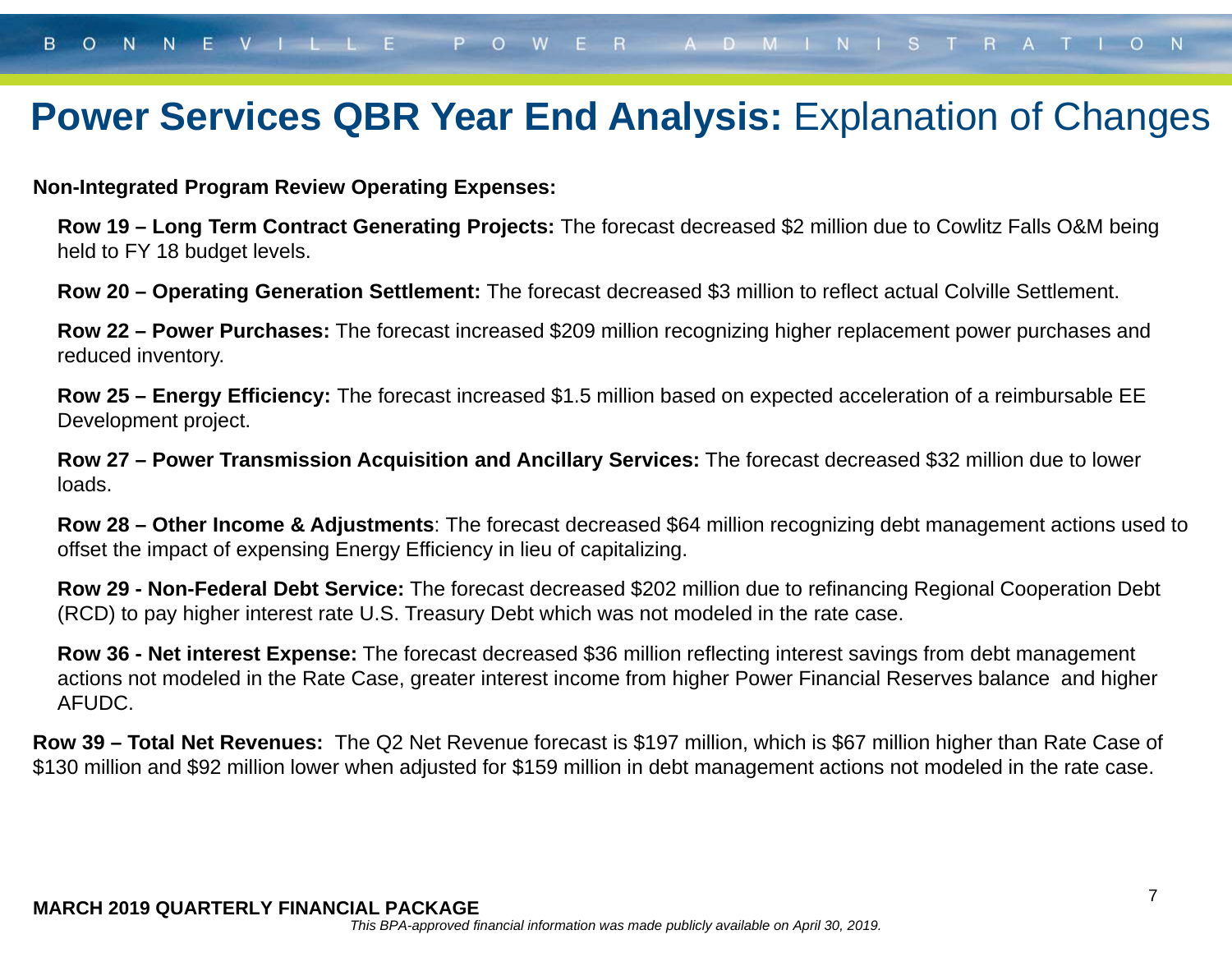# **Power Services QBR Year End Analysis:** Explanation of Changes

**Non-Integrated Program Review Operating Expenses:**

**Row 19 – Long Term Contract Generating Projects:** The forecast decreased $2 million due to Cowlitz Falls O&M being held to FY 18 budget levels.

**Row 20 – Operating Generation Settlement:** The forecast decreased $3 million to reflect actual Colville Settlement.

**Row 22 – Power Purchases:** The forecast increased $209 million recognizing higher replacement power purchases and reduced inventory.

**Row 25 – Energy Efficiency:** The forecast increased $1.5 million based on expected acceleration of a reimbursable EE Development project.

**Row 27 – Power Transmission Acquisition and Ancillary Services:** The forecast decreased $32 million due to lower loads.

**Row 28 – Other Income & Adjustments**: The forecast decreased $64 million recognizing debt management actions used to offset the impact of expensing Energy Efficiency in lieu of capitalizing.

**Row 29 - Non-Federal Debt Service:** The forecast decreased $202 million due to refinancing Regional Cooperation Debt (RCD) to pay higher interest rate U.S. Treasury Debt which was not modeled in the rate case.

**Row 36 - Net interest Expense:** The forecast decreased $36 million reflecting interest savings from debt management actions not modeled in the Rate Case, greater interest income from higher Power Financial Reserves balance and higher AFUDC.

**Row 39 – Total Net Revenues:** The Q2 Net Revenue forecast is $197 million, which is $67 million higher than Rate Case of $130 million and $92 million lower when adjusted for $159 million in debt management actions not modeled in the rate case.

**MARCH 2019 QUARTERLY FINANCIAL PACKAGE**

*This BPA-approved financial information was made publicly available on April 30, 2019.*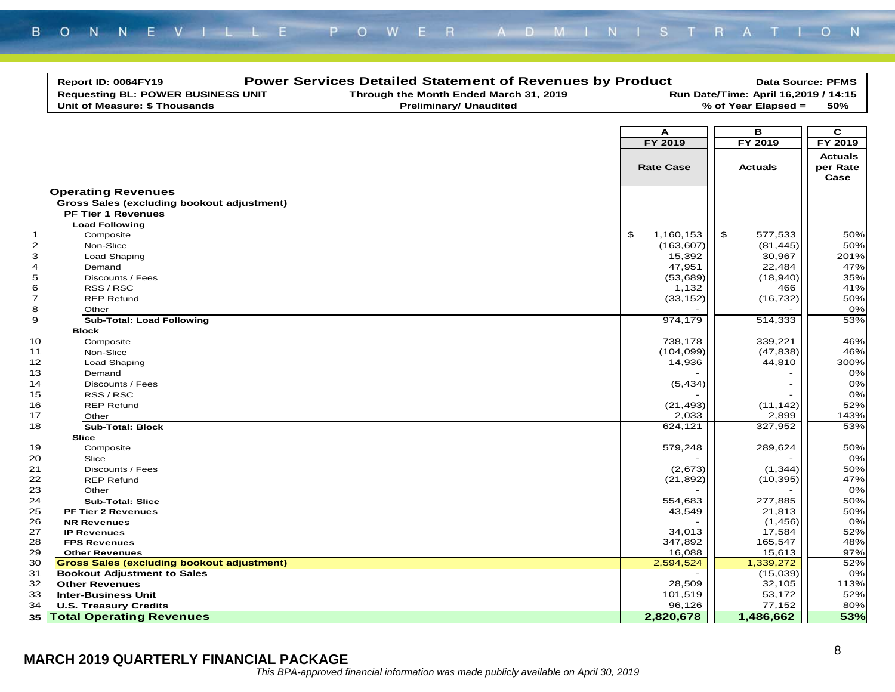BONNEVILLE POWER ADMINISTRATION

| Report ID: 0064FY19 | **Power Services Detailed Statement of Revenues by Product** | Data Source: PFMS |
|---|---|---|
| Requesting BL: POWER BUSINESS UNIT | Through the Month Ended March 31, 2019 | Run Date/Time: April 16,2019 / 14:15 |
| Unit of Measure: $ Thousands | Preliminary/ Unaudited | % of Year Elapsed = 50% |

| | | A | B | C |
|---|---|---|---|---|
| | | FY 2019 | FY 2019 | FY 2019 |
| | | Rate Case | Actuals | Actuals per Rate Case |
| | **Operating Revenues** | | | |
| | **Gross Sales (excluding bookout adjustment)** | | | |
| | **PF Tier 1 Revenues** | | | |
| | **Load Following** | | | |
| 1 | Composite | $ 1,160,153 | $ 577,533 | 50% |
| 2 | Non-Slice | (163,607) | (81,445) | 50% |
| 3 | Load Shaping | 15,392 | 30,967 | 201% |
| 4 | Demand | 47,951 | 22,484 | 47% |
| 5 | Discounts / Fees | (53,689) | (18,940) | 35% |
| 6 | RSS / RSC | 1,132 | 466 | 41% |
| 7 | REP Refund | (33,152) | (16,732) | 50% |
| 8 | Other | - | - | 0% |
| 9 | **Sub-Total: Load Following** | 974,179 | 514,333 | 53% |
| | **Block** | | | |
| 10 | Composite | 738,178 | 339,221 | 46% |
| 11 | Non-Slice | (104,099) | (47,838) | 46% |
| 12 | Load Shaping | 14,936 | 44,810 | 300% |
| 13 | Demand | - | - | 0% |
| 14 | Discounts / Fees | (5,434) | - | 0% |
| 15 | RSS / RSC | - | - | 0% |
| 16 | REP Refund | (21,493) | (11,142) | 52% |
| 17 | Other | 2,033 | 2,899 | 143% |
| 18 | **Sub-Total: Block** | 624,121 | 327,952 | 53% |
| | **Slice** | | | |
| 19 | Composite | 579,248 | 289,624 | 50% |
| 20 | Slice | - | - | 0% |
| 21 | Discounts / Fees | (2,673) | (1,344) | 50% |
| 22 | REP Refund | (21,892) | (10,395) | 47% |
| 23 | Other | - | - | 0% |
| 24 | **Sub-Total: Slice** | 554,683 | 277,885 | 50% |
| 25 | **PF Tier 2 Revenues** | 43,549 | 21,813 | 50% |
| 26 | **NR Revenues** | - | (1,456) | 0% |
| 27 | **IP Revenues** | 34,013 | 17,584 | 52% |
| 28 | **FPS Revenues** | 347,892 | 165,547 | 48% |
| 29 | **Other Revenues** | 16,088 | 15,613 | 97% |
| 30 | **Gross Sales (excluding bookout adjustment)** | 2,594,524 | 1,339,272 | 52% |
| 31 | **Bookout Adjustment to Sales** | - | (15,039) | 0% |
| 32 | **Other Revenues** | 28,509 | 32,105 | 113% |
| 33 | **Inter-Business Unit** | 101,519 | 53,172 | 52% |
| 34 | **U.S. Treasury Credits** | 96,126 | 77,152 | 80% |
| 35 | **Total Operating Revenues** | **2,820,678** | **1,486,662** | **53%** |

**MARCH 2019 QUARTERLY FINANCIAL PACKAGE**

*This BPA-approved financial information was made publicly available on April 30, 2019*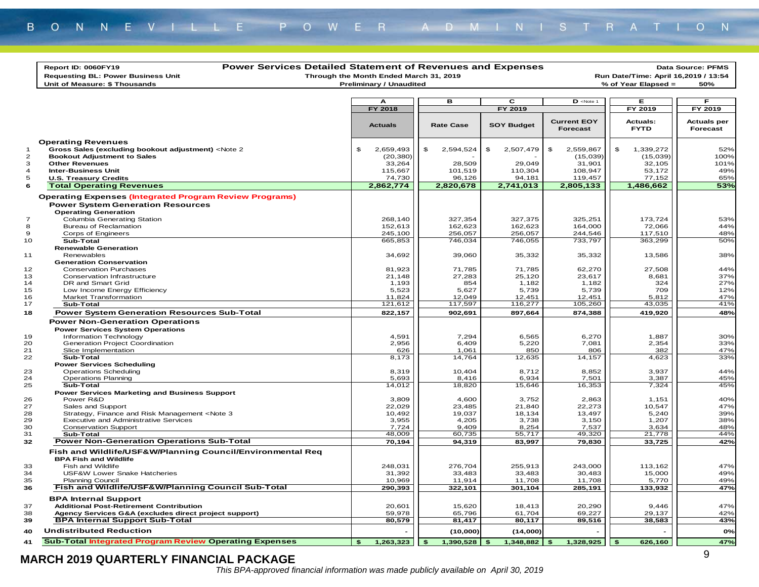**Report ID: 0060FY19** | **Power Services Detailed Statement of Revenues and Expenses** | **Data Source: PFMS**

**Requesting BL: Power Business Unit** | **Through the Month Ended March 31, 2019** | **Run Date/Time: April 16,2019 / 13:54**

**Unit of Measure: $ Thousands** | **Preliminary / Unaudited** | **% of Year Elapsed = 50%**

| | | A | B | C | D <Note 1 | E | F |
|---|---|---|---|---|---|---|---|
| | | FY 2018 | FY 2019 | | | FY 2019 | FY 2019 |
| | | Actuals | Rate Case | SOY Budget | Current EOY Forecast | Actuals: FYTD | Actuals per Forecast |
| | **Operating Revenues** | | | | | | |
| 1 | **Gross Sales (excluding bookout adjustment)** <Note 2 | $ 2,659,493 | $ 2,594,524 | $ 2,507,479 | $ 2,559,867 | $ 1,339,272 | 52% |
| 2 | **Bookout Adjustment to Sales** | (20,380) | - | - | (15,039) | (15,039) | 100% |
| 3 | **Other Revenues** | 33,264 | 28,509 | 29,049 | 31,901 | 32,105 | 101% |
| 4 | **Inter-Business Unit** | 115,667 | 101,519 | 110,304 | 108,947 | 53,172 | 49% |
| 5 | **U.S. Treasury Credits** | 74,730 | 96,126 | 94,181 | 119,457 | 77,152 | 65% |
| 6 | **Total Operating Revenues** | **2,862,774** | **2,820,678** | **2,741,013** | **2,805,133** | **1,486,662** | **53%** |
| | **Operating Expenses (Integrated Program Review Programs)** | | | | | | |
| | **Power System Generation Resources** | | | | | | |
| | **Operating Generation** | | | | | | |
| 7 | Columbia Generating Station | 268,140 | 327,354 | 327,375 | 325,251 | 173,724 | 53% |
| 8 | Bureau of Reclamation | 152,613 | 162,623 | 162,623 | 164,000 | 72,066 | 44% |
| 9 | Corps of Engineers | 245,100 | 256,057 | 256,057 | 244,546 | 117,510 | 48% |
| 10 | **Sub-Total** | 665,853 | 746,034 | 746,055 | 733,797 | 363,299 | 50% |
| | **Renewable Generation** | | | | | | |
| 11 | Renewables | 34,692 | 39,060 | 35,332 | 35,332 | 13,586 | 38% |
| | **Generation Conservation** | | | | | | |
| 12 | Conservation Purchases | 81,923 | 71,785 | 71,785 | 62,270 | 27,508 | 44% |
| 13 | Conservation Infrastructure | 21,148 | 27,283 | 25,120 | 23,617 | 8,681 | 37% |
| 14 | DR and Smart Grid | 1,193 | 854 | 1,182 | 1,182 | 324 | 27% |
| 15 | Low Income Energy Efficiency | 5,523 | 5,627 | 5,739 | 5,739 | 709 | 12% |
| 16 | Market Transformation | 11,824 | 12,049 | 12,451 | 12,451 | 5,812 | 47% |
| 17 | **Sub-Total** | 121,612 | 117,597 | 116,277 | 105,260 | 43,035 | 41% |
| 18 | **Power System Generation Resources Sub-Total** | **822,157** | **902,691** | **897,664** | **874,388** | **419,920** | **48%** |
| | **Power Non-Generation Operations** | | | | | | |
| | **Power Services System Operations** | | | | | | |
| 19 | Information Technology | 4,591 | 7,294 | 6,565 | 6,270 | 1,887 | 30% |
| 20 | Generation Project Coordination | 2,956 | 6,409 | 5,220 | 7,081 | 2,354 | 33% |
| 21 | Slice Implementation | 626 | 1,061 | 850 | 806 | 382 | 47% |
| 22 | **Sub-Total** | 8,173 | 14,764 | 12,635 | 14,157 | 4,623 | 33% |
| | **Power Services Scheduling** | | | | | | |
| 23 | Operations Scheduling | 8,319 | 10,404 | 8,712 | 8,852 | 3,937 | 44% |
| 24 | Operations Planning | 5,693 | 8,416 | 6,934 | 7,501 | 3,387 | 45% |
| 25 | **Sub-Total** | 14,012 | 18,820 | 15,646 | 16,353 | 7,324 | 45% |
| | **Power Services Marketing and Business Support** | | | | | | |
| 26 | Power R&D | 3,809 | 4,600 | 3,752 | 2,863 | 1,151 | 40% |
| 27 | Sales and Support | 22,029 | 23,485 | 21,840 | 22,273 | 10,547 | 47% |
| 28 | Strategy, Finance and Risk Management <Note 3 | 10,492 | 19,037 | 18,134 | 13,497 | 5,240 | 39% |
| 29 | Executive and Administrative Services | 3,955 | 4,205 | 3,738 | 3,150 | 1,207 | 38% |
| 30 | Conservation Support | 7,724 | 9,409 | 8,254 | 7,537 | 3,634 | 48% |
| 31 | **Sub-Total** | 48,009 | 60,735 | 55,717 | 49,320 | 21,778 | 44% |
| 32 | **Power Non-Generation Operations Sub-Total** | **70,194** | **94,319** | **83,997** | **79,830** | **33,725** | **42%** |
| | **Fish and Wildlife/USF&W/Planning Council/Environmental Req** | | | | | | |
| | **BPA Fish and Wildlife** | | | | | | |
| 33 | Fish and Wildlife | 248,031 | 276,704 | 255,913 | 243,000 | 113,162 | 47% |
| 34 | USF&W Lower Snake Hatcheries | 31,392 | 33,483 | 33,483 | 30,483 | 15,000 | 49% |
| 35 | Planning Council | 10,969 | 11,914 | 11,708 | 11,708 | 5,770 | 49% |
| 36 | **Fish and Wildlife/USF&W/Planning Council Sub-Total** | **290,393** | **322,101** | **301,104** | **285,191** | **133,932** | **47%** |
| | **BPA Internal Support** | | | | | | |
| 37 | **Additional Post-Retirement Contribution** | 20,601 | 15,620 | 18,413 | 20,290 | 9,446 | 47% |
| 38 | **Agency Services G&A (excludes direct project support)** | 59,978 | 65,796 | 61,704 | 69,227 | 29,137 | 42% |
| 39 | **BPA Internal Support Sub-Total** | **80,579** | **81,417** | **80,117** | **89,516** | **38,583** | **43%** |
| 40 | **Undistributed Reduction** | **-** | **(10,000)** | **(14,000)** | **-** | **-** | **0%** |
| 41 | **Sub-Total Integrated Program Review Operating Expenses** | **$ 1,263,323** | **$ 1,390,528** | **$ 1,348,882** | **$ 1,328,925** | **$ 626,160** | **47%** |

**MARCH 2019 QUARTERLY FINANCIAL PACKAGE**

*This BPA-approved financial information was made publicly available on April 30, 2019*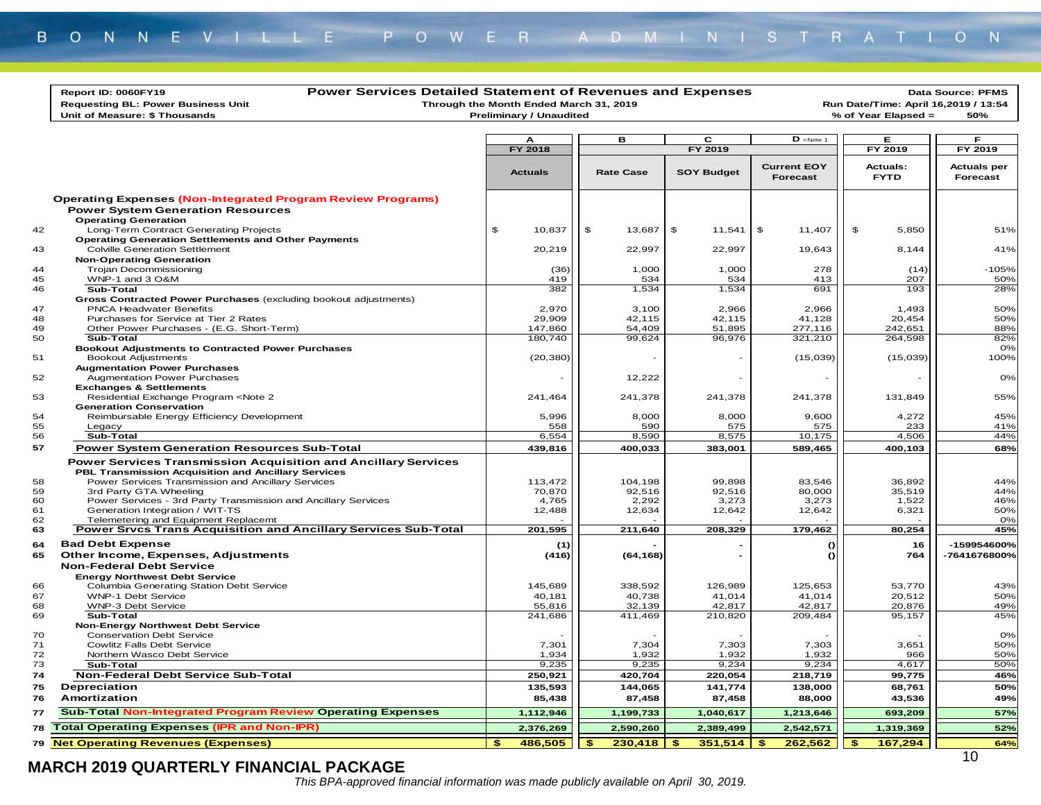BONNEVILLE POWER ADMINISTRATION

Report ID: 0060FY19
Requesting BL: Power Business Unit
Unit of Measure: $ Thousands

**Power Services Detailed Statement of Revenues and Expenses**
Through the Month Ended March 31, 2019
Preliminary / Unaudited

Data Source: PFMS
Run Date/Time: April 16,2019 / 13:54
% of Year Elapsed = 50%

| | | A | B | C | D <Note 1 | E | F |
|---|---|---|---|---|---|---|---|
| | | FY 2018 | FY 2019 | | | FY 2019 | FY 2019 |
| | | Actuals | Rate Case | SOY Budget | Current EOY Forecast | Actuals: FYTD | Actuals per Forecast |
| | **Operating Expenses (Non-Integrated Program Review Programs)** | | | | | | |
| | **Power System Generation Resources** | | | | | | |
| | **Operating Generation** | | | | | | |
| 42 | Long-Term Contract Generating Projects | $ 10,837 | $ 13,687 | $ 11,541 | $ 11,407 | $ 5,850 | 51% |
| | **Operating Generation Settlements and Other Payments** | | | | | | |
| 43 | Colville Generation Settlement | 20,219 | 22,997 | 22,997 | 19,643 | 8,144 | 41% |
| | **Non-Operating Generation** | | | | | | |
| 44 | Trojan Decommissioning | (36) | 1,000 | 1,000 | 278 | (14) | -105% |
| 45 | WNP-1 and 3 O&M | 419 | 534 | 534 | 413 | 207 | 50% |
| 46 | **Sub-Total** | 382 | 1,534 | 1,534 | 691 | 193 | 28% |
| | **Gross Contracted Power Purchases** (excluding bookout adjustments) | | | | | | |
| 47 | PNCA Headwater Benefits | 2,970 | 3,100 | 2,966 | 2,966 | 1,493 | 50% |
| 48 | Purchases for Service at Tier 2 Rates | 29,909 | 42,115 | 42,115 | 41,128 | 20,454 | 50% |
| 49 | Other Power Purchases - (E.G. Short-Term) | 147,860 | 54,409 | 51,895 | 277,116 | 242,651 | 88% |
| 50 | **Sub-Total** | 180,740 | 99,624 | 96,976 | 321,210 | 264,598 | 82% |
| | **Bookout Adjustments to Contracted Power Purchases** | | | | | | 0% |
| 51 | Bookout Adjustments | (20,380) | - | - | (15,039) | (15,039) | 100% |
| | **Augmentation Power Purchases** | | | | | | |
| 52 | Augmentation Power Purchases | - | 12,222 | - | - | - | 0% |
| | **Exchanges & Settlements** | | | | | | |
| 53 | Residential Exchange Program <Note 2 | 241,464 | 241,378 | 241,378 | 241,378 | 131,849 | 55% |
| | **Generation Conservation** | | | | | | |
| 54 | Reimbursable Energy Efficiency Development | 5,996 | 8,000 | 8,000 | 9,600 | 4,272 | 45% |
| 55 | Legacy | 558 | 590 | 575 | 575 | 233 | 41% |
| 56 | **Sub-Total** | 6,554 | 8,590 | 8,575 | 10,175 | 4,506 | 44% |
| 57 | **Power System Generation Resources Sub-Total** | **439,816** | **400,033** | **383,001** | **589,465** | **400,103** | **68%** |
| | **Power Services Transmission Acquisition and Ancillary Services** | | | | | | |
| | **PBL Transmission Acquisition and Ancillary Services** | | | | | | |
| 58 | Power Services Transmission and Ancillary Services | 113,472 | 104,198 | 99,898 | 83,546 | 36,892 | 44% |
| 59 | 3rd Party GTA Wheeling | 70,870 | 92,516 | 92,516 | 80,000 | 35,519 | 44% |
| 60 | Power Services - 3rd Party Transmission and Ancillary Services | 4,765 | 2,292 | 3,273 | 3,273 | 1,522 | 46% |
| 61 | Generation Integration / WIT-TS | 12,488 | 12,634 | 12,642 | 12,642 | 6,321 | 50% |
| 62 | Telemetering and Equipment Replacemt | - | - | - | - | - | 0% |
| 63 | **Power Srvcs Trans Acquisition and Ancillary Services Sub-Total** | **201,595** | **211,640** | **208,329** | **179,462** | **80,254** | **45%** |
| 64 | **Bad Debt Expense** | **(1)** | **-** | **-** | **()** | **16** | **-159954600%** |
| 65 | **Other Income, Expenses, Adjustments** | **(416)** | **(64,168)** | **-** | **()** | **764** | **-7641676800%** |
| | **Non-Federal Debt Service** | | | | | | |
| | **Energy Northwest Debt Service** | | | | | | |
| 66 | Columbia Generating Station Debt Service | 145,689 | 338,592 | 126,989 | 125,653 | 53,770 | 43% |
| 67 | WNP-1 Debt Service | 40,181 | 40,738 | 41,014 | 41,014 | 20,512 | 50% |
| 68 | WNP-3 Debt Service | 55,816 | 32,139 | 42,817 | 42,817 | 20,876 | 49% |
| 69 | **Sub-Total** | 241,686 | 411,469 | 210,820 | 209,484 | 95,157 | 45% |
| | **Non-Energy Northwest Debt Service** | | | | | | |
| 70 | Conservation Debt Service | - | - | - | - | - | 0% |
| 71 | Cowlitz Falls Debt Service | 7,301 | 7,304 | 7,303 | 7,303 | 3,651 | 50% |
| 72 | Northern Wasco Debt Service | 1,934 | 1,932 | 1,932 | 1,932 | 966 | 50% |
| 73 | **Sub-Total** | 9,235 | 9,235 | 9,234 | 9,234 | 4,617 | 50% |
| 74 | **Non-Federal Debt Service Sub-Total** | **250,921** | **420,704** | **220,054** | **218,719** | **99,775** | **46%** |
| 75 | **Depreciation** | **135,593** | **144,065** | **141,774** | **138,000** | **68,761** | **50%** |
| 76 | **Amortization** | **85,438** | **87,458** | **87,458** | **88,000** | **43,536** | **49%** |
| 77 | **Sub-Total Non-Integrated Program Review Operating Expenses** | **1,112,946** | **1,199,733** | **1,040,617** | **1,213,646** | **693,209** | **57%** |
| 78 | **Total Operating Expenses (IPR and Non-IPR)** | **2,376,269** | **2,590,260** | **2,389,499** | **2,542,571** | **1,319,369** | **52%** |
| 79 | **Net Operating Revenues (Expenses)** | **$ 486,505** | **$ 230,418** | **$ 351,514** | **$ 262,562** | **$ 167,294** | **64%** |

**MARCH 2019 QUARTERLY FINANCIAL PACKAGE**

*This BPA-approved financial information was made publicly available on April 30, 2019.*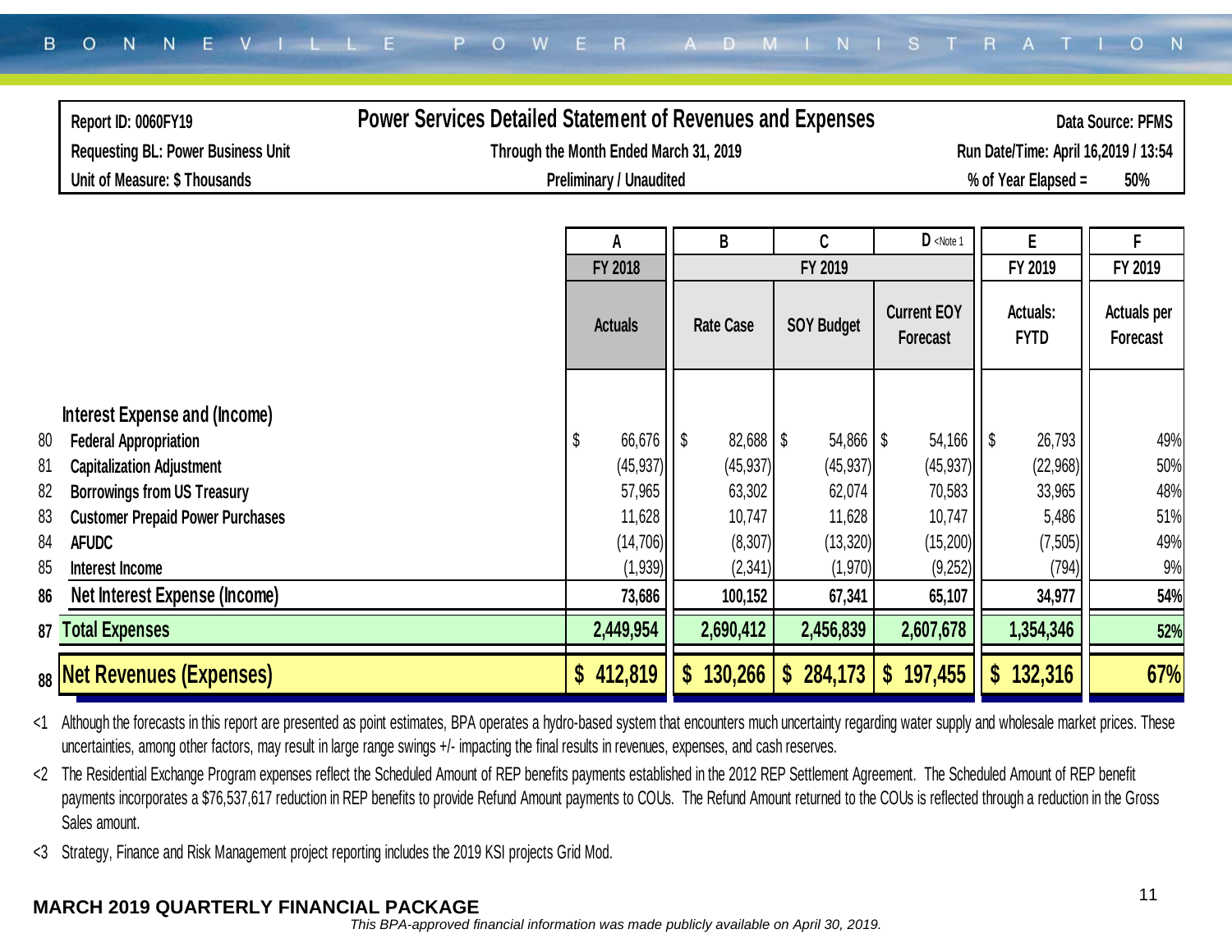| Report ID: 0060FY19 | Power Services Detailed Statement of Revenues and Expenses | Data Source: PFMS |
|---|---|---|
| Requesting BL: Power Business Unit | Through the Month Ended March 31, 2019 | Run Date/Time: April 16,2019 / 13:54 |
| Unit of Measure: $ Thousands | Preliminary / Unaudited | % of Year Elapsed = 50% |

| | | A | B | C | D <Note 1 | E | F |
|---|---|---|---|---|---|---|---|
| | | FY 2018 | FY 2019 | | | FY 2019 | FY 2019 |
| | | Actuals | Rate Case | SOY Budget | Current EOY Forecast | Actuals: FYTD | Actuals per Forecast |
| | **Interest Expense and (Income)** | | | | | | |
| 80 | Federal Appropriation | $ 66,676 | $ 82,688 | $ 54,866 | $ 54,166 | $ 26,793 | 49% |
| 81 | Capitalization Adjustment | (45,937) | (45,937) | (45,937) | (45,937) | (22,968) | 50% |
| 82 | Borrowings from US Treasury | 57,965 | 63,302 | 62,074 | 70,583 | 33,965 | 48% |
| 83 | Customer Prepaid Power Purchases | 11,628 | 10,747 | 11,628 | 10,747 | 5,486 | 51% |
| 84 | AFUDC | (14,706) | (8,307) | (13,320) | (15,200) | (7,505) | 49% |
| 85 | Interest Income | (1,939) | (2,341) | (1,970) | (9,252) | (794) | 9% |
| 86 | **Net Interest Expense (Income)** | **73,686** | **100,152** | **67,341** | **65,107** | **34,977** | **54%** |
| 87 | **Total Expenses** | **2,449,954** | **2,690,412** | **2,456,839** | **2,607,678** | **1,354,346** | **52%** |
| 88 | **Net Revenues (Expenses)** | **$ 412,819** | **$ 130,266** | **$ 284,173** | **$ 197,455** | **$ 132,316** | **67%** |

<1 Although the forecasts in this report are presented as point estimates, BPA operates a hydro-based system that encounters much uncertainty regarding water supply and wholesale market prices. These uncertainties, among other factors, may result in large range swings +/- impacting the final results in revenues, expenses, and cash reserves.

<2 The Residential Exchange Program expenses reflect the Scheduled Amount of REP benefits payments established in the 2012 REP Settlement Agreement. The Scheduled Amount of REP benefit payments incorporates a $76,537,617 reduction in REP benefits to provide Refund Amount payments to COUs. The Refund Amount returned to the COUs is reflected through a reduction in the Gross Sales amount.

<3 Strategy, Finance and Risk Management project reporting includes the 2019 KSI projects Grid Mod.

**MARCH 2019 QUARTERLY FINANCIAL PACKAGE**

*This BPA-approved financial information was made publicly available on April 30, 2019.*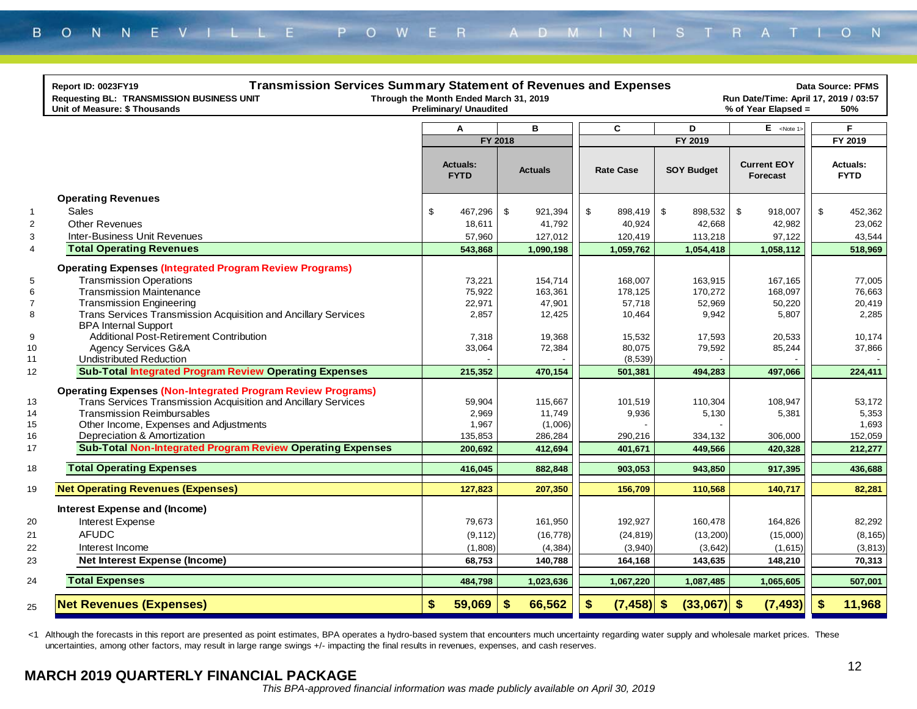Report ID: 0023FY19
Requesting BL: TRANSMISSION BUSINESS UNIT
Unit of Measure: $ Thousands

## Transmission Services Summary Statement of Revenues and Expenses

Through the Month Ended March 31, 2019
Preliminary/ Unaudited

Data Source: PFMS
Run Date/Time: April 17, 2019 / 03:57
% of Year Elapsed = 50%

| | | A | B | C | D | E <Note 1> | F |
|---|---|---|---|---|---|---|---|
| | | FY 2018 | | FY 2019 | | | FY 2019 |
| | | Actuals: FYTD | Actuals | Rate Case | SOY Budget | Current EOY Forecast | Actuals: FYTD |
| | **Operating Revenues** | | | | | | |
| 1 | Sales | $ 467,296 | $ 921,394 | $ 898,419 | $ 898,532 | $ 918,007 | $ 452,362 |
| 2 | Other Revenues | 18,611 | 41,792 | 40,924 | 42,668 | 42,982 | 23,062 |
| 3 | Inter-Business Unit Revenues | 57,960 | 127,012 | 120,419 | 113,218 | 97,122 | 43,544 |
| 4 | **Total Operating Revenues** | **543,868** | **1,090,198** | **1,059,762** | **1,054,418** | **1,058,112** | **518,969** |
| | **Operating Expenses (Integrated Program Review Programs)** | | | | | | |
| 5 | Transmission Operations | 73,221 | 154,714 | 168,007 | 163,915 | 167,165 | 77,005 |
| 6 | Transmission Maintenance | 75,922 | 163,361 | 178,125 | 170,272 | 168,097 | 76,663 |
| 7 | Transmission Engineering | 22,971 | 47,901 | 57,718 | 52,969 | 50,220 | 20,419 |
| 8 | Trans Services Transmission Acquisition and Ancillary Services | 2,857 | 12,425 | 10,464 | 9,942 | 5,807 | 2,285 |
| | BPA Internal Support | | | | | | |
| 9 | Additional Post-Retirement Contribution | 7,318 | 19,368 | 15,532 | 17,593 | 20,533 | 10,174 |
| 10 | Agency Services G&A | 33,064 | 72,384 | 80,075 | 79,592 | 85,244 | 37,866 |
| 11 | Undistributed Reduction | - | - | (8,539) | - | - | - |
| 12 | **Sub-Total Integrated Program Review Operating Expenses** | **215,352** | **470,154** | **501,381** | **494,283** | **497,066** | **224,411** |
| | **Operating Expenses (Non-Integrated Program Review Programs)** | | | | | | |
| 13 | Trans Services Transmission Acquisition and Ancillary Services | 59,904 | 115,667 | 101,519 | 110,304 | 108,947 | 53,172 |
| 14 | Transmission Reimbursables | 2,969 | 11,749 | 9,936 | 5,130 | 5,381 | 5,353 |
| 15 | Other Income, Expenses and Adjustments | 1,967 | (1,006) | - | - | | 1,693 |
| 16 | Depreciation & Amortization | 135,853 | 286,284 | 290,216 | 334,132 | 306,000 | 152,059 |
| 17 | **Sub-Total Non-Integrated Program Review Operating Expenses** | **200,692** | **412,694** | **401,671** | **449,566** | **420,328** | **212,277** |
| 18 | **Total Operating Expenses** | **416,045** | **882,848** | **903,053** | **943,850** | **917,395** | **436,688** |
| 19 | **Net Operating Revenues (Expenses)** | **127,823** | **207,350** | **156,709** | **110,568** | **140,717** | **82,281** |
| | **Interest Expense and (Income)** | | | | | | |
| 20 | Interest Expense | 79,673 | 161,950 | 192,927 | 160,478 | 164,826 | 82,292 |
| 21 | AFUDC | (9,112) | (16,778) | (24,819) | (13,200) | (15,000) | (8,165) |
| 22 | Interest Income | (1,808) | (4,384) | (3,940) | (3,642) | (1,615) | (3,813) |
| 23 | **Net Interest Expense (Income)** | **68,753** | **140,788** | **164,168** | **143,635** | **148,210** | **70,313** |
| 24 | **Total Expenses** | **484,798** | **1,023,636** | **1,067,220** | **1,087,485** | **1,065,605** | **507,001** |
| 25 | **Net Revenues (Expenses)** | **$ 59,069** | **$ 66,562** | **$ (7,458)** | **$ (33,067)** | **$ (7,493)** | **$ 11,968** |

<1 Although the forecasts in this report are presented as point estimates, BPA operates a hydro-based system that encounters much uncertainty regarding water supply and wholesale market prices. These uncertainties, among other factors, may result in large range swings +/- impacting the final results in revenues, expenses, and cash reserves.

**MARCH 2019 QUARTERLY FINANCIAL PACKAGE**

*This BPA-approved financial information was made publicly available on April 30, 2019*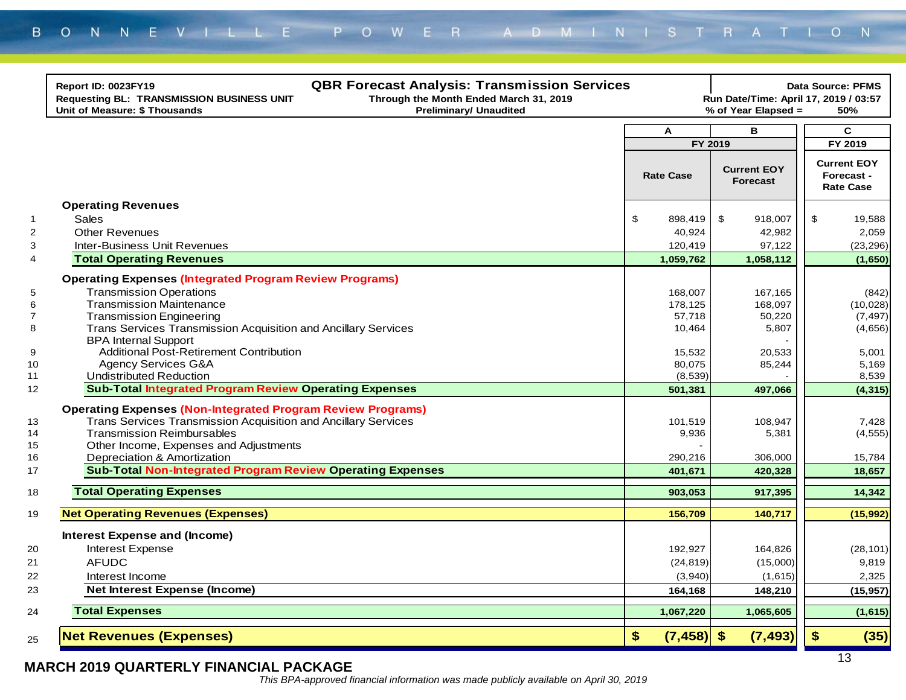**Report ID: 0023FY19**
**Requesting BL: TRANSMISSION BUSINESS UNIT**
**Unit of Measure: $ Thousands**

# QBR Forecast Analysis: Transmission Services

**Through the Month Ended March 31, 2019**
**Preliminary/ Unaudited**

**Data Source: PFMS**
**Run Date/Time: April 17, 2019 / 03:57**
**% of Year Elapsed = 50%**

| | | A | B | C |
|---|---|---|---|---|
| | | FY 2019 | | FY 2019 |
| | | Rate Case | Current EOY Forecast | Current EOY Forecast - Rate Case |
| | **Operating Revenues** | | | |
| 1 | Sales | $ 898,419 | $ 918,007 | $ 19,588 |
| 2 | Other Revenues | 40,924 | 42,982 | 2,059 |
| 3 | Inter-Business Unit Revenues | 120,419 | 97,122 | (23,296) |
| 4 | **Total Operating Revenues** | **1,059,762** | **1,058,112** | **(1,650)** |
| | **Operating Expenses (Integrated Program Review Programs)** | | | |
| 5 | Transmission Operations | 168,007 | 167,165 | (842) |
| 6 | Transmission Maintenance | 178,125 | 168,097 | (10,028) |
| 7 | Transmission Engineering | 57,718 | 50,220 | (7,497) |
| 8 | Trans Services Transmission Acquisition and Ancillary Services | 10,464 | 5,807 | (4,656) |
| | BPA Internal Support | | - | |
| 9 | Additional Post-Retirement Contribution | 15,532 | 20,533 | 5,001 |
| 10 | Agency Services G&A | 80,075 | 85,244 | 5,169 |
| 11 | Undistributed Reduction | (8,539) | - | 8,539 |
| 12 | **Sub-Total Integrated Program Review Operating Expenses** | **501,381** | **497,066** | **(4,315)** |
| | **Operating Expenses (Non-Integrated Program Review Programs)** | | | |
| 13 | Trans Services Transmission Acquisition and Ancillary Services | 101,519 | 108,947 | 7,428 |
| 14 | Transmission Reimbursables | 9,936 | 5,381 | (4,555) |
| 15 | Other Income, Expenses and Adjustments | | - | |
| 16 | Depreciation & Amortization | 290,216 | 306,000 | 15,784 |
| 17 | **Sub-Total Non-Integrated Program Review Operating Expenses** | **401,671** | **420,328** | **18,657** |
| 18 | **Total Operating Expenses** | **903,053** | **917,395** | **14,342** |
| 19 | **Net Operating Revenues (Expenses)** | **156,709** | **140,717** | **(15,992)** |
| | **Interest Expense and (Income)** | | | |
| 20 | Interest Expense | 192,927 | 164,826 | (28,101) |
| 21 | AFUDC | (24,819) | (15,000) | 9,819 |
| 22 | Interest Income | (3,940) | (1,615) | 2,325 |
| 23 | **Net Interest Expense (Income)** | **164,168** | **148,210** | **(15,957)** |
| 24 | **Total Expenses** | **1,067,220** | **1,065,605** | **(1,615)** |
| 25 | **Net Revenues (Expenses)** | **$ (7,458)** | **$ (7,493)** | **$ (35)** |

**MARCH 2019 QUARTERLY FINANCIAL PACKAGE**

*This BPA-approved financial information was made publicly available on April 30, 2019*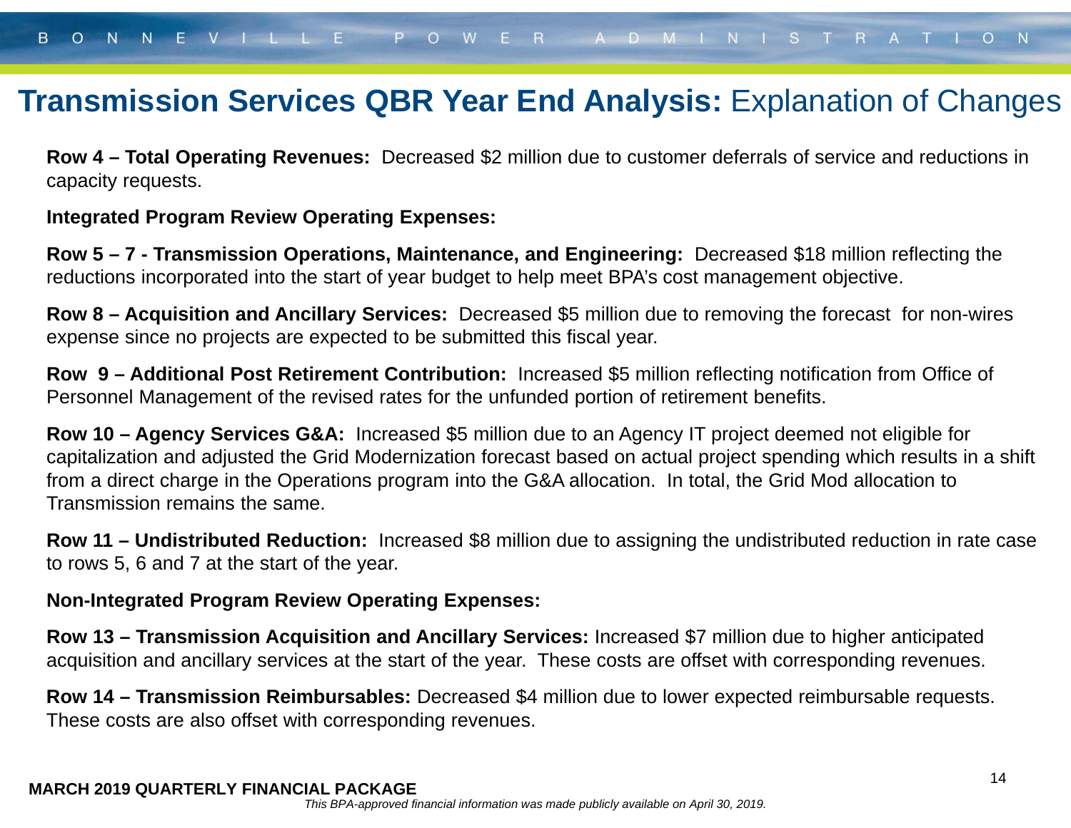# **Transmission Services QBR Year End Analysis:** Explanation of Changes

**Row 4 – Total Operating Revenues:** Decreased $2 million due to customer deferrals of service and reductions in capacity requests.

**Integrated Program Review Operating Expenses:**

**Row 5 – 7 - Transmission Operations, Maintenance, and Engineering:** Decreased $18 million reflecting the reductions incorporated into the start of year budget to help meet BPA's cost management objective.

**Row 8 – Acquisition and Ancillary Services:** Decreased $5 million due to removing the forecast for non-wires expense since no projects are expected to be submitted this fiscal year.

**Row 9 – Additional Post Retirement Contribution:** Increased $5 million reflecting notification from Office of Personnel Management of the revised rates for the unfunded portion of retirement benefits.

**Row 10 – Agency Services G&A:** Increased $5 million due to an Agency IT project deemed not eligible for capitalization and adjusted the Grid Modernization forecast based on actual project spending which results in a shift from a direct charge in the Operations program into the G&A allocation. In total, the Grid Mod allocation to Transmission remains the same.

**Row 11 – Undistributed Reduction:** Increased $8 million due to assigning the undistributed reduction in rate case to rows 5, 6 and 7 at the start of the year.

**Non-Integrated Program Review Operating Expenses:**

**Row 13 – Transmission Acquisition and Ancillary Services:** Increased $7 million due to higher anticipated acquisition and ancillary services at the start of the year. These costs are offset with corresponding revenues.

**Row 14 – Transmission Reimbursables:** Decreased $4 million due to lower expected reimbursable requests. These costs are also offset with corresponding revenues.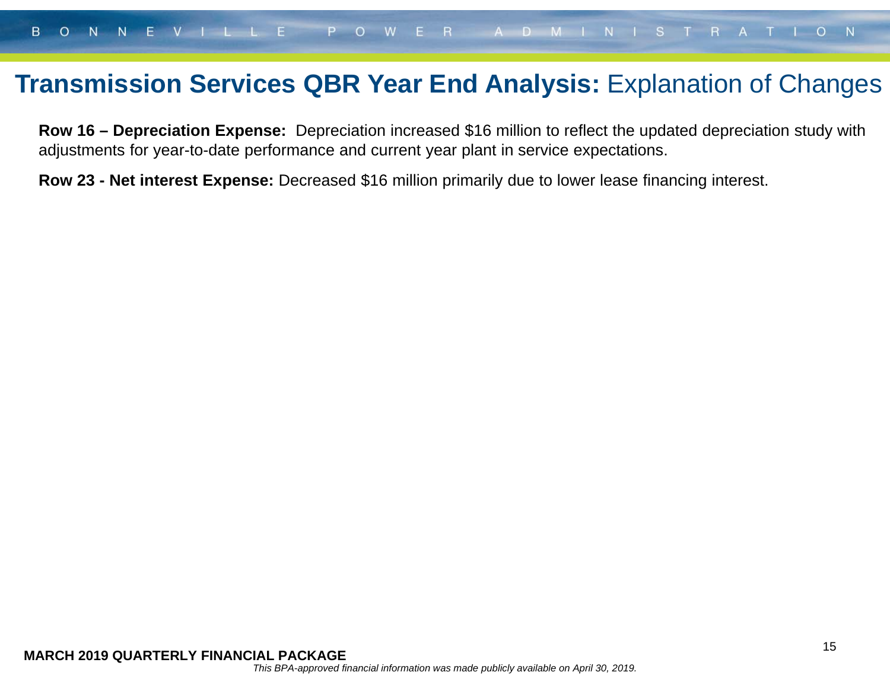# **Transmission Services QBR Year End Analysis:** Explanation of Changes

**Row 16 – Depreciation Expense:** Depreciation increased $16 million to reflect the updated depreciation study with adjustments for year-to-date performance and current year plant in service expectations.

**Row 23 - Net interest Expense:** Decreased $16 million primarily due to lower lease financing interest.

**MARCH 2019 QUARTERLY FINANCIAL PACKAGE**

*This BPA-approved financial information was made publicly available on April 30, 2019.*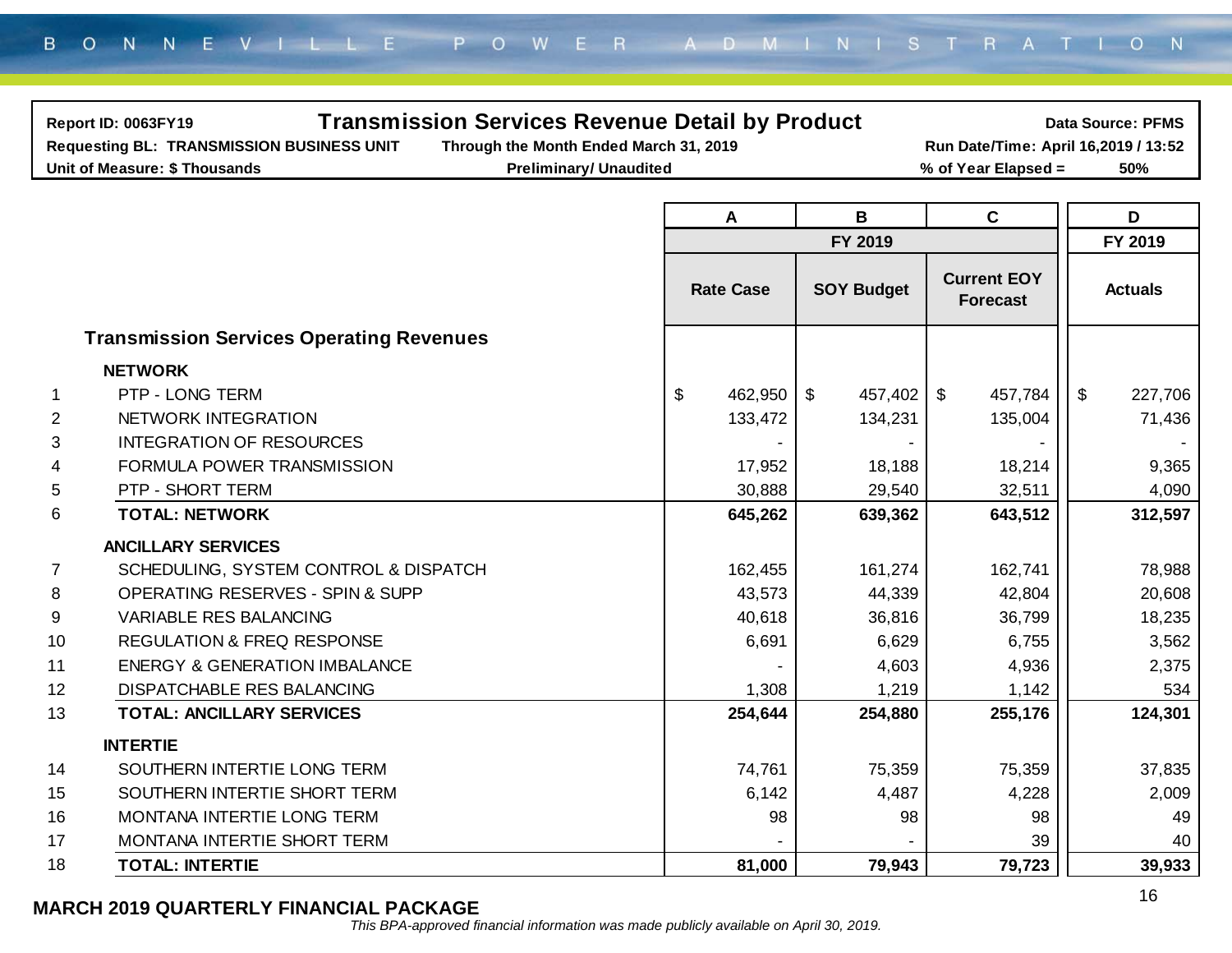BONNEVILLE POWER ADMINISTRATION

**Report ID: 0063FY19** | **Transmission Services Revenue Detail by Product** | **Data Source: PFMS**

**Requesting BL: TRANSMISSION BUSINESS UNIT** | **Through the Month Ended March 31, 2019** | **Run Date/Time: April 16,2019 / 13:52**

**Unit of Measure: $ Thousands** | **Preliminary/ Unaudited** | **% of Year Elapsed = 50%**

| | | A | B | C | D |
|---|---|---|---|---|---|
| | | FY 2019 | | | FY 2019 |
| | | Rate Case | SOY Budget | Current EOY Forecast | Actuals |
| | **Transmission Services Operating Revenues** | | | | |
| | **NETWORK** | | | | |
| 1 | PTP - LONG TERM | $ 462,950 | $ 457,402 | $ 457,784 | $ 227,706 |
| 2 | NETWORK INTEGRATION | 133,472 | 134,231 | 135,004 | 71,436 |
| 3 | INTEGRATION OF RESOURCES | - | - | - | - |
| 4 | FORMULA POWER TRANSMISSION | 17,952 | 18,188 | 18,214 | 9,365 |
| 5 | PTP - SHORT TERM | 30,888 | 29,540 | 32,511 | 4,090 |
| 6 | **TOTAL: NETWORK** | **645,262** | **639,362** | **643,512** | **312,597** |
| | **ANCILLARY SERVICES** | | | | |
| 7 | SCHEDULING, SYSTEM CONTROL & DISPATCH | 162,455 | 161,274 | 162,741 | 78,988 |
| 8 | OPERATING RESERVES - SPIN & SUPP | 43,573 | 44,339 | 42,804 | 20,608 |
| 9 | VARIABLE RES BALANCING | 40,618 | 36,816 | 36,799 | 18,235 |
| 10 | REGULATION & FREQ RESPONSE | 6,691 | 6,629 | 6,755 | 3,562 |
| 11 | ENERGY & GENERATION IMBALANCE | - | 4,603 | 4,936 | 2,375 |
| 12 | DISPATCHABLE RES BALANCING | 1,308 | 1,219 | 1,142 | 534 |
| 13 | **TOTAL: ANCILLARY SERVICES** | **254,644** | **254,880** | **255,176** | **124,301** |
| | **INTERTIE** | | | | |
| 14 | SOUTHERN INTERTIE LONG TERM | 74,761 | 75,359 | 75,359 | 37,835 |
| 15 | SOUTHERN INTERTIE SHORT TERM | 6,142 | 4,487 | 4,228 | 2,009 |
| 16 | MONTANA INTERTIE LONG TERM | 98 | 98 | 98 | 49 |
| 17 | MONTANA INTERTIE SHORT TERM | - | - | 39 | 40 |
| 18 | **TOTAL: INTERTIE** | **81,000** | **79,943** | **79,723** | **39,933** |

**MARCH 2019 QUARTERLY FINANCIAL PACKAGE**

*This BPA-approved financial information was made publicly available on April 30, 2019.*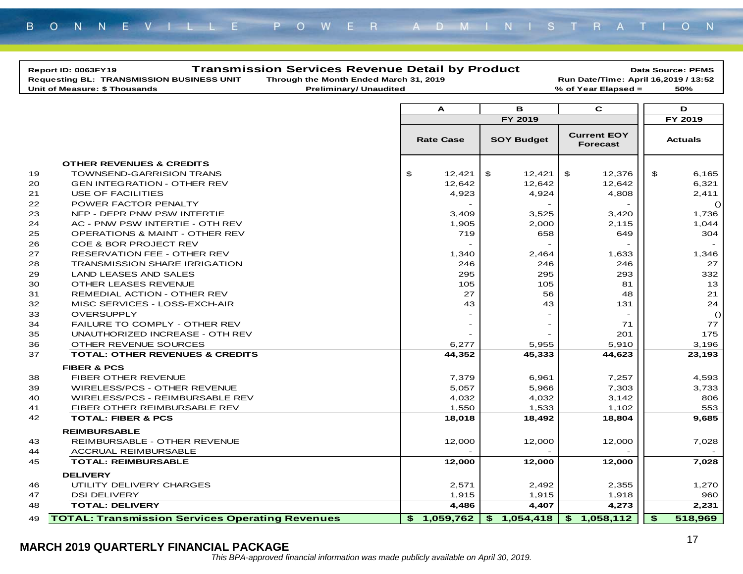BONNEVILLE POWER ADMINISTRATION

Report ID: 0063FY19
Requesting BL: TRANSMISSION BUSINESS UNIT
Unit of Measure: $ Thousands

# Transmission Services Revenue Detail by Product

Through the Month Ended March 31, 2019
Preliminary/ Unaudited

Data Source: PFMS
Run Date/Time: April 16,2019 / 13:52
% of Year Elapsed = 50%

| | | A | B | C | D |
|---|---|---|---|---|---|
| | | FY 2019 | | | FY 2019 |
| | | Rate Case | SOY Budget | Current EOY Forecast | Actuals |
| | **OTHER REVENUES & CREDITS** | | | | |
| 19 | TOWNSEND-GARRISION TRANS | $ 12,421 | $ 12,421 | $ 12,376 | $ 6,165 |
| 20 | GEN INTEGRATION - OTHER REV | 12,642 | 12,642 | 12,642 | 6,321 |
| 21 | USE OF FACILITIES | 4,923 | 4,924 | 4,808 | 2,411 |
| 22 | POWER FACTOR PENALTY | - | - | - | () |
| 23 | NFP - DEPR PNW PSW INTERTIE | 3,409 | 3,525 | 3,420 | 1,736 |
| 24 | AC - PNW PSW INTERTIE - OTH REV | 1,905 | 2,000 | 2,115 | 1,044 |
| 25 | OPERATIONS & MAINT - OTHER REV | 719 | 658 | 649 | 304 |
| 26 | COE & BOR PROJECT REV | - | - | - | - |
| 27 | RESERVATION FEE - OTHER REV | 1,340 | 2,464 | 1,633 | 1,346 |
| 28 | TRANSMISSION SHARE IRRIGATION | 246 | 246 | 246 | 27 |
| 29 | LAND LEASES AND SALES | 295 | 295 | 293 | 332 |
| 30 | OTHER LEASES REVENUE | 105 | 105 | 81 | 13 |
| 31 | REMEDIAL ACTION - OTHER REV | 27 | 56 | 48 | 21 |
| 32 | MISC SERVICES - LOSS-EXCH-AIR | 43 | 43 | 131 | 24 |
| 33 | OVERSUPPLY | - | - | - | () |
| 34 | FAILURE TO COMPLY - OTHER REV | - | - | 71 | 77 |
| 35 | UNAUTHORIZED INCREASE - OTH REV | - | - | 201 | 175 |
| 36 | OTHER REVENUE SOURCES | 6,277 | 5,955 | 5,910 | 3,196 |
| 37 | **TOTAL: OTHER REVENUES & CREDITS** | **44,352** | **45,333** | **44,623** | **23,193** |
| | **FIBER & PCS** | | | | |
| 38 | FIBER OTHER REVENUE | 7,379 | 6,961 | 7,257 | 4,593 |
| 39 | WIRELESS/PCS - OTHER REVENUE | 5,057 | 5,966 | 7,303 | 3,733 |
| 40 | WIRELESS/PCS - REIMBURSABLE REV | 4,032 | 4,032 | 3,142 | 806 |
| 41 | FIBER OTHER REIMBURSABLE REV | 1,550 | 1,533 | 1,102 | 553 |
| 42 | **TOTAL: FIBER & PCS** | **18,018** | **18,492** | **18,804** | **9,685** |
| | **REIMBURSABLE** | | | | |
| 43 | REIMBURSABLE - OTHER REVENUE | 12,000 | 12,000 | 12,000 | 7,028 |
| 44 | ACCRUAL REIMBURSABLE | - | - | - | - |
| 45 | **TOTAL: REIMBURSABLE** | **12,000** | **12,000** | **12,000** | **7,028** |
| | **DELIVERY** | | | | |
| 46 | UTILITY DELIVERY CHARGES | 2,571 | 2,492 | 2,355 | 1,270 |
| 47 | DSI DELIVERY | 1,915 | 1,915 | 1,918 | 960 |
| 48 | **TOTAL: DELIVERY** | **4,486** | **4,407** | **4,273** | **2,231** |
| 49 | **TOTAL: Transmission Services Operating Revenues** | **$ 1,059,762** | **$ 1,054,418** | **$ 1,058,112** | **$ 518,969** |

**MARCH 2019 QUARTERLY FINANCIAL PACKAGE**

*This BPA-approved financial information was made publicly available on April 30, 2019.*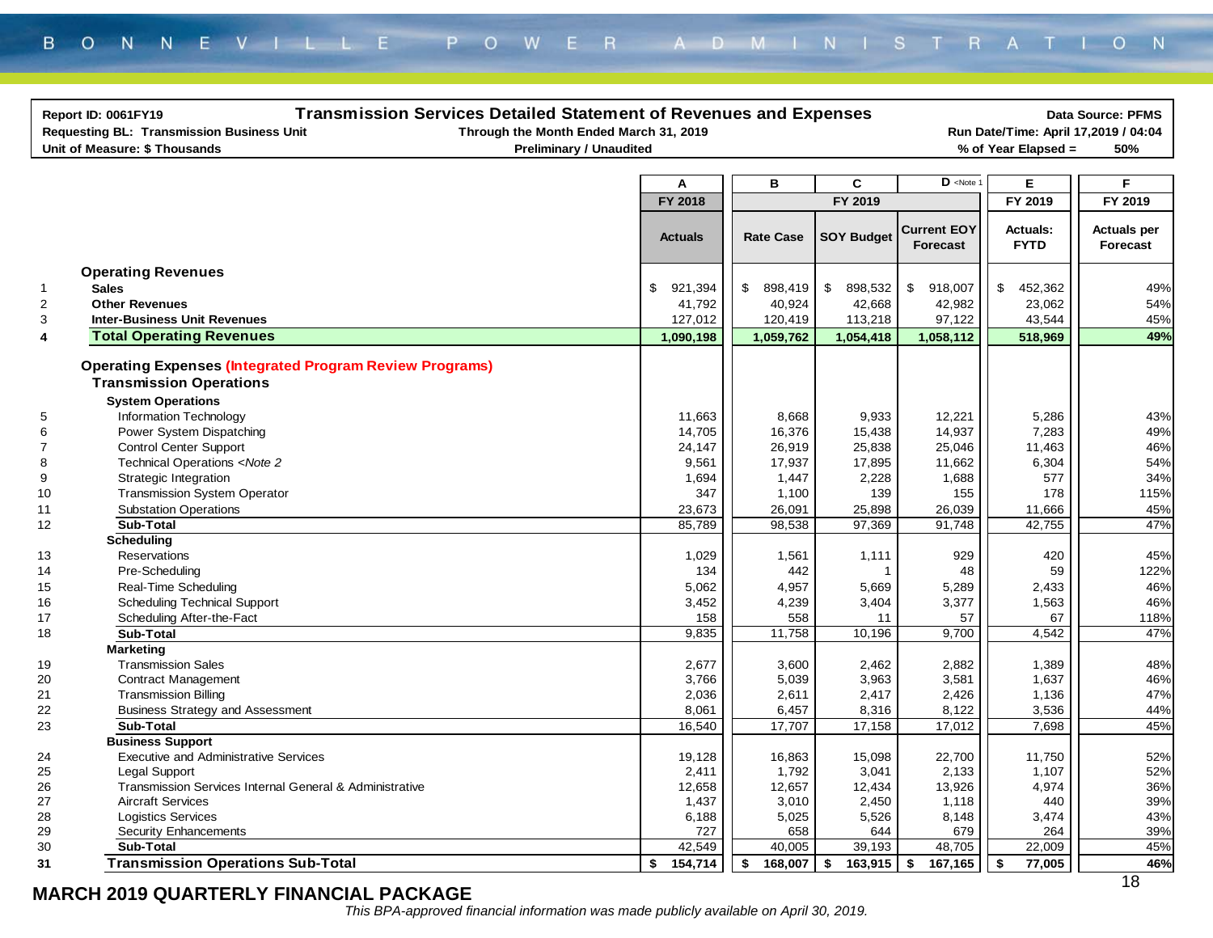BONNEVILLE POWER ADMINISTRATION

| Report ID: 0061FY19 | Transmission Services Detailed Statement of Revenues and Expenses | Data Source: PFMS |
|---|---|---|
| Requesting BL: Transmission Business Unit | Through the Month Ended March 31, 2019 | Run Date/Time: April 17,2019 / 04:04 |
| Unit of Measure: $ Thousands | Preliminary / Unaudited | % of Year Elapsed = 50% |

| | | A | B | C | D <Note 1 | E | F |
|---|---|---|---|---|---|---|---|
| | | FY 2018 | FY 2019 | | | FY 2019 | FY 2019 |
| | | Actuals | Rate Case | SOY Budget | Current EOY Forecast | Actuals: FYTD | Actuals per Forecast |
| | **Operating Revenues** | | | | | | |
| 1 | **Sales** | $ 921,394 | $ 898,419 | $ 898,532 | $ 918,007 | $ 452,362 | 49% |
| 2 | **Other Revenues** | 41,792 | 40,924 | 42,668 | 42,982 | 23,062 | 54% |
| 3 | **Inter-Business Unit Revenues** | 127,012 | 120,419 | 113,218 | 97,122 | 43,544 | 45% |
| 4 | **Total Operating Revenues** | **1,090,198** | **1,059,762** | **1,054,418** | **1,058,112** | **518,969** | **49%** |
| | **Operating Expenses (Integrated Program Review Programs)** | | | | | | |
| | **Transmission Operations** | | | | | | |
| | **System Operations** | | | | | | |
| 5 | Information Technology | 11,663 | 8,668 | 9,933 | 12,221 | 5,286 | 43% |
| 6 | Power System Dispatching | 14,705 | 16,376 | 15,438 | 14,937 | 7,283 | 49% |
| 7 | Control Center Support | 24,147 | 26,919 | 25,838 | 25,046 | 11,463 | 46% |
| 8 | Technical Operations <Note 2 | 9,561 | 17,937 | 17,895 | 11,662 | 6,304 | 54% |
| 9 | Strategic Integration | 1,694 | 1,447 | 2,228 | 1,688 | 577 | 34% |
| 10 | Transmission System Operator | 347 | 1,100 | 139 | 155 | 178 | 115% |
| 11 | Substation Operations | 23,673 | 26,091 | 25,898 | 26,039 | 11,666 | 45% |
| 12 | **Sub-Total** | 85,789 | 98,538 | 97,369 | 91,748 | 42,755 | 47% |
| | **Scheduling** | | | | | | |
| 13 | Reservations | 1,029 | 1,561 | 1,111 | 929 | 420 | 45% |
| 14 | Pre-Scheduling | 134 | 442 | 1 | 48 | 59 | 122% |
| 15 | Real-Time Scheduling | 5,062 | 4,957 | 5,669 | 5,289 | 2,433 | 46% |
| 16 | Scheduling Technical Support | 3,452 | 4,239 | 3,404 | 3,377 | 1,563 | 46% |
| 17 | Scheduling After-the-Fact | 158 | 558 | 11 | 57 | 67 | 118% |
| 18 | **Sub-Total** | 9,835 | 11,758 | 10,196 | 9,700 | 4,542 | 47% |
| | **Marketing** | | | | | | |
| 19 | Transmission Sales | 2,677 | 3,600 | 2,462 | 2,882 | 1,389 | 48% |
| 20 | Contract Management | 3,766 | 5,039 | 3,963 | 3,581 | 1,637 | 46% |
| 21 | Transmission Billing | 2,036 | 2,611 | 2,417 | 2,426 | 1,136 | 47% |
| 22 | Business Strategy and Assessment | 8,061 | 6,457 | 8,316 | 8,122 | 3,536 | 44% |
| 23 | **Sub-Total** | 16,540 | 17,707 | 17,158 | 17,012 | 7,698 | 45% |
| | **Business Support** | | | | | | |
| 24 | Executive and Administrative Services | 19,128 | 16,863 | 15,098 | 22,700 | 11,750 | 52% |
| 25 | Legal Support | 2,411 | 1,792 | 3,041 | 2,133 | 1,107 | 52% |
| 26 | Transmission Services Internal General & Administrative | 12,658 | 12,657 | 12,434 | 13,926 | 4,974 | 36% |
| 27 | Aircraft Services | 1,437 | 3,010 | 2,450 | 1,118 | 440 | 39% |
| 28 | Logistics Services | 6,188 | 5,025 | 5,526 | 8,148 | 3,474 | 43% |
| 29 | Security Enhancements | 727 | 658 | 644 | 679 | 264 | 39% |
| 30 | **Sub-Total** | 42,549 | 40,005 | 39,193 | 48,705 | 22,009 | 45% |
| 31 | **Transmission Operations Sub-Total** | **$ 154,714** | **$ 168,007** | **$ 163,915** | **$ 167,165** | **$ 77,005** | **46%** |

**MARCH 2019 QUARTERLY FINANCIAL PACKAGE**

*This BPA-approved financial information was made publicly available on April 30, 2019.*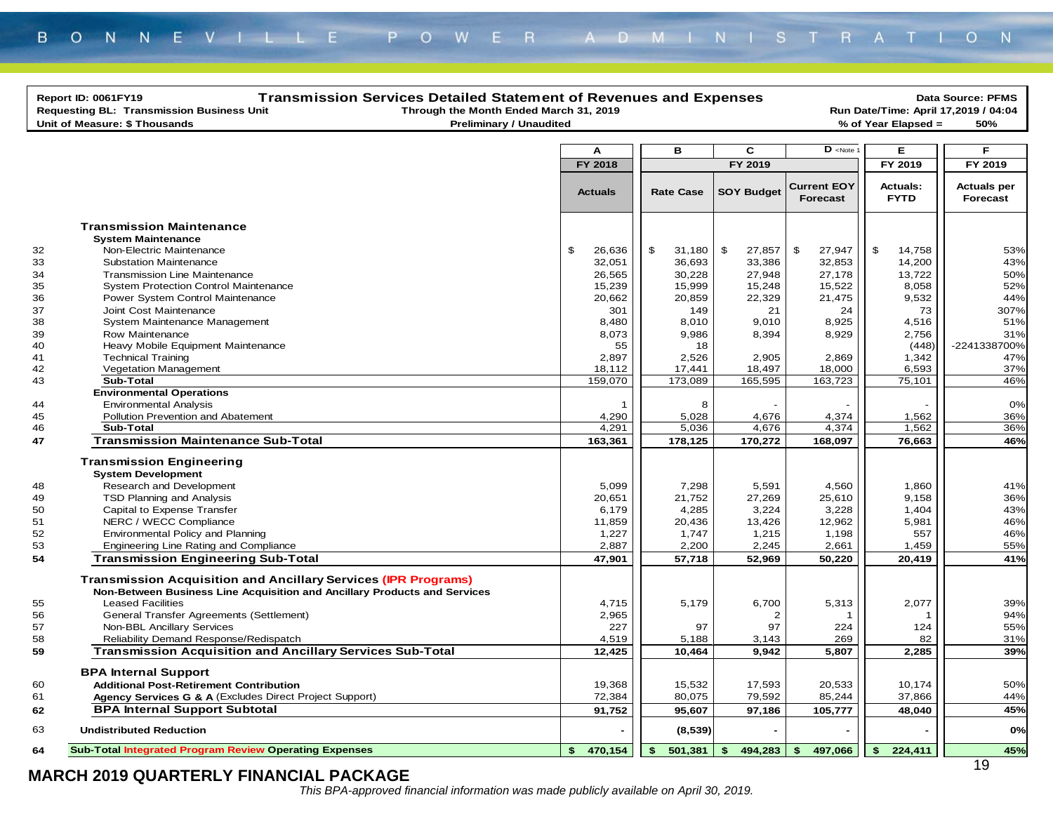Report ID: 0061FY19 | **Transmission Services Detailed Statement of Revenues and Expenses** | Data Source: PFMS

Requesting BL: Transmission Business Unit | Through the Month Ended March 31, 2019 | Run Date/Time: April 17,2019 / 04:04

Unit of Measure: $ Thousands | Preliminary / Unaudited | % of Year Elapsed = 50%

| | | A | B | C | D <Note 1 | E | F |
|---|---|---|---|---|---|---|---|
| | | FY 2018 | FY 2019 | | | FY 2019 | FY 2019 |
| | | Actuals | Rate Case | SOY Budget | Current EOY Forecast | Actuals: FYTD | Actuals per Forecast |
| | **Transmission Maintenance** | | | | | | |
| | **System Maintenance** | | | | | | |
| 32 | Non-Electric Maintenance | $ 26,636 | $ 31,180 | $ 27,857 | $ 27,947 | $ 14,758 | 53% |
| 33 | Substation Maintenance | 32,051 | 36,693 | 33,386 | 32,853 | 14,200 | 43% |
| 34 | Transmission Line Maintenance | 26,565 | 30,228 | 27,948 | 27,178 | 13,722 | 50% |
| 35 | System Protection Control Maintenance | 15,239 | 15,999 | 15,248 | 15,522 | 8,058 | 52% |
| 36 | Power System Control Maintenance | 20,662 | 20,859 | 22,329 | 21,475 | 9,532 | 44% |
| 37 | Joint Cost Maintenance | 301 | 149 | 21 | 24 | 73 | 307% |
| 38 | System Maintenance Management | 8,480 | 8,010 | 9,010 | 8,925 | 4,516 | 51% |
| 39 | Row Maintenance | 8,073 | 9,986 | 8,394 | 8,929 | 2,756 | 31% |
| 40 | Heavy Mobile Equipment Maintenance | 55 | 18 | | | (448) | -2241338700% |
| 41 | Technical Training | 2,897 | 2,526 | 2,905 | 2,869 | 1,342 | 47% |
| 42 | Vegetation Management | 18,112 | 17,441 | 18,497 | 18,000 | 6,593 | 37% |
| 43 | **Sub-Total** | 159,070 | 173,089 | 165,595 | 163,723 | 75,101 | 46% |
| | **Environmental Operations** | | | | | | |
| 44 | Environmental Analysis | 1 | 8 | - | - | - | 0% |
| 45 | Pollution Prevention and Abatement | 4,290 | 5,028 | 4,676 | 4,374 | 1,562 | 36% |
| 46 | **Sub-Total** | 4,291 | 5,036 | 4,676 | 4,374 | 1,562 | 36% |
| **47** | **Transmission Maintenance Sub-Total** | **163,361** | **178,125** | **170,272** | **168,097** | **76,663** | **46%** |
| | **Transmission Engineering** | | | | | | |
| | **System Development** | | | | | | |
| 48 | Research and Development | 5,099 | 7,298 | 5,591 | 4,560 | 1,860 | 41% |
| 49 | TSD Planning and Analysis | 20,651 | 21,752 | 27,269 | 25,610 | 9,158 | 36% |
| 50 | Capital to Expense Transfer | 6,179 | 4,285 | 3,224 | 3,228 | 1,404 | 43% |
| 51 | NERC / WECC Compliance | 11,859 | 20,436 | 13,426 | 12,962 | 5,981 | 46% |
| 52 | Environmental Policy and Planning | 1,227 | 1,747 | 1,215 | 1,198 | 557 | 46% |
| 53 | Engineering Line Rating and Compliance | 2,887 | 2,200 | 2,245 | 2,661 | 1,459 | 55% |
| **54** | **Transmission Engineering Sub-Total** | **47,901** | **57,718** | **52,969** | **50,220** | **20,419** | **41%** |
| | **Transmission Acquisition and Ancillary Services (IPR Programs)** | | | | | | |
| | **Non-Between Business Line Acquisition and Ancillary Products and Services** | | | | | | |
| 55 | Leased Facilities | 4,715 | 5,179 | 6,700 | 5,313 | 2,077 | 39% |
| 56 | General Transfer Agreements (Settlement) | 2,965 | | 2 | 1 | 1 | 94% |
| 57 | Non-BBL Ancillary Services | 227 | 97 | 97 | 224 | 124 | 55% |
| 58 | Reliability Demand Response/Redispatch | 4,519 | 5,188 | 3,143 | 269 | 82 | 31% |
| **59** | **Transmission Acquisition and Ancillary Services Sub-Total** | **12,425** | **10,464** | **9,942** | **5,807** | **2,285** | **39%** |
| | **BPA Internal Support** | | | | | | |
| 60 | **Additional Post-Retirement Contribution** | 19,368 | 15,532 | 17,593 | 20,533 | 10,174 | 50% |
| 61 | **Agency Services G & A** (Excludes Direct Project Support) | 72,384 | 80,075 | 79,592 | 85,244 | 37,866 | 44% |
| **62** | **BPA Internal Support Subtotal** | **91,752** | **95,607** | **97,186** | **105,777** | **48,040** | **45%** |
| 63 | **Undistributed Reduction** | **-** | **(8,539)** | **-** | **-** | **-** | **0%** |
| **64** | **Sub-Total Integrated Program Review Operating Expenses** | **$ 470,154** | **$ 501,381** | **$ 494,283** | **$ 497,066** | **$ 224,411** | **45%** |

**MARCH 2019 QUARTERLY FINANCIAL PACKAGE**

*This BPA-approved financial information was made publicly available on April 30, 2019.*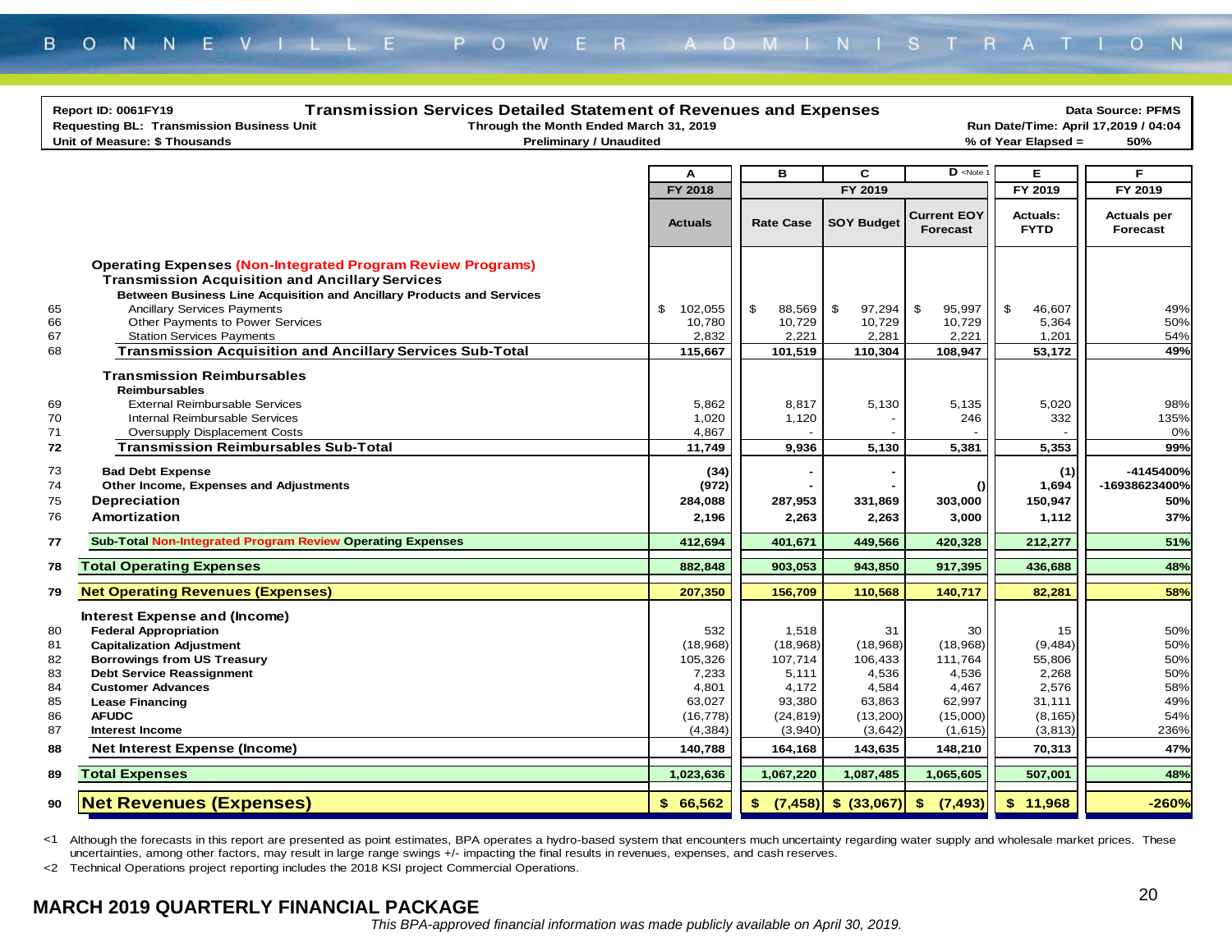**Report ID: 0061FY19** — **Transmission Services Detailed Statement of Revenues and Expenses** — **Data Source: PFMS**

**Requesting BL: Transmission Business Unit** — **Through the Month Ended March 31, 2019** — **Run Date/Time: April 17,2019 / 04:04**

**Unit of Measure: $ Thousands** — **Preliminary / Unaudited** — **% of Year Elapsed = 50%**

| | | A | B | C | D <Note 1 | E | F |
|---|---|---|---|---|---|---|---|
| | | FY 2018 | FY 2019 | | | FY 2019 | FY 2019 |
| | | Actuals | Rate Case | SOY Budget | Current EOY Forecast | Actuals: FYTD | Actuals per Forecast |
| | **Operating Expenses (Non-Integrated Program Review Programs)** | | | | | | |
| | **Transmission Acquisition and Ancillary Services** | | | | | | |
| | **Between Business Line Acquisition and Ancillary Products and Services** | | | | | | |
| 65 | Ancillary Services Payments | $ 102,055 | $ 88,569 | $ 97,294 | $ 95,997 | $ 46,607 | 49% |
| 66 | Other Payments to Power Services | 10,780 | 10,729 | 10,729 | 10,729 | 5,364 | 50% |
| 67 | Station Services Payments | 2,832 | 2,221 | 2,281 | 2,221 | 1,201 | 54% |
| 68 | **Transmission Acquisition and Ancillary Services Sub-Total** | **115,667** | **101,519** | **110,304** | **108,947** | **53,172** | **49%** |
| | **Transmission Reimbursables** | | | | | | |
| | **Reimbursables** | | | | | | |
| 69 | External Reimbursable Services | 5,862 | 8,817 | 5,130 | 5,135 | 5,020 | 98% |
| 70 | Internal Reimbursable Services | 1,020 | 1,120 | - | 246 | 332 | 135% |
| 71 | Oversupply Displacement Costs | 4,867 | - | - | - | - | 0% |
| 72 | **Transmission Reimbursables Sub-Total** | **11,749** | **9,936** | **5,130** | **5,381** | **5,353** | **99%** |
| 73 | **Bad Debt Expense** | **(34)** | **-** | **-** | | **(1)** | **-4145400%** |
| 74 | **Other Income, Expenses and Adjustments** | **(972)** | **-** | **-** | **()** | **1,694** | **-16938623400%** |
| 75 | **Depreciation** | **284,088** | **287,953** | **331,869** | **303,000** | **150,947** | **50%** |
| 76 | **Amortization** | **2,196** | **2,263** | **2,263** | **3,000** | **1,112** | **37%** |
| 77 | **Sub-Total Non-Integrated Program Review Operating Expenses** | **412,694** | **401,671** | **449,566** | **420,328** | **212,277** | **51%** |
| 78 | **Total Operating Expenses** | **882,848** | **903,053** | **943,850** | **917,395** | **436,688** | **48%** |
| 79 | **Net Operating Revenues (Expenses)** | **207,350** | **156,709** | **110,568** | **140,717** | **82,281** | **58%** |
| | **Interest Expense and (Income)** | | | | | | |
| 80 | **Federal Appropriation** | 532 | 1,518 | 31 | 30 | 15 | 50% |
| 81 | **Capitalization Adjustment** | (18,968) | (18,968) | (18,968) | (18,968) | (9,484) | 50% |
| 82 | **Borrowings from US Treasury** | 105,326 | 107,714 | 106,433 | 111,764 | 55,806 | 50% |
| 83 | **Debt Service Reassignment** | 7,233 | 5,111 | 4,536 | 4,536 | 2,268 | 50% |
| 84 | **Customer Advances** | 4,801 | 4,172 | 4,584 | 4,467 | 2,576 | 58% |
| 85 | **Lease Financing** | 63,027 | 93,380 | 63,863 | 62,997 | 31,111 | 49% |
| 86 | **AFUDC** | (16,778) | (24,819) | (13,200) | (15,000) | (8,165) | 54% |
| 87 | **Interest Income** | (4,384) | (3,940) | (3,642) | (1,615) | (3,813) | 236% |
| 88 | **Net Interest Expense (Income)** | **140,788** | **164,168** | **143,635** | **148,210** | **70,313** | **47%** |
| 89 | **Total Expenses** | **1,023,636** | **1,067,220** | **1,087,485** | **1,065,605** | **507,001** | **48%** |
| 90 | **Net Revenues (Expenses)** | **$ 66,562** | **$ (7,458)** | **$ (33,067)** | **$ (7,493)** | **$ 11,968** | **-260%** |

<1 Although the forecasts in this report are presented as point estimates, BPA operates a hydro-based system that encounters much uncertainty regarding water supply and wholesale market prices. These uncertainties, among other factors, may result in large range swings +/- impacting the final results in revenues, expenses, and cash reserves.

<2 Technical Operations project reporting includes the 2018 KSI project Commercial Operations.

**MARCH 2019 QUARTERLY FINANCIAL PACKAGE**

*This BPA-approved financial information was made publicly available on April 30, 2019.*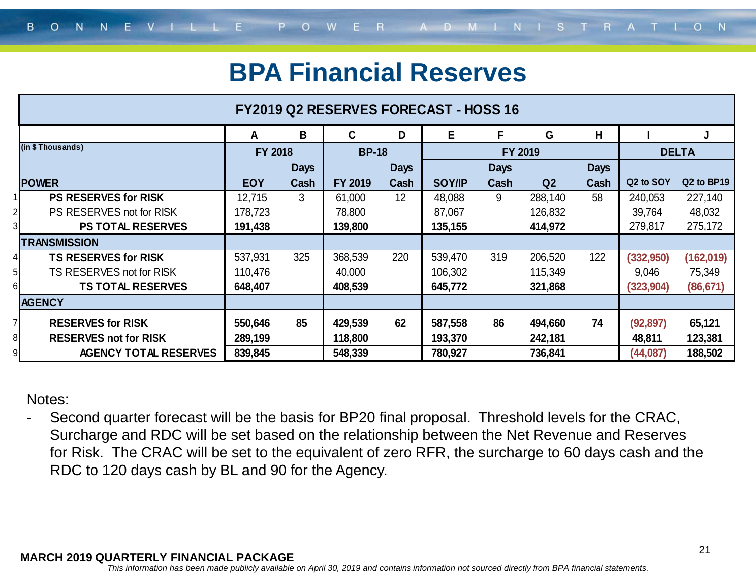# BPA Financial Reserves

| | | A | B | C | D | E | F | G | H | I | J |
|---|---|---|---|---|---|---|---|---|---|---|---|
| | **FY2019 Q2 RESERVES FORECAST - HOSS 16** | | | | | | | | | | |
| | (in $ Thousands) | **FY 2018** | | **BP-18** | | **FY 2019** | | | | **DELTA** | |
| | **POWER** | **EOY** | **Days Cash** | **FY 2019** | **Days Cash** | **SOY/IP** | **Days Cash** | **Q2** | **Days Cash** | **Q2 to SOY** | **Q2 to BP19** |
| 1 | **PS RESERVES for RISK** | 12,715 | 3 | 61,000 | 12 | 48,088 | 9 | 288,140 | 58 | 240,053 | 227,140 |
| 2 | PS RESERVES not for RISK | 178,723 | | 78,800 | | 87,067 | | 126,832 | | 39,764 | 48,032 |
| 3 | **PS TOTAL RESERVES** | **191,438** | | **139,800** | | **135,155** | | **414,972** | | 279,817 | 275,172 |
| | **TRANSMISSION** | | | | | | | | | | |
| 4 | **TS RESERVES for RISK** | 537,931 | 325 | 368,539 | 220 | 539,470 | 319 | 206,520 | 122 | (332,950) | (162,019) |
| 5 | TS RESERVES not for RISK | 110,476 | | 40,000 | | 106,302 | | 115,349 | | 9,046 | 75,349 |
| 6 | **TS TOTAL RESERVES** | **648,407** | | **408,539** | | **645,772** | | **321,868** | | (323,904) | (86,671) |
| | **AGENCY** | | | | | | | | | | |
| 7 | **RESERVES for RISK** | **550,646** | **85** | **429,539** | **62** | **587,558** | **86** | **494,660** | **74** | **(92,897)** | **65,121** |
| 8 | **RESERVES not for RISK** | **289,199** | | **118,800** | | **193,370** | | **242,181** | | **48,811** | **123,381** |
| 9 | **AGENCY TOTAL RESERVES** | **839,845** | | **548,339** | | **780,927** | | **736,841** | | **(44,087)** | **188,502** |

Notes:

- Second quarter forecast will be the basis for BP20 final proposal. Threshold levels for the CRAC, Surcharge and RDC will be set based on the relationship between the Net Revenue and Reserves for Risk. The CRAC will be set to the equivalent of zero RFR, the surcharge to 60 days cash and the RDC to 120 days cash by BL and 90 for the Agency.

**MARCH 2019 QUARTERLY FINANCIAL PACKAGE**

*This information has been made publicly available on April 30, 2019 and contains information not sourced directly from BPA financial statements.*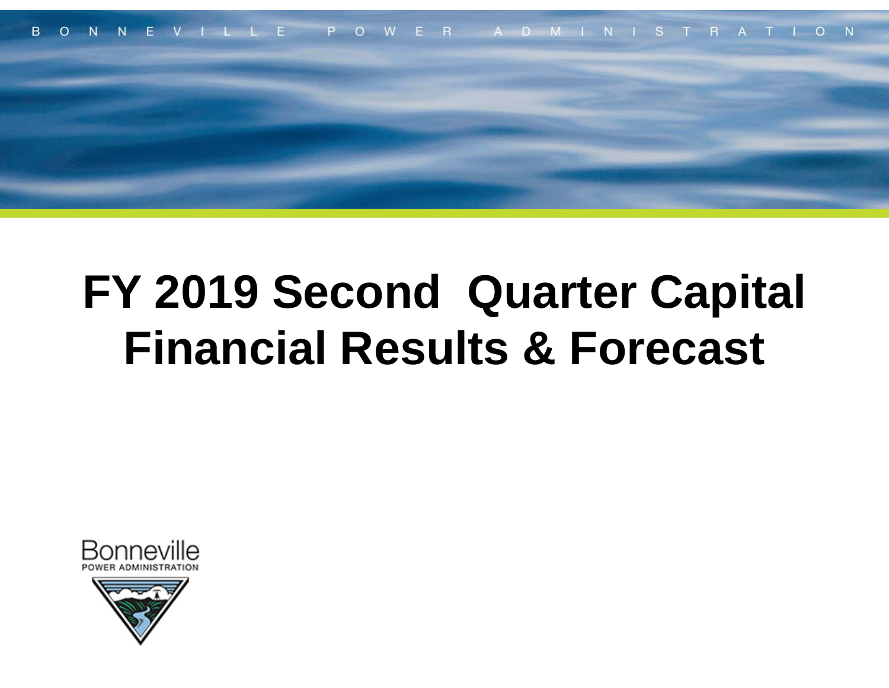# FY 2019 Second Quarter Capital Financial Results & Forecast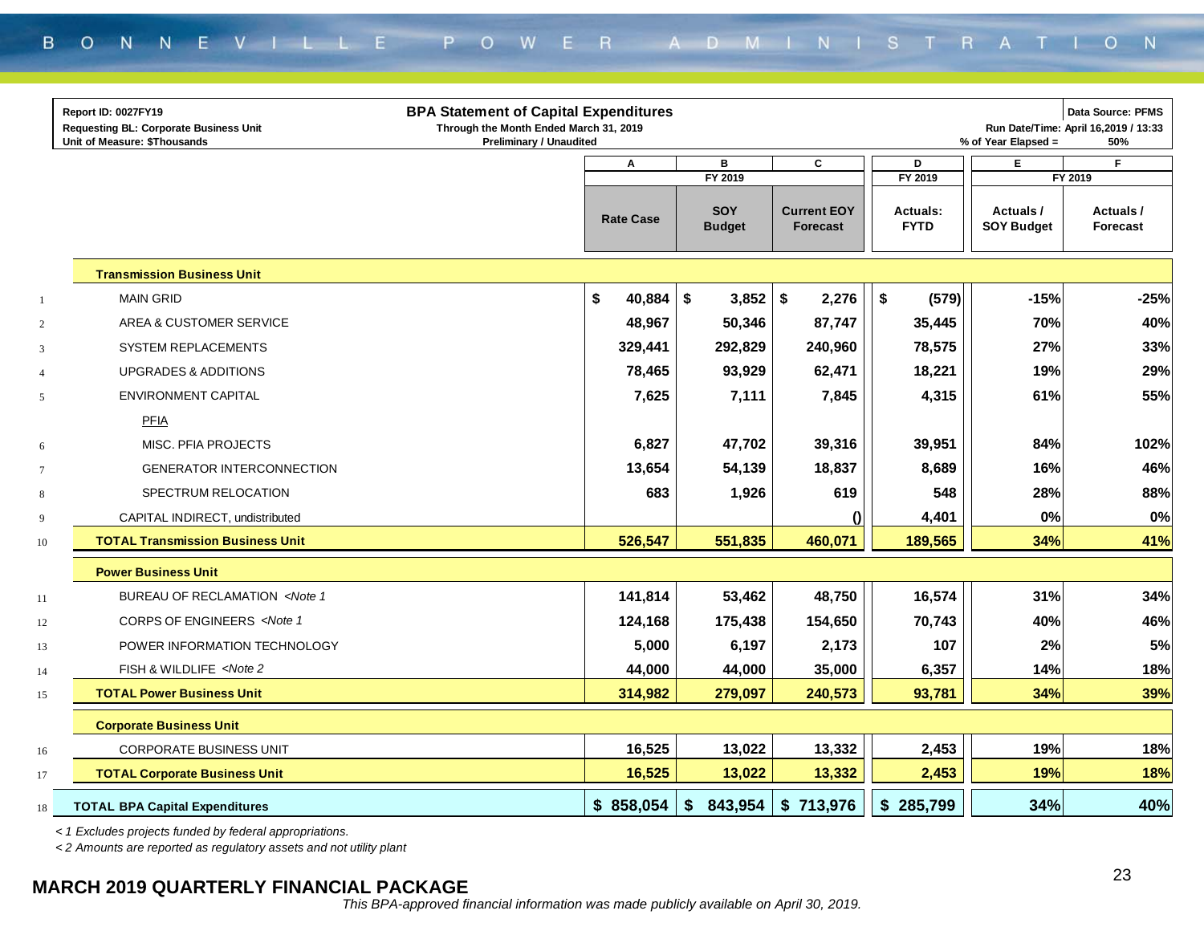**Report ID: 0027FY19**
**Requesting BL: Corporate Business Unit**
**Unit of Measure: $Thousands**

## BPA Statement of Capital Expenditures

**Through the Month Ended March 31, 2019**
**Preliminary / Unaudited**

**Data Source: PFMS**
**Run Date/Time: April 16,2019 / 13:33**
**% of Year Elapsed = 50%**

| | | A | B | C | D | E | F |
|---|---|---|---|---|---|---|---|
| | | | FY 2019 | | FY 2019 | | FY 2019 |
| | | Rate Case | SOY Budget | Current EOY Forecast | Actuals: FYTD | Actuals / SOY Budget | Actuals / Forecast |
| | **Transmission Business Unit** | | | | | | |
| 1 | MAIN GRID | $ 40,884 | $ 3,852 | $ 2,276 | $ (579) | -15% | -25% |
| 2 | AREA & CUSTOMER SERVICE | 48,967 | 50,346 | 87,747 | 35,445 | 70% | 40% |
| 3 | SYSTEM REPLACEMENTS | 329,441 | 292,829 | 240,960 | 78,575 | 27% | 33% |
| 4 | UPGRADES & ADDITIONS | 78,465 | 93,929 | 62,471 | 18,221 | 19% | 29% |
| 5 | ENVIRONMENT CAPITAL | 7,625 | 7,111 | 7,845 | 4,315 | 61% | 55% |
| | PFIA | | | | | | |
| 6 | MISC. PFIA PROJECTS | 6,827 | 47,702 | 39,316 | 39,951 | 84% | 102% |
| 7 | GENERATOR INTERCONNECTION | 13,654 | 54,139 | 18,837 | 8,689 | 16% | 46% |
| 8 | SPECTRUM RELOCATION | 683 | 1,926 | 619 | 548 | 28% | 88% |
| 9 | CAPITAL INDIRECT, undistributed | | | () | 4,401 | 0% | 0% |
| 10 | **TOTAL Transmission Business Unit** | **526,547** | **551,835** | **460,071** | **189,565** | **34%** | **41%** |
| | **Power Business Unit** | | | | | | |
| 11 | BUREAU OF RECLAMATION *<Note 1* | 141,814 | 53,462 | 48,750 | 16,574 | 31% | 34% |
| 12 | CORPS OF ENGINEERS *<Note 1* | 124,168 | 175,438 | 154,650 | 70,743 | 40% | 46% |
| 13 | POWER INFORMATION TECHNOLOGY | 5,000 | 6,197 | 2,173 | 107 | 2% | 5% |
| 14 | FISH & WILDLIFE *<Note 2* | 44,000 | 44,000 | 35,000 | 6,357 | 14% | 18% |
| 15 | **TOTAL Power Business Unit** | **314,982** | **279,097** | **240,573** | **93,781** | **34%** | **39%** |
| | **Corporate Business Unit** | | | | | | |
| 16 | CORPORATE BUSINESS UNIT | 16,525 | 13,022 | 13,332 | 2,453 | 19% | 18% |
| 17 | **TOTAL Corporate Business Unit** | **16,525** | **13,022** | **13,332** | **2,453** | **19%** | **18%** |
| 18 | **TOTAL BPA Capital Expenditures** | **$ 858,054** | **$ 843,954** | **$ 713,976** | **$ 285,799** | **34%** | **40%** |

*< 1 Excludes projects funded by federal appropriations.*

*< 2 Amounts are reported as regulatory assets and not utility plant*

**MARCH 2019 QUARTERLY FINANCIAL PACKAGE**

*This BPA-approved financial information was made publicly available on April 30, 2019.*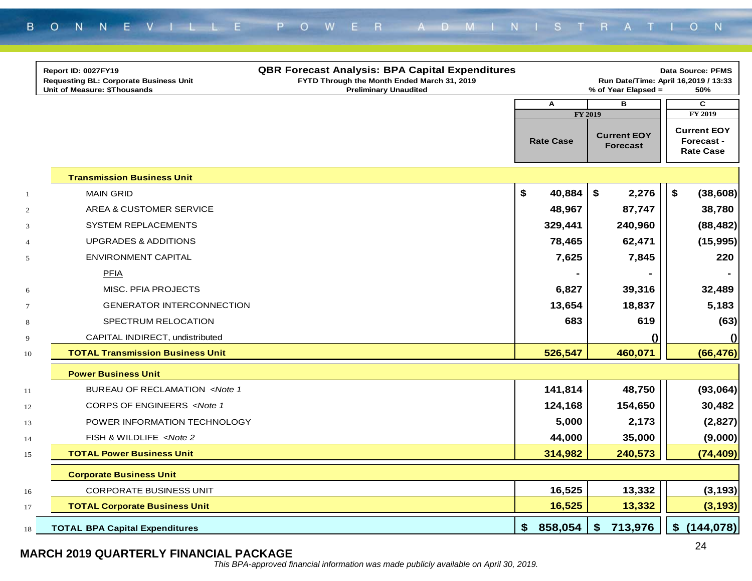| Report ID: 0027FY19 | QBR Forecast Analysis: BPA Capital Expenditures | Data Source: PFMS |
|---|---|---|
| Requesting BL: Corporate Business Unit | FYTD Through the Month Ended March 31, 2019 | Run Date/Time: April 16,2019 / 13:33 |
| Unit of Measure: $Thousands | Preliminary Unaudited | % of Year Elapsed = 50% |

| | | A | B | C |
|---|---|---|---|---|
| | | FY 2019 | | FY 2019 |
| | | Rate Case | Current EOY Forecast | Current EOY Forecast - Rate Case |
| | **Transmission Business Unit** | | | |
| 1 | MAIN GRID | $ 40,884 | $ 2,276 | $ (38,608) |
| 2 | AREA & CUSTOMER SERVICE | 48,967 | 87,747 | 38,780 |
| 3 | SYSTEM REPLACEMENTS | 329,441 | 240,960 | (88,482) |
| 4 | UPGRADES & ADDITIONS | 78,465 | 62,471 | (15,995) |
| 5 | ENVIRONMENT CAPITAL | 7,625 | 7,845 | 220 |
| | PFIA | - | - | - |
| 6 | MISC. PFIA PROJECTS | 6,827 | 39,316 | 32,489 |
| 7 | GENERATOR INTERCONNECTION | 13,654 | 18,837 | 5,183 |
| 8 | SPECTRUM RELOCATION | 683 | 619 | (63) |
| 9 | CAPITAL INDIRECT, undistributed | | () | () |
| 10 | **TOTAL Transmission Business Unit** | **526,547** | **460,071** | **(66,476)** |
| | **Power Business Unit** | | | |
| 11 | BUREAU OF RECLAMATION *<Note 1* | 141,814 | 48,750 | (93,064) |
| 12 | CORPS OF ENGINEERS *<Note 1* | 124,168 | 154,650 | 30,482 |
| 13 | POWER INFORMATION TECHNOLOGY | 5,000 | 2,173 | (2,827) |
| 14 | FISH & WILDLIFE *<Note 2* | 44,000 | 35,000 | (9,000) |
| 15 | **TOTAL Power Business Unit** | **314,982** | **240,573** | **(74,409)** |
| | **Corporate Business Unit** | | | |
| 16 | CORPORATE BUSINESS UNIT | 16,525 | 13,332 | (3,193) |
| 17 | **TOTAL Corporate Business Unit** | **16,525** | **13,332** | **(3,193)** |
| 18 | **TOTAL BPA Capital Expenditures** | **$ 858,054** | **$ 713,976** | **$ (144,078)** |

**MARCH 2019 QUARTERLY FINANCIAL PACKAGE**

*This BPA-approved financial information was made publicly available on April 30, 2019.*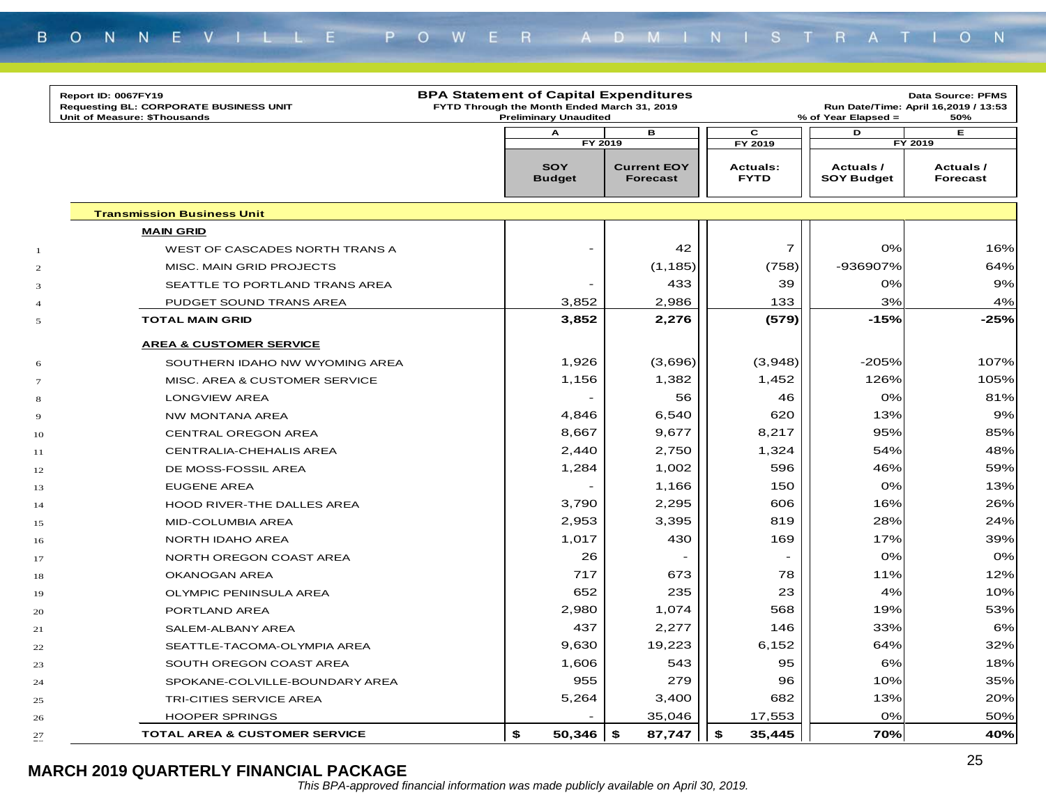Report ID: 0067FY19
Requesting BL: CORPORATE BUSINESS UNIT
Unit of Measure: $Thousands

**BPA Statement of Capital Expenditures**
FYTD Through the Month Ended March 31, 2019
Preliminary Unaudited

Data Source: PFMS
Run Date/Time: April 16,2019 / 13:53
% of Year Elapsed = 50%

| | | A | B | C | D | E |
|---|---|---|---|---|---|---|
| | | FY 2019 | | FY 2019 | FY 2019 | |
| | | SOY Budget | Current EOY Forecast | Actuals: FYTD | Actuals / SOY Budget | Actuals / Forecast |
| | **Transmission Business Unit** | | | | | |
| | **MAIN GRID** | | | | | |
| 1 | WEST OF CASCADES NORTH TRANS A | - | 42 | 7 | 0% | 16% |
| 2 | MISC. MAIN GRID PROJECTS | | (1,185) | (758) | -936907% | 64% |
| 3 | SEATTLE TO PORTLAND TRANS AREA | - | 433 | 39 | 0% | 9% |
| 4 | PUDGET SOUND TRANS AREA | 3,852 | 2,986 | 133 | 3% | 4% |
| 5 | **TOTAL MAIN GRID** | **3,852** | **2,276** | **(579)** | **-15%** | **-25%** |
| | **AREA & CUSTOMER SERVICE** | | | | | |
| 6 | SOUTHERN IDAHO NW WYOMING AREA | 1,926 | (3,696) | (3,948) | -205% | 107% |
| 7 | MISC. AREA & CUSTOMER SERVICE | 1,156 | 1,382 | 1,452 | 126% | 105% |
| 8 | LONGVIEW AREA | - | 56 | 46 | 0% | 81% |
| 9 | NW MONTANA AREA | 4,846 | 6,540 | 620 | 13% | 9% |
| 10 | CENTRAL OREGON AREA | 8,667 | 9,677 | 8,217 | 95% | 85% |
| 11 | CENTRALIA-CHEHALIS AREA | 2,440 | 2,750 | 1,324 | 54% | 48% |
| 12 | DE MOSS-FOSSIL AREA | 1,284 | 1,002 | 596 | 46% | 59% |
| 13 | EUGENE AREA | - | 1,166 | 150 | 0% | 13% |
| 14 | HOOD RIVER-THE DALLES AREA | 3,790 | 2,295 | 606 | 16% | 26% |
| 15 | MID-COLUMBIA AREA | 2,953 | 3,395 | 819 | 28% | 24% |
| 16 | NORTH IDAHO AREA | 1,017 | 430 | 169 | 17% | 39% |
| 17 | NORTH OREGON COAST AREA | 26 | - | - | 0% | 0% |
| 18 | OKANOGAN AREA | 717 | 673 | 78 | 11% | 12% |
| 19 | OLYMPIC PENINSULA AREA | 652 | 235 | 23 | 4% | 10% |
| 20 | PORTLAND AREA | 2,980 | 1,074 | 568 | 19% | 53% |
| 21 | SALEM-ALBANY AREA | 437 | 2,277 | 146 | 33% | 6% |
| 22 | SEATTLE-TACOMA-OLYMPIA AREA | 9,630 | 19,223 | 6,152 | 64% | 32% |
| 23 | SOUTH OREGON COAST AREA | 1,606 | 543 | 95 | 6% | 18% |
| 24 | SPOKANE-COLVILLE-BOUNDARY AREA | 955 | 279 | 96 | 10% | 35% |
| 25 | TRI-CITIES SERVICE AREA | 5,264 | 3,400 | 682 | 13% | 20% |
| 26 | HOOPER SPRINGS | - | 35,046 | 17,553 | 0% | 50% |
| 27 | **TOTAL AREA & CUSTOMER SERVICE** | **$ 50,346** | **$ 87,747** | **$ 35,445** | **70%** | **40%** |

**MARCH 2019 QUARTERLY FINANCIAL PACKAGE**

*This BPA-approved financial information was made publicly available on April 30, 2019.*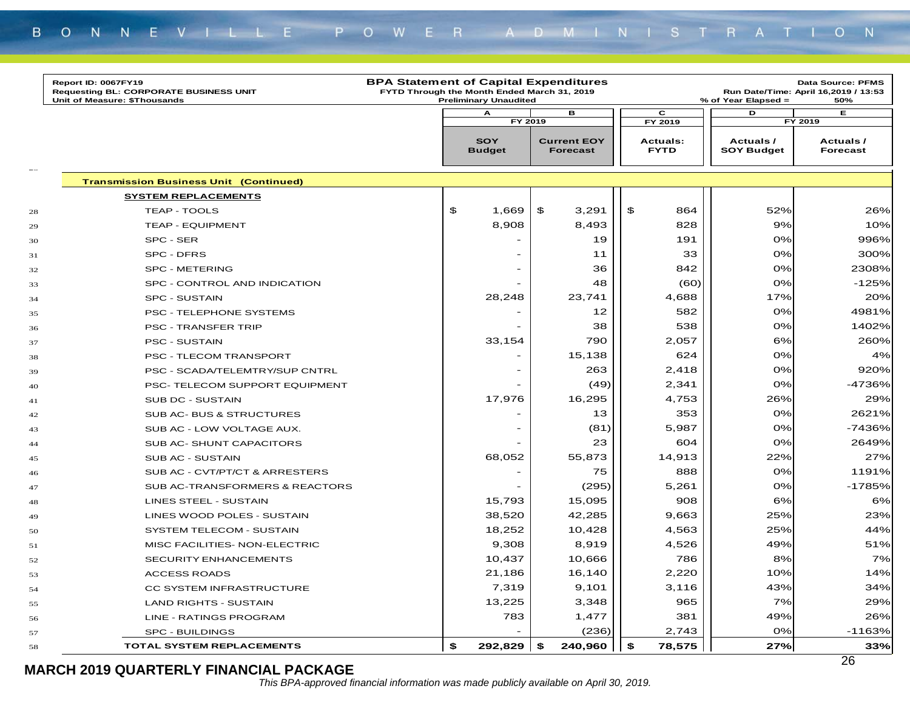**Report ID: 0067FY19**
**Requesting BL: CORPORATE BUSINESS UNIT**
**Unit of Measure: $Thousands**

**BPA Statement of Capital Expenditures**
**FYTD Through the Month Ended March 31, 2019**
**Preliminary Unaudited**

**Data Source: PFMS**
**Run Date/Time: April 16,2019 / 13:53**
**% of Year Elapsed = 50%**

| | | A | B | C | D | E |
|---|---|---|---|---|---|---|
| | | FY 2019 | | FY 2019 | FY 2019 | |
| | | SOY Budget | Current EOY Forecast | Actuals: FYTD | Actuals / SOY Budget | Actuals / Forecast |
| | **Transmission Business Unit (Continued)** | | | | | |
| | **SYSTEM REPLACEMENTS** | | | | | |
| 28 | TEAP - TOOLS | $ 1,669 | $ 3,291 | $ 864 | 52% | 26% |
| 29 | TEAP - EQUIPMENT | 8,908 | 8,493 | 828 | 9% | 10% |
| 30 | SPC - SER | - | 19 | 191 | 0% | 996% |
| 31 | SPC - DFRS | - | 11 | 33 | 0% | 300% |
| 32 | SPC - METERING | - | 36 | 842 | 0% | 2308% |
| 33 | SPC - CONTROL AND INDICATION | - | 48 | (60) | 0% | -125% |
| 34 | SPC - SUSTAIN | 28,248 | 23,741 | 4,688 | 17% | 20% |
| 35 | PSC - TELEPHONE SYSTEMS | - | 12 | 582 | 0% | 4981% |
| 36 | PSC - TRANSFER TRIP | - | 38 | 538 | 0% | 1402% |
| 37 | PSC - SUSTAIN | 33,154 | 790 | 2,057 | 6% | 260% |
| 38 | PSC - TLECOM TRANSPORT | - | 15,138 | 624 | 0% | 4% |
| 39 | PSC - SCADA/TELEMTRY/SUP CNTRL | - | 263 | 2,418 | 0% | 920% |
| 40 | PSC- TELECOM SUPPORT EQUIPMENT | - | (49) | 2,341 | 0% | -4736% |
| 41 | SUB DC - SUSTAIN | 17,976 | 16,295 | 4,753 | 26% | 29% |
| 42 | SUB AC- BUS & STRUCTURES | - | 13 | 353 | 0% | 2621% |
| 43 | SUB AC - LOW VOLTAGE AUX. | - | (81) | 5,987 | 0% | -7436% |
| 44 | SUB AC- SHUNT CAPACITORS | - | 23 | 604 | 0% | 2649% |
| 45 | SUB AC - SUSTAIN | 68,052 | 55,873 | 14,913 | 22% | 27% |
| 46 | SUB AC - CVT/PT/CT & ARRESTERS | - | 75 | 888 | 0% | 1191% |
| 47 | SUB AC-TRANSFORMERS & REACTORS | - | (295) | 5,261 | 0% | -1785% |
| 48 | LINES STEEL - SUSTAIN | 15,793 | 15,095 | 908 | 6% | 6% |
| 49 | LINES WOOD POLES - SUSTAIN | 38,520 | 42,285 | 9,663 | 25% | 23% |
| 50 | SYSTEM TELECOM - SUSTAIN | 18,252 | 10,428 | 4,563 | 25% | 44% |
| 51 | MISC FACILITIES- NON-ELECTRIC | 9,308 | 8,919 | 4,526 | 49% | 51% |
| 52 | SECURITY ENHANCEMENTS | 10,437 | 10,666 | 786 | 8% | 7% |
| 53 | ACCESS ROADS | 21,186 | 16,140 | 2,220 | 10% | 14% |
| 54 | CC SYSTEM INFRASTRUCTURE | 7,319 | 9,101 | 3,116 | 43% | 34% |
| 55 | LAND RIGHTS - SUSTAIN | 13,225 | 3,348 | 965 | 7% | 29% |
| 56 | LINE - RATINGS PROGRAM | 783 | 1,477 | 381 | 49% | 26% |
| 57 | SPC - BUILDINGS | - | (236) | 2,743 | 0% | -1163% |
| 58 | **TOTAL SYSTEM REPLACEMENTS** | **$ 292,829** | **$ 240,960** | **$ 78,575** | **27%** | **33%** |

**MARCH 2019 QUARTERLY FINANCIAL PACKAGE**

*This BPA-approved financial information was made publicly available on April 30, 2019.*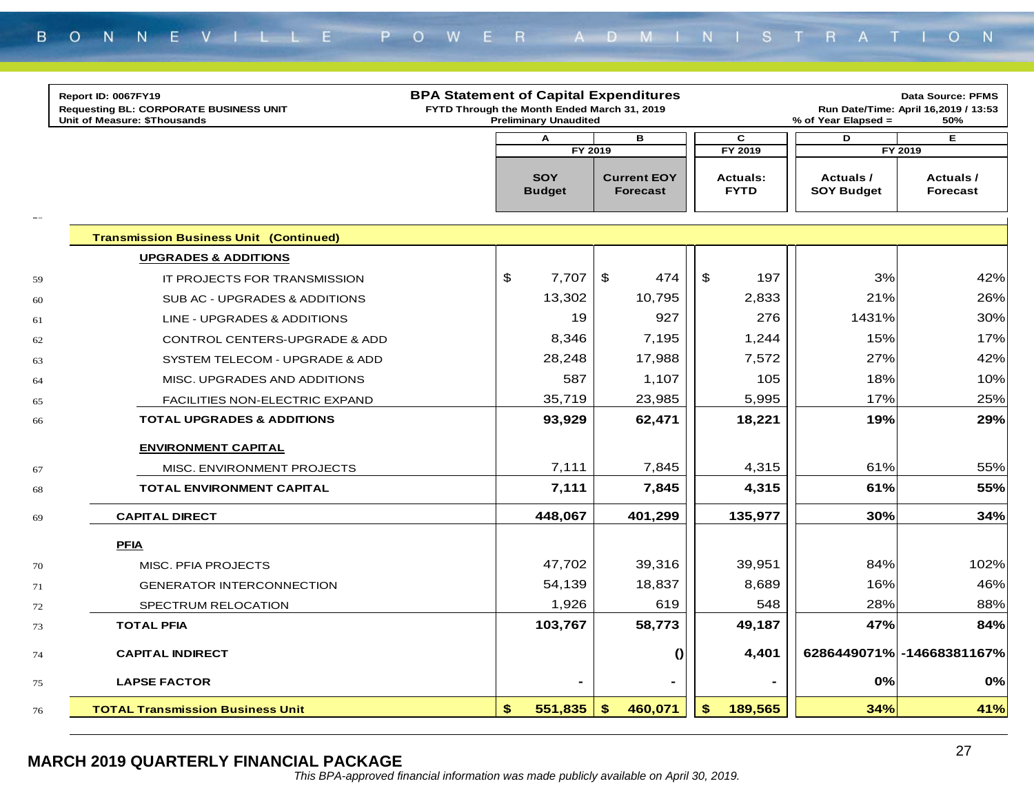Report ID: 0067FY19
Requesting BL: CORPORATE BUSINESS UNIT
Unit of Measure: $Thousands

## BPA Statement of Capital Expenditures

FYTD Through the Month Ended March 31, 2019
Preliminary Unaudited

Data Source: PFMS
Run Date/Time: April 16,2019 / 13:53
% of Year Elapsed = 50%

| | | A | B | C | D | E |
|---|---|---|---|---|---|---|
| | | FY 2019 | | FY 2019 | FY 2019 | |
| | | SOY Budget | Current EOY Forecast | Actuals: FYTD | Actuals / SOY Budget | Actuals / Forecast |
| | **Transmission Business Unit (Continued)** | | | | | |
| | **UPGRADES & ADDITIONS** | | | | | |
| 59 | IT PROJECTS FOR TRANSMISSION | $ 7,707 | $ 474 | $ 197 | 3% | 42% |
| 60 | SUB AC - UPGRADES & ADDITIONS | 13,302 | 10,795 | 2,833 | 21% | 26% |
| 61 | LINE - UPGRADES & ADDITIONS | 19 | 927 | 276 | 1431% | 30% |
| 62 | CONTROL CENTERS-UPGRADE & ADD | 8,346 | 7,195 | 1,244 | 15% | 17% |
| 63 | SYSTEM TELECOM - UPGRADE & ADD | 28,248 | 17,988 | 7,572 | 27% | 42% |
| 64 | MISC. UPGRADES AND ADDITIONS | 587 | 1,107 | 105 | 18% | 10% |
| 65 | FACILITIES NON-ELECTRIC EXPAND | 35,719 | 23,985 | 5,995 | 17% | 25% |
| 66 | **TOTAL UPGRADES & ADDITIONS** | **93,929** | **62,471** | **18,221** | **19%** | **29%** |
| | **ENVIRONMENT CAPITAL** | | | | | |
| 67 | MISC. ENVIRONMENT PROJECTS | 7,111 | 7,845 | 4,315 | 61% | 55% |
| 68 | **TOTAL ENVIRONMENT CAPITAL** | **7,111** | **7,845** | **4,315** | **61%** | **55%** |
| 69 | **CAPITAL DIRECT** | **448,067** | **401,299** | **135,977** | **30%** | **34%** |
| | **PFIA** | | | | | |
| 70 | MISC. PFIA PROJECTS | 47,702 | 39,316 | 39,951 | 84% | 102% |
| 71 | GENERATOR INTERCONNECTION | 54,139 | 18,837 | 8,689 | 16% | 46% |
| 72 | SPECTRUM RELOCATION | 1,926 | 619 | 548 | 28% | 88% |
| 73 | **TOTAL PFIA** | **103,767** | **58,773** | **49,187** | **47%** | **84%** |
| 74 | **CAPITAL INDIRECT** | | **()** | **4,401** | **6286449071%** | **-14668381167%** |
| 75 | **LAPSE FACTOR** | **-** | **-** | **-** | **0%** | **0%** |
| 76 | **TOTAL Transmission Business Unit** | **$ 551,835** | **$ 460,071** | **$ 189,565** | **34%** | **41%** |

**MARCH 2019 QUARTERLY FINANCIAL PACKAGE**

*This BPA-approved financial information was made publicly available on April 30, 2019.*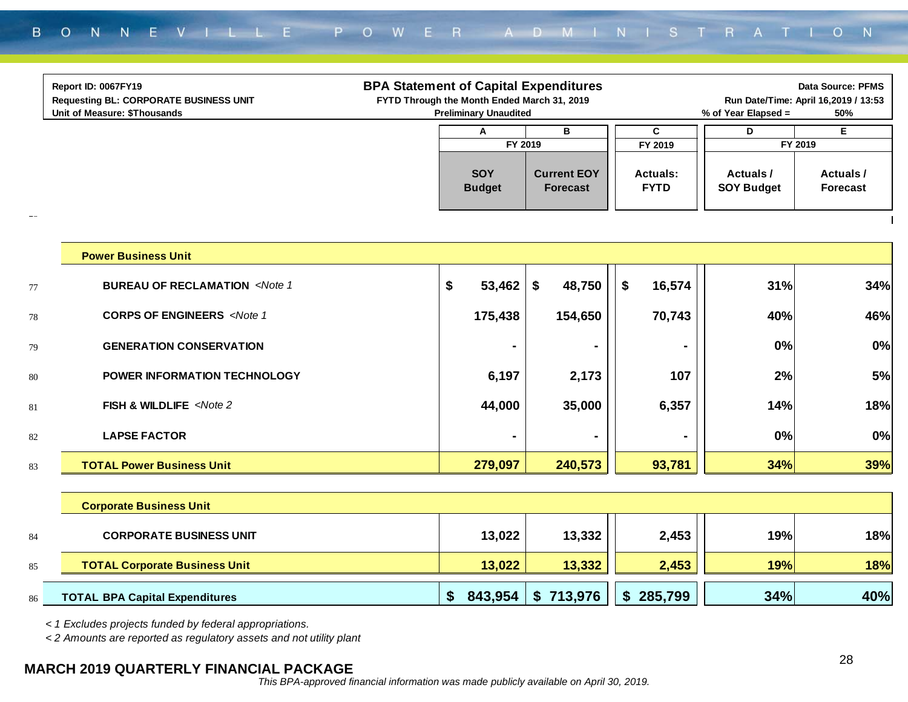**Report ID: 0067FY19**
**Requesting BL: CORPORATE BUSINESS UNIT**
**Unit of Measure: $Thousands**

## BPA Statement of Capital Expenditures

**FYTD Through the Month Ended March 31, 2019**
**Preliminary Unaudited**

**Data Source: PFMS**
**Run Date/Time: April 16,2019 / 13:53**
**% of Year Elapsed = 50%**

| | | A | B | C | D | E |
|---|---|---|---|---|---|---|
| | | FY 2019 | | FY 2019 | FY 2019 | |
| | | SOY Budget | Current EOY Forecast | Actuals: FYTD | Actuals / SOY Budget | Actuals / Forecast |
| | **Power Business Unit** | | | | | |
| 77 | **BUREAU OF RECLAMATION** *<Note 1* | $ 53,462 | $ 48,750 | $ 16,574 | 31% | 34% |
| 78 | **CORPS OF ENGINEERS** *<Note 1* | 175,438 | 154,650 | 70,743 | 40% | 46% |
| 79 | **GENERATION CONSERVATION** | - | - | - | 0% | 0% |
| 80 | **POWER INFORMATION TECHNOLOGY** | 6,197 | 2,173 | 107 | 2% | 5% |
| 81 | **FISH & WILDLIFE** *<Note 2* | 44,000 | 35,000 | 6,357 | 14% | 18% |
| 82 | **LAPSE FACTOR** | - | - | - | 0% | 0% |
| 83 | **TOTAL Power Business Unit** | 279,097 | 240,573 | 93,781 | 34% | 39% |
| | **Corporate Business Unit** | | | | | |
| 84 | **CORPORATE BUSINESS UNIT** | 13,022 | 13,332 | 2,453 | 19% | 18% |
| 85 | **TOTAL Corporate Business Unit** | 13,022 | 13,332 | 2,453 | 19% | 18% |
| 86 | **TOTAL BPA Capital Expenditures** | $ 843,954 | $ 713,976 | $ 285,799 | 34% | 40% |

*< 1 Excludes projects funded by federal appropriations.*

*< 2 Amounts are reported as regulatory assets and not utility plant*

**MARCH 2019 QUARTERLY FINANCIAL PACKAGE**

*This BPA-approved financial information was made publicly available on April 30, 2019.*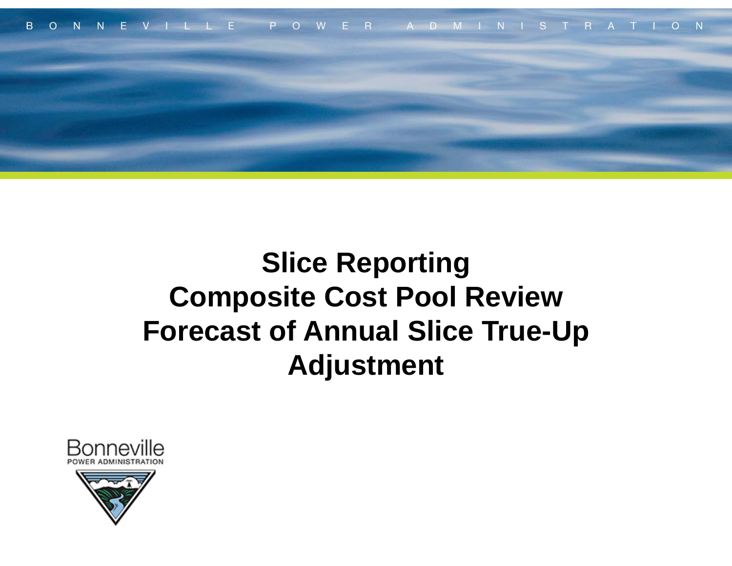# Slice Reporting
# Composite Cost Pool Review
# Forecast of Annual Slice True-Up Adjustment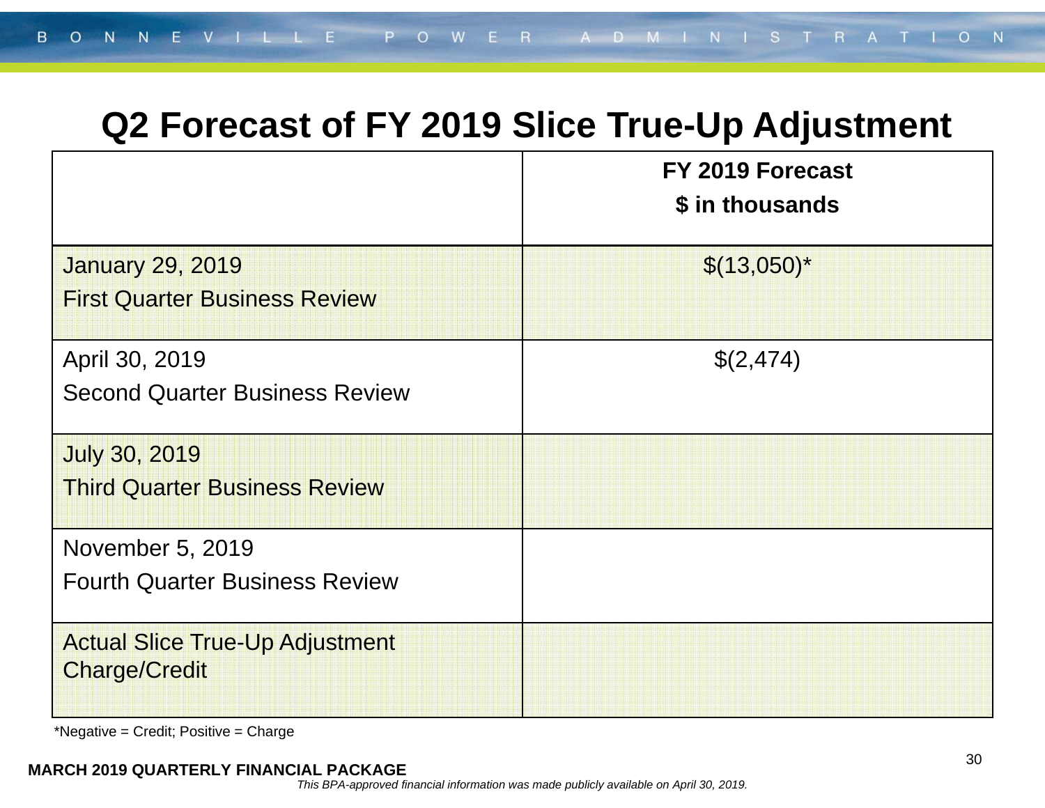# Q2 Forecast of FY 2019 Slice True-Up Adjustment

| | FY 2019 Forecast<br>$ in thousands |
|---|---|
| January 29, 2019<br>First Quarter Business Review | $(13,050)* |
| April 30, 2019<br>Second Quarter Business Review | $(2,474) |
| July 30, 2019<br>Third Quarter Business Review | |
| November 5, 2019<br>Fourth Quarter Business Review | |
| Actual Slice True-Up Adjustment Charge/Credit | |

*Negative = Credit; Positive = Charge

**MARCH 2019 QUARTERLY FINANCIAL PACKAGE**

*This BPA-approved financial information was made publicly available on April 30, 2019.*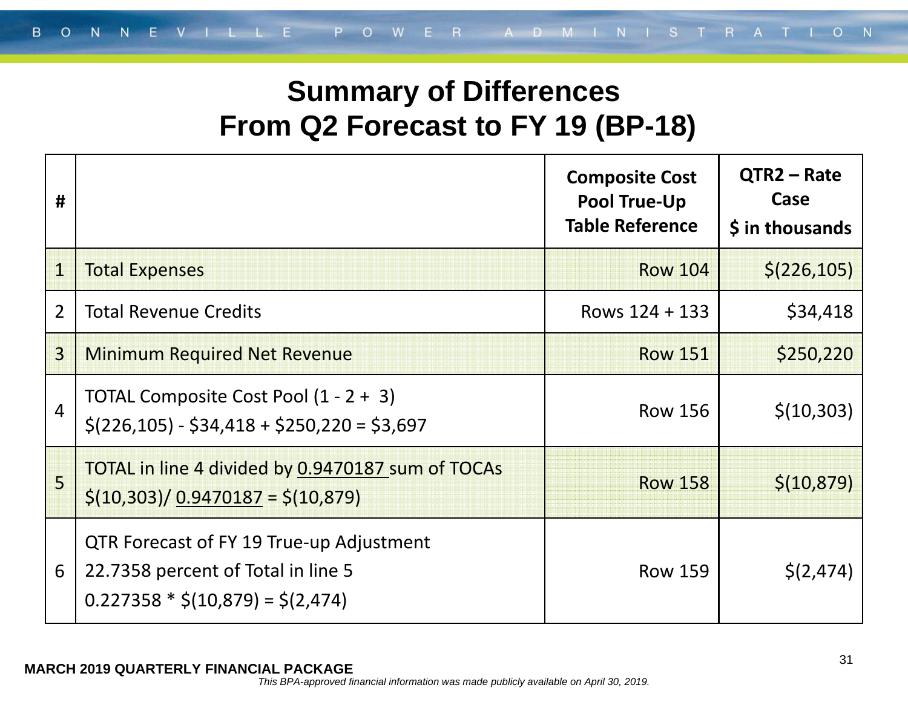# Summary of Differences
# From Q2 Forecast to FY 19 (BP-18)

| # | | Composite Cost Pool True-Up Table Reference | QTR2 – Rate Case $ in thousands |
|---|---|---|---|
| 1 | Total Expenses | Row 104 | $(226,105) |
| 2 | Total Revenue Credits | Rows 124 + 133 | $34,418 |
| 3 | Minimum Required Net Revenue | Row 151 | $250,220 |
| 4 | TOTAL Composite Cost Pool (1 - 2 + 3)<br>$(226,105) - $34,418 + $250,220 = $3,697 | Row 156 | $(10,303) |
| 5 | TOTAL in line 4 divided by <u>0.9470187</u> sum of TOCAs<br>$(10,303)/ <u>0.9470187</u> = $(10,879) | Row 158 | $(10,879) |
| 6 | QTR Forecast of FY 19 True-up Adjustment<br>22.7358 percent of Total in line 5<br>0.227358 * $(10,879) = $(2,474) | Row 159 | $(2,474) |

**MARCH 2019 QUARTERLY FINANCIAL PACKAGE**

*This BPA-approved financial information was made publicly available on April 30, 2019.*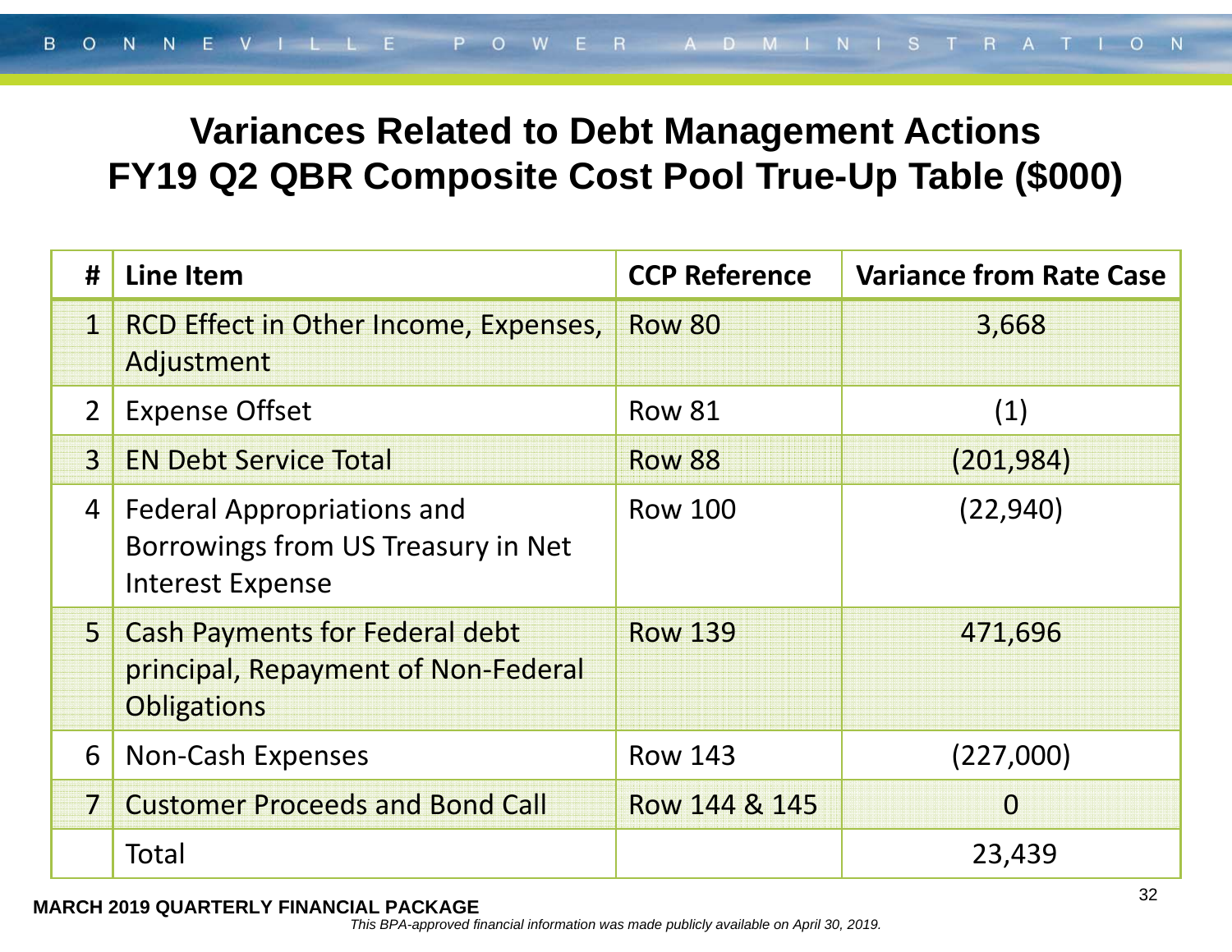# Variances Related to Debt Management Actions
# FY19 Q2 QBR Composite Cost Pool True-Up Table ($000)

| # | Line Item | CCP Reference | Variance from Rate Case |
|---|---|---|---|
| 1 | RCD Effect in Other Income, Expenses, Adjustment | Row 80 | 3,668 |
| 2 | Expense Offset | Row 81 | (1) |
| 3 | EN Debt Service Total | Row 88 | (201,984) |
| 4 | Federal Appropriations and Borrowings from US Treasury in Net Interest Expense | Row 100 | (22,940) |
| 5 | Cash Payments for Federal debt principal, Repayment of Non-Federal Obligations | Row 139 | 471,696 |
| 6 | Non-Cash Expenses | Row 143 | (227,000) |
| 7 | Customer Proceeds and Bond Call | Row 144 & 145 | 0 |
| | Total | | 23,439 |

**MARCH 2019 QUARTERLY FINANCIAL PACKAGE**

*This BPA-approved financial information was made publicly available on April 30, 2019.*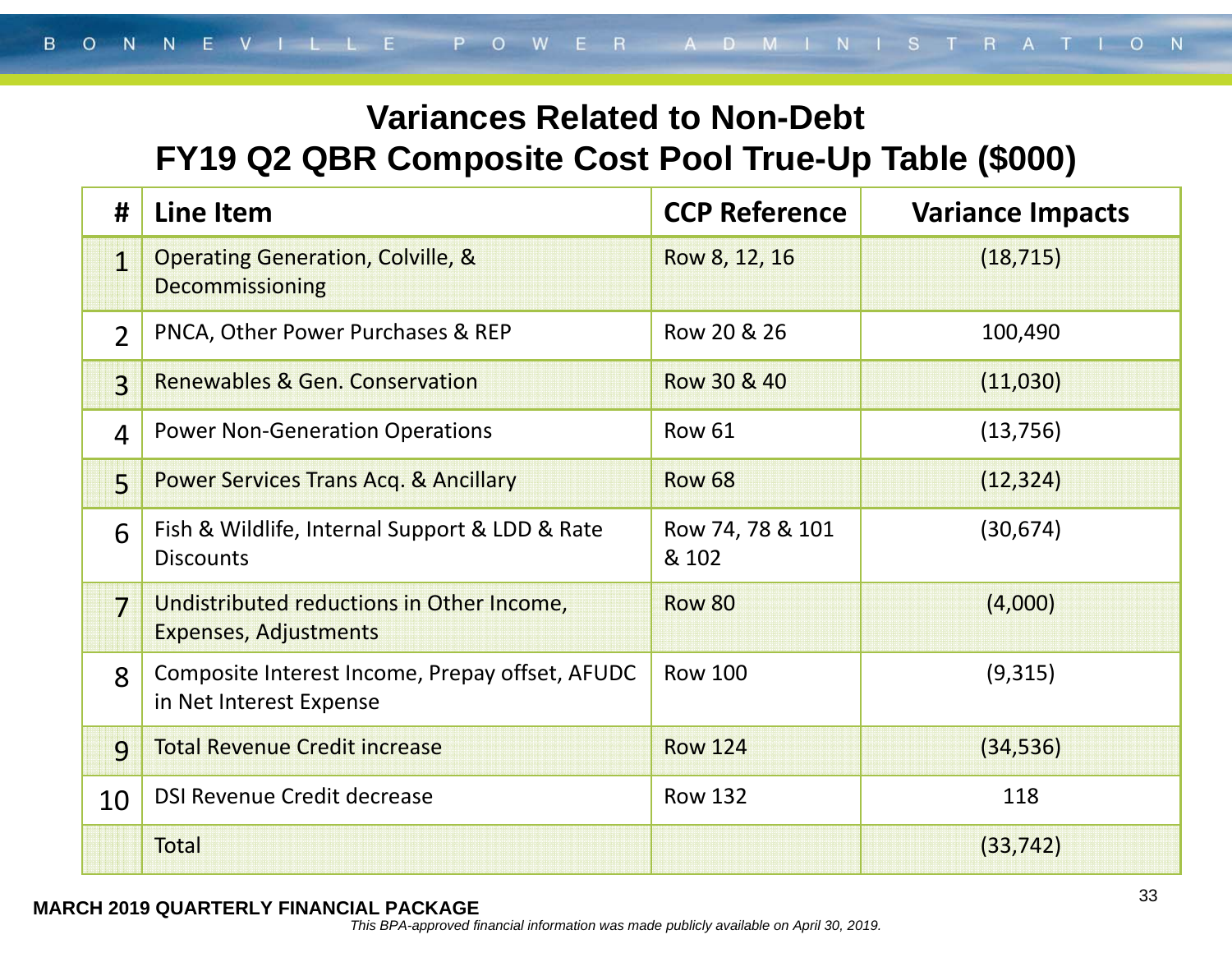# Variances Related to Non-Debt
# FY19 Q2 QBR Composite Cost Pool True-Up Table ($000)

| # | Line Item | CCP Reference | Variance Impacts |
|---|---|---|---|
| 1 | Operating Generation, Colville, & Decommissioning | Row 8, 12, 16 | (18,715) |
| 2 | PNCA, Other Power Purchases & REP | Row 20 & 26 | 100,490 |
| 3 | Renewables & Gen. Conservation | Row 30 & 40 | (11,030) |
| 4 | Power Non-Generation Operations | Row 61 | (13,756) |
| 5 | Power Services Trans Acq. & Ancillary | Row 68 | (12,324) |
| 6 | Fish & Wildlife, Internal Support & LDD & Rate Discounts | Row 74, 78 & 101 & 102 | (30,674) |
| 7 | Undistributed reductions in Other Income, Expenses, Adjustments | Row 80 | (4,000) |
| 8 | Composite Interest Income, Prepay offset, AFUDC in Net Interest Expense | Row 100 | (9,315) |
| 9 | Total Revenue Credit increase | Row 124 | (34,536) |
| 10 | DSI Revenue Credit decrease | Row 132 | 118 |
| | Total | | (33,742) |

**MARCH 2019 QUARTERLY FINANCIAL PACKAGE**

*This BPA-approved financial information was made publicly available on April 30, 2019.*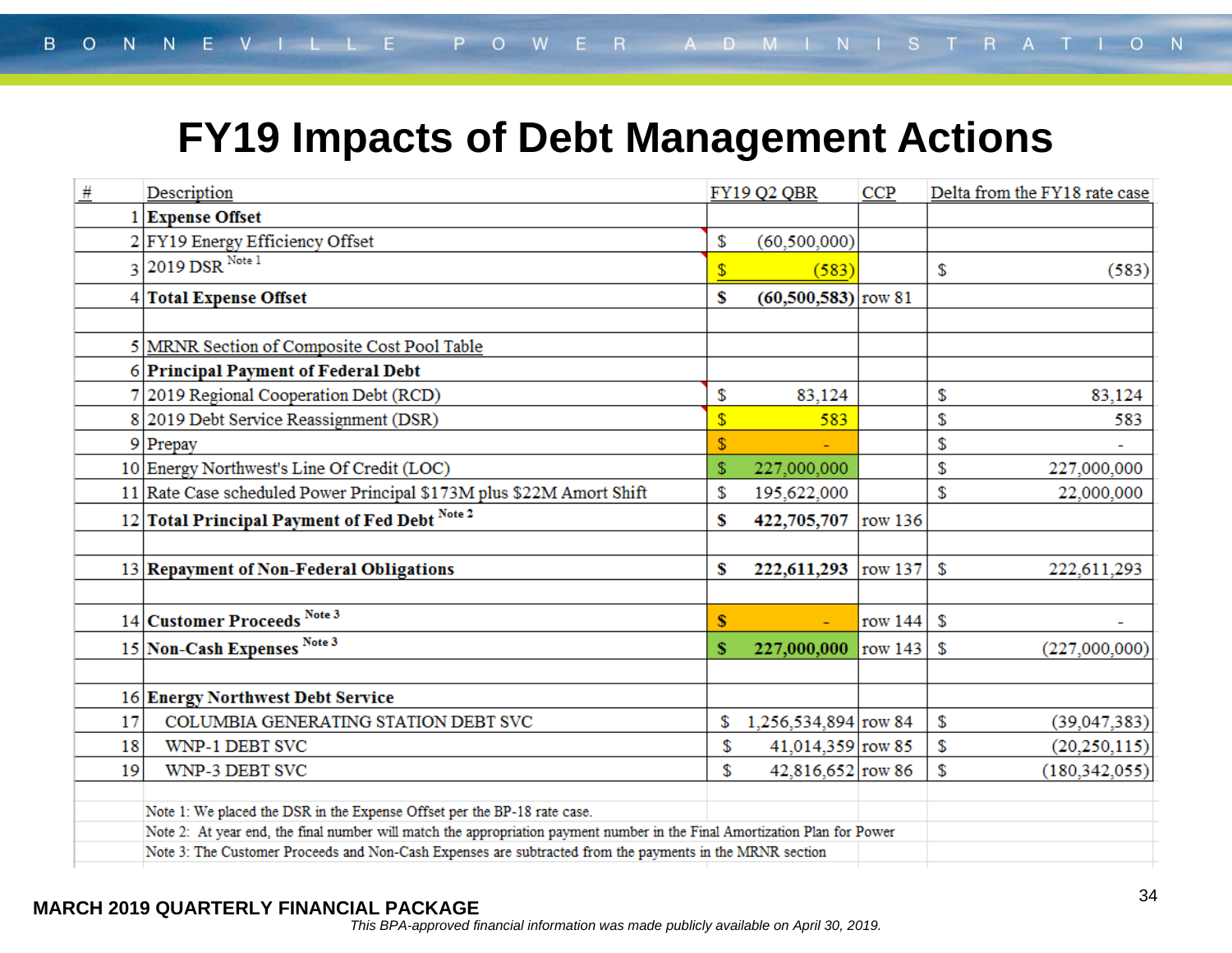# FY19 Impacts of Debt Management Actions

| # | Description | FY19 Q2 QBR | CCP | Delta from the FY18 rate case |
|---|---|---|---|---|
| 1 | **Expense Offset** | | | |
| 2 | FY19 Energy Efficiency Offset | $ (60,500,000) | | |
| 3 | 2019 DSR [Note 1] | $ (583) | | $ (583) |
| 4 | **Total Expense Offset** | **$ (60,500,583)** | row 81 | |
| | | | | |
| 5 | MRNR Section of Composite Cost Pool Table | | | |
| 6 | **Principal Payment of Federal Debt** | | | |
| 7 | 2019 Regional Cooperation Debt (RCD) | $ 83,124 | | $ 83,124 |
| 8 | 2019 Debt Service Reassignment (DSR) | $ 583 | | $ 583 |
| 9 | Prepay | $ - | | $ - |
| 10 | Energy Northwest's Line Of Credit (LOC) | $ 227,000,000 | | $ 227,000,000 |
| 11 | Rate Case scheduled Power Principal $173M plus $22M Amort Shift | $ 195,622,000 | | $ 22,000,000 |
| 12 | **Total Principal Payment of Fed Debt** [Note 2] | **$ 422,705,707** | row 136 | |
| | | | | |
| 13 | **Repayment of Non-Federal Obligations** | **$ 222,611,293** | row 137 | $ 222,611,293 |
| | | | | |
| 14 | **Customer Proceeds** [Note 3] | **$ -** | row 144 | $ - |
| 15 | **Non-Cash Expenses** [Note 3] | **$ 227,000,000** | row 143 | $ (227,000,000) |
| | | | | |
| 16 | **Energy Northwest Debt Service** | | | |
| 17 | COLUMBIA GENERATING STATION DEBT SVC | $ 1,256,534,894 | row 84 | $ (39,047,383) |
| 18 | WNP-1 DEBT SVC | $ 41,014,359 | row 85 | $ (20,250,115) |
| 19 | WNP-3 DEBT SVC | $ 42,816,652 | row 86 | $ (180,342,055) |

Note 1: We placed the DSR in the Expense Offset per the BP-18 rate case.

Note 2: At year end, the final number will match the appropriation payment number in the Final Amortization Plan for Power

Note 3: The Customer Proceeds and Non-Cash Expenses are subtracted from the payments in the MRNR section

MARCH 2019 QUARTERLY FINANCIAL PACKAGE

*This BPA-approved financial information was made publicly available on April 30, 2019.*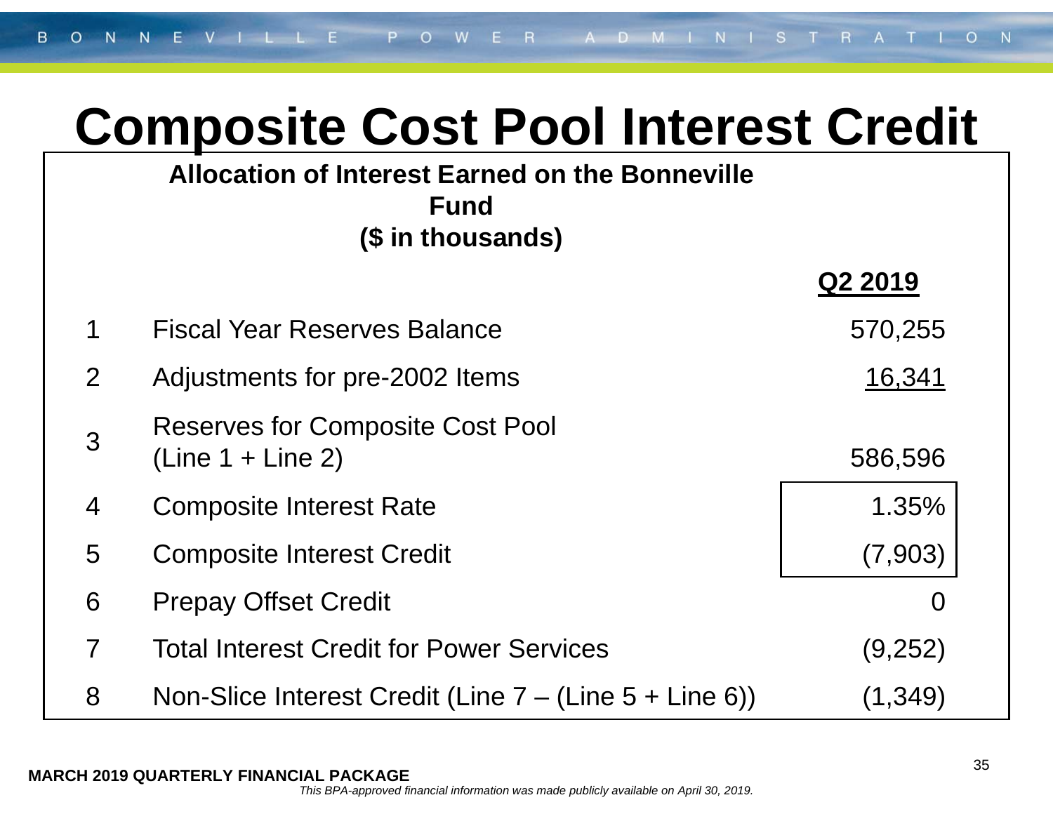# Composite Cost Pool Interest Credit

**Allocation of Interest Earned on the Bonneville Fund**
**($ in thousands)**

| | | Q2 2019 |
|---|---|---|
| 1 | Fiscal Year Reserves Balance | 570,255 |
| 2 | Adjustments for pre-2002 Items | 16,341 |
| 3 | Reserves for Composite Cost Pool (Line 1 + Line 2) | 586,596 |
| 4 | Composite Interest Rate | 1.35% |
| 5 | Composite Interest Credit | (7,903) |
| 6 | Prepay Offset Credit | 0 |
| 7 | Total Interest Credit for Power Services | (9,252) |
| 8 | Non-Slice Interest Credit (Line 7 – (Line 5 + Line 6)) | (1,349) |

**MARCH 2019 QUARTERLY FINANCIAL PACKAGE**

*This BPA-approved financial information was made publicly available on April 30, 2019.*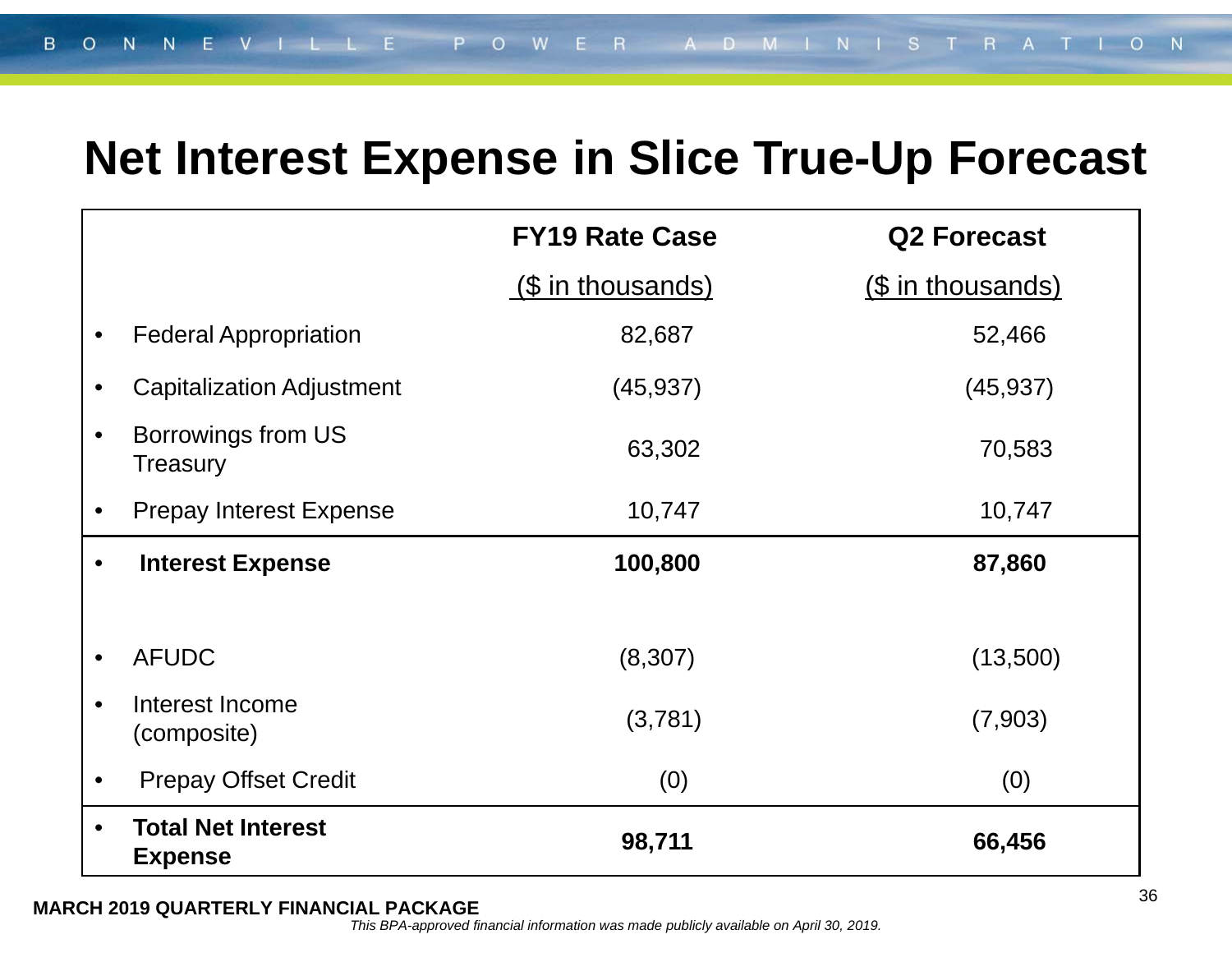# Net Interest Expense in Slice True-Up Forecast

| | FY19 Rate Case<br>($ in thousands) | Q2 Forecast<br>($ in thousands) |
|---|---|---|
| • Federal Appropriation | 82,687 | 52,466 |
| • Capitalization Adjustment | (45,937) | (45,937) |
| • Borrowings from US Treasury | 63,302 | 70,583 |
| • Prepay Interest Expense | 10,747 | 10,747 |
| • **Interest Expense** | **100,800** | **87,860** |
| • AFUDC | (8,307) | (13,500) |
| • Interest Income (composite) | (3,781) | (7,903) |
| • Prepay Offset Credit | (0) | (0) |
| • **Total Net Interest Expense** | **98,711** | **66,456** |

**MARCH 2019 QUARTERLY FINANCIAL PACKAGE**

*This BPA-approved financial information was made publicly available on April 30, 2019.*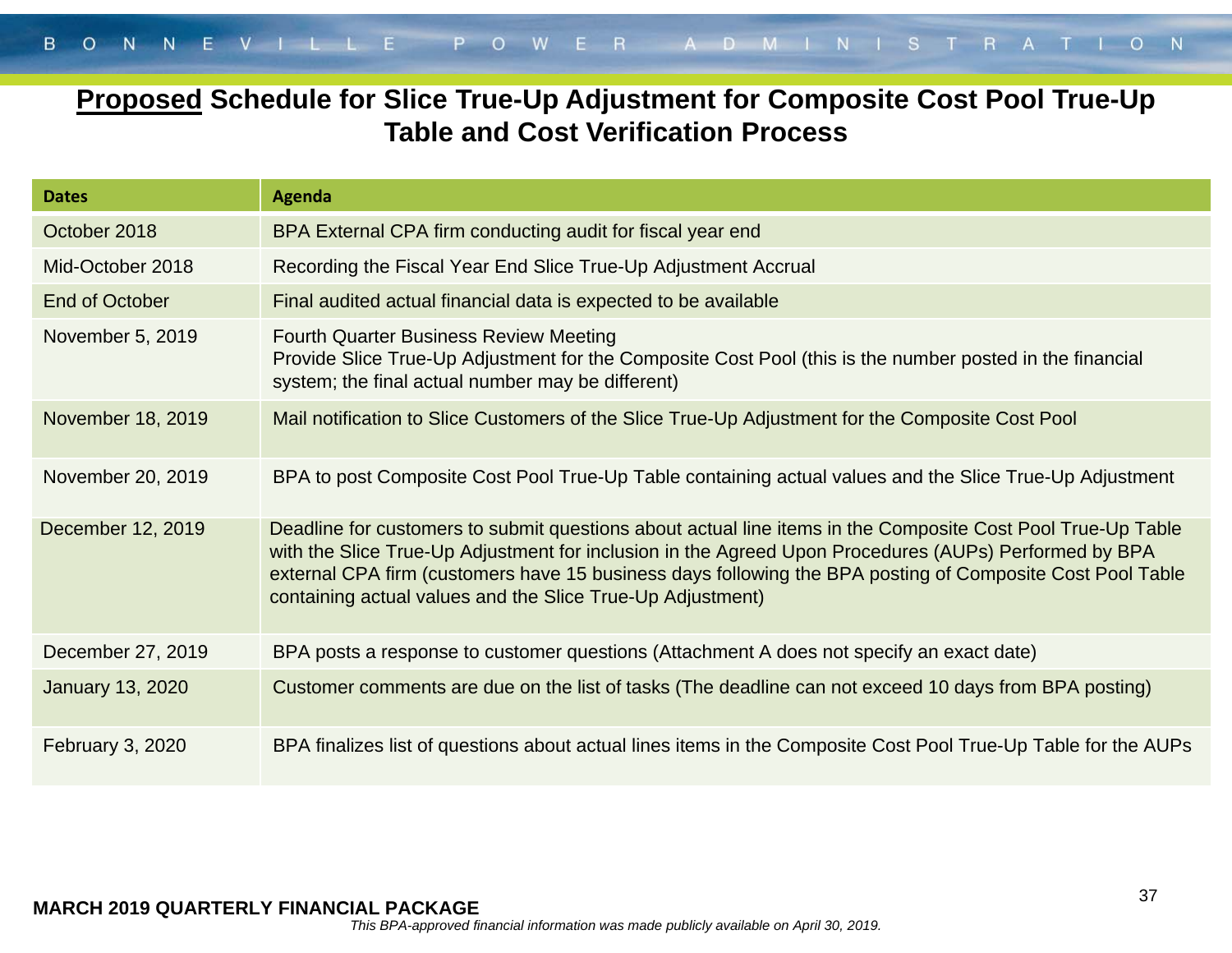# **Proposed** Schedule for Slice True-Up Adjustment for Composite Cost Pool True-Up Table and Cost Verification Process

| Dates | Agenda |
|---|---|
| October 2018 | BPA External CPA firm conducting audit for fiscal year end |
| Mid-October 2018 | Recording the Fiscal Year End Slice True-Up Adjustment Accrual |
| End of October | Final audited actual financial data is expected to be available |
| November 5, 2019 | Fourth Quarter Business Review Meeting<br>Provide Slice True-Up Adjustment for the Composite Cost Pool (this is the number posted in the financial system; the final actual number may be different) |
| November 18, 2019 | Mail notification to Slice Customers of the Slice True-Up Adjustment for the Composite Cost Pool |
| November 20, 2019 | BPA to post Composite Cost Pool True-Up Table containing actual values and the Slice True-Up Adjustment |
| December 12, 2019 | Deadline for customers to submit questions about actual line items in the Composite Cost Pool True-Up Table with the Slice True-Up Adjustment for inclusion in the Agreed Upon Procedures (AUPs) Performed by BPA external CPA firm (customers have 15 business days following the BPA posting of Composite Cost Pool Table containing actual values and the Slice True-Up Adjustment) |
| December 27, 2019 | BPA posts a response to customer questions (Attachment A does not specify an exact date) |
| January 13, 2020 | Customer comments are due on the list of tasks (The deadline can not exceed 10 days from BPA posting) |
| February 3, 2020 | BPA finalizes list of questions about actual lines items in the Composite Cost Pool True-Up Table for the AUPs |

**MARCH 2019 QUARTERLY FINANCIAL PACKAGE**

*This BPA-approved financial information was made publicly available on April 30, 2019.*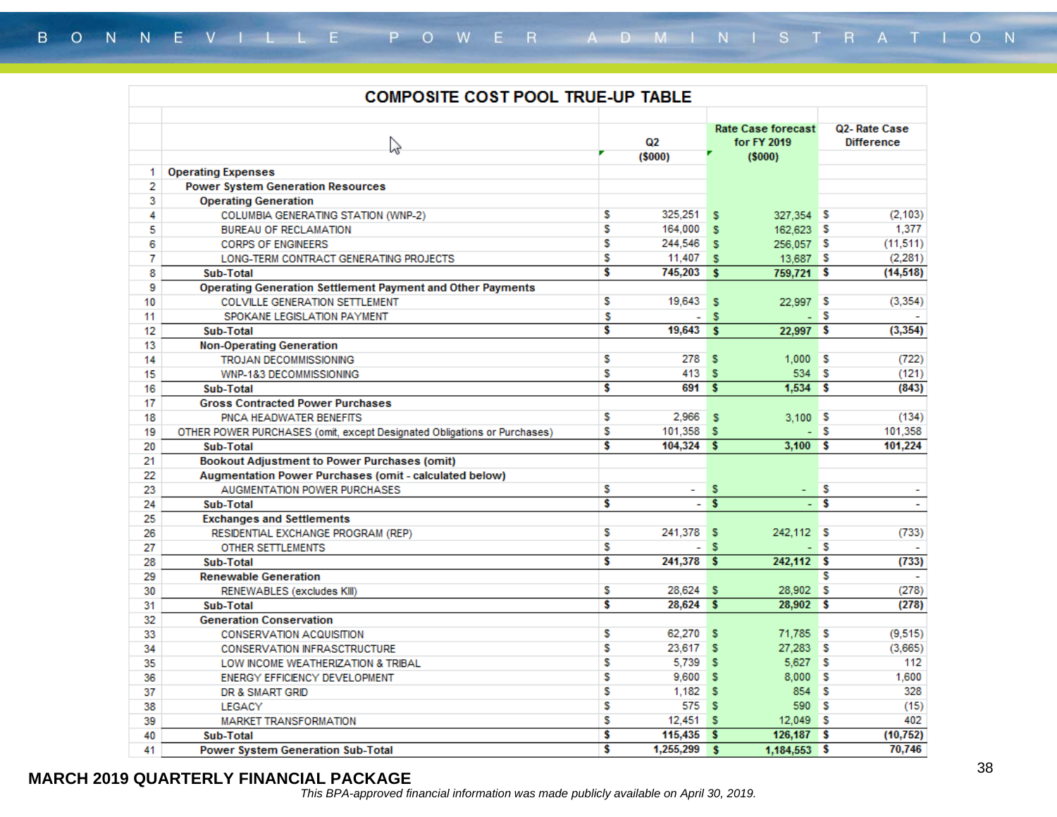## COMPOSITE COST POOL TRUE-UP TABLE

| | | Q2 ($000) | Rate Case forecast for FY 2019 ($000) | Q2- Rate Case Difference |
|---|---|---|---|---|
| 1 | **Operating Expenses** | | | |
| 2 | **Power System Generation Resources** | | | |
| 3 | **Operating Generation** | | | |
| 4 | COLUMBIA GENERATING STATION (WNP-2) | $ 325,251 | $ 327,354 | $ (2,103) |
| 5 | BUREAU OF RECLAMATION | $ 164,000 | $ 162,623 | $ 1,377 |
| 6 | CORPS OF ENGINEERS | $ 244,546 | $ 256,057 | $ (11,511) |
| 7 | LONG-TERM CONTRACT GENERATING PROJECTS | $ 11,407 | $ 13,687 | $ (2,281) |
| 8 | **Sub-Total** | **$ 745,203** | **$ 759,721** | **$ (14,518)** |
| 9 | **Operating Generation Settlement Payment and Other Payments** | | | |
| 10 | COLVILLE GENERATION SETTLEMENT | $ 19,643 | $ 22,997 | $ (3,354) |
| 11 | SPOKANE LEGISLATION PAYMENT | $ - | $ - | $ - |
| 12 | **Sub-Total** | **$ 19,643** | **$ 22,997** | **$ (3,354)** |
| 13 | **Non-Operating Generation** | | | |
| 14 | TROJAN DECOMMISSIONING | $ 278 | $ 1,000 | $ (722) |
| 15 | WNP-1&3 DECOMMISSIONING | $ 413 | $ 534 | $ (121) |
| 16 | **Sub-Total** | **$ 691** | **$ 1,534** | **$ (843)** |
| 17 | **Gross Contracted Power Purchases** | | | |
| 18 | PNCA HEADWATER BENEFITS | $ 2,966 | $ 3,100 | $ (134) |
| 19 | OTHER POWER PURCHASES (omit, except Designated Obligations or Purchases) | $ 101,358 | $ - | $ 101,358 |
| 20 | **Sub-Total** | **$ 104,324** | **$ 3,100** | **$ 101,224** |
| 21 | **Bookout Adjustment to Power Purchases (omit)** | | | |
| 22 | **Augmentation Power Purchases (omit - calculated below)** | | | |
| 23 | AUGMENTATION POWER PURCHASES | $ - | $ - | $ - |
| 24 | **Sub-Total** | **$ -** | **$ -** | **$ -** |
| 25 | **Exchanges and Settlements** | | | |
| 26 | RESIDENTIAL EXCHANGE PROGRAM (REP) | $ 241,378 | $ 242,112 | $ (733) |
| 27 | OTHER SETTLEMENTS | $ - | $ - | $ - |
| 28 | **Sub-Total** | **$ 241,378** | **$ 242,112** | **$ (733)** |
| 29 | **Renewable Generation** | | | $ - |
| 30 | RENEWABLES (excludes KIII) | $ 28,624 | $ 28,902 | $ (278) |
| 31 | **Sub-Total** | **$ 28,624** | **$ 28,902** | **$ (278)** |
| 32 | **Generation Conservation** | | | |
| 33 | CONSERVATION ACQUISITION | $ 62,270 | $ 71,785 | $ (9,515) |
| 34 | CONSERVATION INFRASCTRUCTURE | $ 23,617 | $ 27,283 | $ (3,665) |
| 35 | LOW INCOME WEATHERIZATION & TRIBAL | $ 5,739 | $ 5,627 | $ 112 |
| 36 | ENERGY EFFICIENCY DEVELOPMENT | $ 9,600 | $ 8,000 | $ 1,600 |
| 37 | DR & SMART GRID | $ 1,182 | $ 854 | $ 328 |
| 38 | LEGACY | $ 575 | $ 590 | $ (15) |
| 39 | MARKET TRANSFORMATION | $ 12,451 | $ 12,049 | $ 402 |
| 40 | **Sub-Total** | **$ 115,435** | **$ 126,187** | **$ (10,752)** |
| 41 | **Power System Generation Sub-Total** | **$ 1,255,299** | **$ 1,184,553** | **$ 70,746** |

**MARCH 2019 QUARTERLY FINANCIAL PACKAGE**

*This BPA-approved financial information was made publicly available on April 30, 2019.*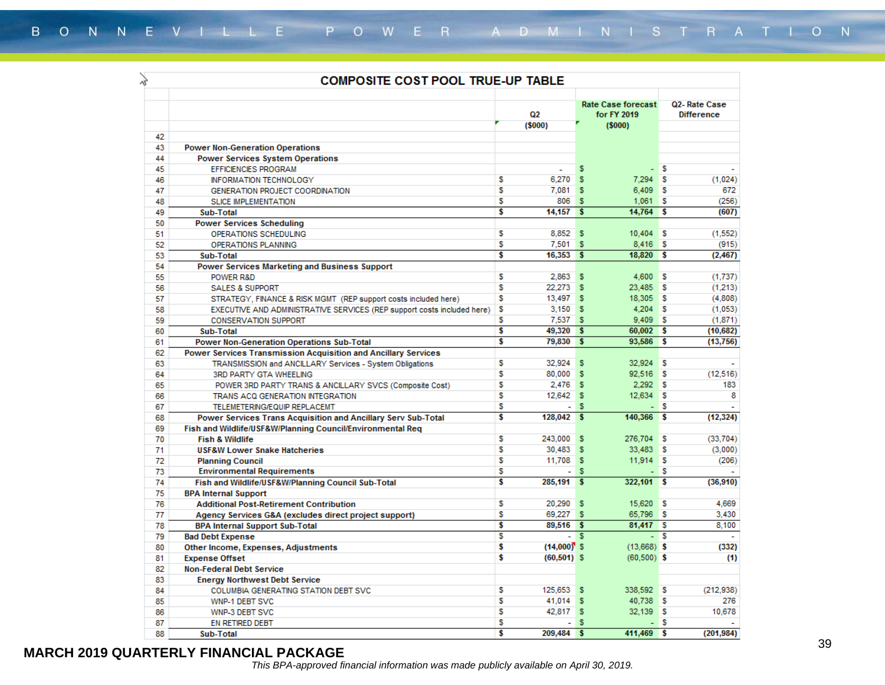## COMPOSITE COST POOL TRUE-UP TABLE

| | | Q2 ($000) | Rate Case forecast for FY 2019 ($000) | Q2- Rate Case Difference |
|---|---|---|---|---|
| 42 | | | | |
| 43 | **Power Non-Generation Operations** | | | |
| 44 | **Power Services System Operations** | | | |
| 45 | EFFICIENCIES PROGRAM | - | $ - | $ - |
| 46 | INFORMATION TECHNOLOGY | $ 6,270 | $ 7,294 | $ (1,024) |
| 47 | GENERATION PROJECT COORDINATION | $ 7,081 | $ 6,409 | $ 672 |
| 48 | SLICE IMPLEMENTATION | $ 806 | $ 1,061 | $ (256) |
| 49 | **Sub-Total** | **$ 14,157** | **$ 14,764** | **$ (607)** |
| 50 | **Power Services Scheduling** | | | |
| 51 | OPERATIONS SCHEDULING | $ 8,852 | $ 10,404 | $ (1,552) |
| 52 | OPERATIONS PLANNING | $ 7,501 | $ 8,416 | $ (915) |
| 53 | **Sub-Total** | **$ 16,353** | **$ 18,820** | **$ (2,467)** |
| 54 | **Power Services Marketing and Business Support** | | | |
| 55 | POWER R&D | $ 2,863 | $ 4,600 | $ (1,737) |
| 56 | SALES & SUPPORT | $ 22,273 | $ 23,485 | $ (1,213) |
| 57 | STRATEGY, FINANCE & RISK MGMT (REP support costs included here) | $ 13,497 | $ 18,305 | $ (4,808) |
| 58 | EXECUTIVE AND ADMINISTRATIVE SERVICES (REP support costs included here) | $ 3,150 | $ 4,204 | $ (1,053) |
| 59 | CONSERVATION SUPPORT | $ 7,537 | $ 9,409 | $ (1,871) |
| 60 | **Sub-Total** | **$ 49,320** | **$ 60,002** | **$ (10,682)** |
| 61 | **Power Non-Generation Operations Sub-Total** | **$ 79,830** | **$ 93,586** | **$ (13,756)** |
| 62 | **Power Services Transmission Acquisition and Ancillary Services** | | | |
| 63 | TRANSMISSION and ANCILLARY Services - System Obligations | $ 32,924 | $ 32,924 | $ - |
| 64 | 3RD PARTY GTA WHEELING | $ 80,000 | $ 92,516 | $ (12,516) |
| 65 | POWER 3RD PARTY TRANS & ANCILLARY SVCS (Composite Cost) | $ 2,476 | $ 2,292 | $ 183 |
| 66 | TRANS ACQ GENERATION INTEGRATION | $ 12,642 | $ 12,634 | $ 8 |
| 67 | TELEMETERING/EQUIP REPLACEMT | $ - | $ - | $ - |
| 68 | **Power Services Trans Acquisition and Ancillary Serv Sub-Total** | **$ 128,042** | **$ 140,366** | **$ (12,324)** |
| 69 | **Fish and Wildlife/USF&W/Planning Council/Environmental Req** | | | |
| 70 | **Fish & Wildlife** | $ 243,000 | $ 276,704 | $ (33,704) |
| 71 | **USF&W Lower Snake Hatcheries** | $ 30,483 | $ 33,483 | $ (3,000) |
| 72 | **Planning Council** | $ 11,708 | $ 11,914 | $ (206) |
| 73 | **Environmental Requirements** | $ - | $ - | $ - |
| 74 | **Fish and Wildlife/USF&W/Planning Council Sub-Total** | **$ 285,191** | **$ 322,101** | **$ (36,910)** |
| 75 | **BPA Internal Support** | | | |
| 76 | **Additional Post-Retirement Contribution** | $ 20,290 | $ 15,620 | $ 4,669 |
| 77 | **Agency Services G&A (excludes direct project support)** | $ 69,227 | $ 65,796 | $ 3,430 |
| 78 | **BPA Internal Support Sub-Total** | **$ 89,516** | **$ 81,417** | **$ 8,100** |
| 79 | **Bad Debt Expense** | $ - | $ - | $ - |
| 80 | **Other Income, Expenses, Adjustments** | $ (14,000) | $ (13,668) | $ (332) |
| 81 | **Expense Offset** | $ (60,501) | $ (60,500) | $ (1) |
| 82 | **Non-Federal Debt Service** | | | |
| 83 | **Energy Northwest Debt Service** | | | |
| 84 | COLUMBIA GENERATING STATION DEBT SVC | $ 125,653 | $ 338,592 | $ (212,938) |
| 85 | WNP-1 DEBT SVC | $ 41,014 | $ 40,738 | $ 276 |
| 86 | WNP-3 DEBT SVC | $ 42,817 | $ 32,139 | $ 10,678 |
| 87 | EN RETIRED DEBT | $ - | $ - | $ - |
| 88 | **Sub-Total** | **$ 209,484** | **$ 411,469** | **$ (201,984)** |

**MARCH 2019 QUARTERLY FINANCIAL PACKAGE**

*This BPA-approved financial information was made publicly available on April 30, 2019.*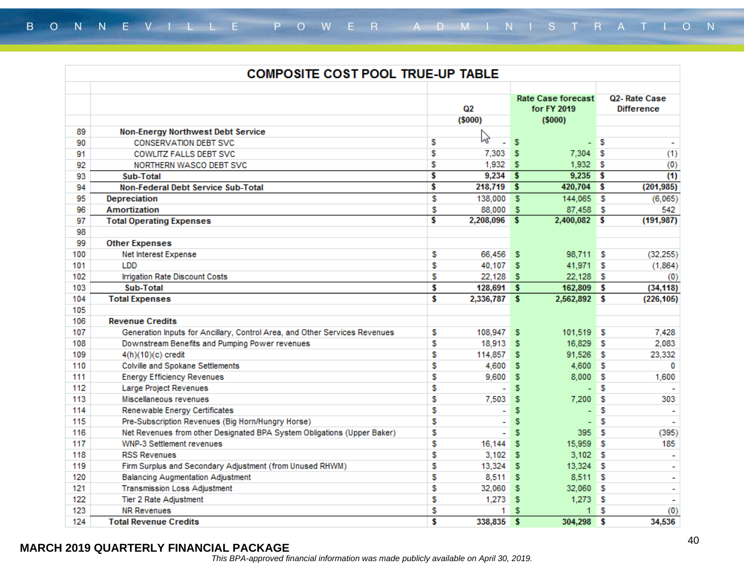# COMPOSITE COST POOL TRUE-UP TABLE

| | | Q2 ($000) | Rate Case forecast for FY 2019 ($000) | Q2- Rate Case Difference |
|---|---|---|---|---|
| 89 | **Non-Energy Northwest Debt Service** | | | |
| 90 | CONSERVATION DEBT SVC | $ - | $ - | $ - |
| 91 | COWLITZ FALLS DEBT SVC | $ 7,303 | $ 7,304 | $ (1) |
| 92 | NORTHERN WASCO DEBT SVC | $ 1,932 | $ 1,932 | $ (0) |
| 93 | **Sub-Total** | **$ 9,234** | **$ 9,235** | **$ (1)** |
| 94 | **Non-Federal Debt Service Sub-Total** | **$ 218,719** | **$ 420,704** | **$ (201,985)** |
| 95 | **Depreciation** | $ 138,000 | $ 144,065 | $ (6,065) |
| 96 | **Amortization** | $ 88,000 | $ 87,458 | $ 542 |
| 97 | **Total Operating Expenses** | **$ 2,208,096** | **$ 2,400,082** | **$ (191,987)** |
| 98 | | | | |
| 99 | **Other Expenses** | | | |
| 100 | Net Interest Expense | $ 66,456 | $ 98,711 | $ (32,255) |
| 101 | LDD | $ 40,107 | $ 41,971 | $ (1,864) |
| 102 | Irrigation Rate Discount Costs | $ 22,128 | $ 22,128 | $ (0) |
| 103 | **Sub-Total** | **$ 128,691** | **$ 162,809** | **$ (34,118)** |
| 104 | **Total Expenses** | **$ 2,336,787** | **$ 2,562,892** | **$ (226,105)** |
| 105 | | | | |
| 106 | **Revenue Credits** | | | |
| 107 | Generation Inputs for Ancillary, Control Area, and Other Services Revenues | $ 108,947 | $ 101,519 | $ 7,428 |
| 108 | Downstream Benefits and Pumping Power revenues | $ 18,913 | $ 16,829 | $ 2,083 |
| 109 | 4(h)(10)(c) credit | $ 114,857 | $ 91,526 | $ 23,332 |
| 110 | Colville and Spokane Settlements | $ 4,600 | $ 4,600 | $ 0 |
| 111 | Energy Efficiency Revenues | $ 9,600 | $ 8,000 | $ 1,600 |
| 112 | Large Project Revenues | $ - | $ - | $ - |
| 113 | Miscellaneous revenues | $ 7,503 | $ 7,200 | $ 303 |
| 114 | Renewable Energy Certificates | $ - | $ - | $ - |
| 115 | Pre-Subscription Revenues (Big Horn/Hungry Horse) | $ - | $ - | $ - |
| 116 | Net Revenues from other Designated BPA System Obligations (Upper Baker) | $ - | $ 395 | $ (395) |
| 117 | WNP-3 Settlement revenues | $ 16,144 | $ 15,959 | $ 185 |
| 118 | RSS Revenues | $ 3,102 | $ 3,102 | $ - |
| 119 | Firm Surplus and Secondary Adjustment (from Unused RHWM) | $ 13,324 | $ 13,324 | $ - |
| 120 | Balancing Augmentation Adjustment | $ 8,511 | $ 8,511 | $ - |
| 121 | Transmission Loss Adjustment | $ 32,060 | $ 32,060 | $ - |
| 122 | Tier 2 Rate Adjustment | $ 1,273 | $ 1,273 | $ - |
| 123 | NR Revenues | $ 1 | $ 1 | $ (0) |
| 124 | **Total Revenue Credits** | **$ 338,835** | **$ 304,298** | **$ 34,536** |

**MARCH 2019 QUARTERLY FINANCIAL PACKAGE**

*This BPA-approved financial information was made publicly available on April 30, 2019.*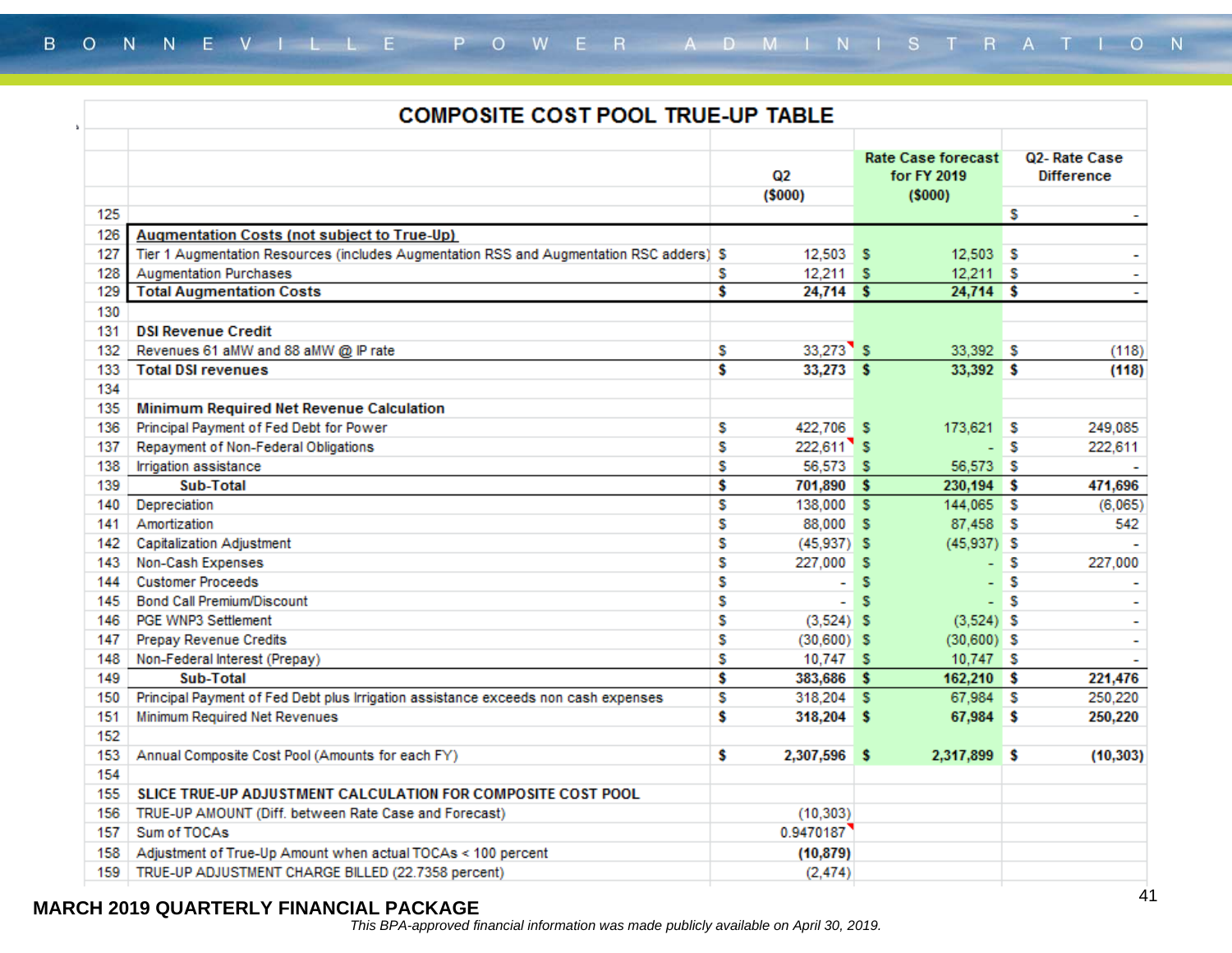# COMPOSITE COST POOL TRUE-UP TABLE

| | | Q2 ($000) | Rate Case forecast for FY 2019 ($000) | Q2- Rate Case Difference |
|---|---|---|---|---|
| 125 | | | | $ - |
| 126 | **Augmentation Costs (not subject to True-Up)** | | | |
| 127 | Tier 1 Augmentation Resources (includes Augmentation RSS and Augmentation RSC adders) | $ 12,503 | $ 12,503 | $ - |
| 128 | Augmentation Purchases | $ 12,211 | $ 12,211 | $ - |
| 129 | **Total Augmentation Costs** | **$ 24,714** | **$ 24,714** | **$ -** |
| 130 | | | | |
| 131 | **DSI Revenue Credit** | | | |
| 132 | Revenues 61 aMW and 88 aMW @ IP rate | $ 33,273 | $ 33,392 | $ (118) |
| 133 | **Total DSI revenues** | **$ 33,273** | **$ 33,392** | **$ (118)** |
| 134 | | | | |
| 135 | **Minimum Required Net Revenue Calculation** | | | |
| 136 | Principal Payment of Fed Debt for Power | $ 422,706 | $ 173,621 | $ 249,085 |
| 137 | Repayment of Non-Federal Obligations | $ 222,611 | $ - | $ 222,611 |
| 138 | Irrigation assistance | $ 56,573 | $ 56,573 | $ - |
| 139 | **Sub-Total** | **$ 701,890** | **$ 230,194** | **$ 471,696** |
| 140 | Depreciation | $ 138,000 | $ 144,065 | $ (6,065) |
| 141 | Amortization | $ 88,000 | $ 87,458 | $ 542 |
| 142 | Capitalization Adjustment | $ (45,937) | $ (45,937) | $ - |
| 143 | Non-Cash Expenses | $ 227,000 | $ - | $ 227,000 |
| 144 | Customer Proceeds | $ - | $ - | $ - |
| 145 | Bond Call Premium/Discount | $ - | $ - | $ - |
| 146 | PGE WNP3 Settlement | $ (3,524) | $ (3,524) | $ - |
| 147 | Prepay Revenue Credits | $ (30,600) | $ (30,600) | $ - |
| 148 | Non-Federal Interest (Prepay) | $ 10,747 | $ 10,747 | $ - |
| 149 | **Sub-Total** | **$ 383,686** | **$ 162,210** | **$ 221,476** |
| 150 | Principal Payment of Fed Debt plus Irrigation assistance exceeds non cash expenses | $ 318,204 | $ 67,984 | $ 250,220 |
| 151 | Minimum Required Net Revenues | **$ 318,204** | **$ 67,984** | **$ 250,220** |
| 152 | | | | |
| 153 | Annual Composite Cost Pool (Amounts for each FY) | **$ 2,307,596** | **$ 2,317,899** | **$ (10,303)** |
| 154 | | | | |
| 155 | **SLICE TRUE-UP ADJUSTMENT CALCULATION FOR COMPOSITE COST POOL** | | | |
| 156 | TRUE-UP AMOUNT (Diff. between Rate Case and Forecast) | (10,303) | | |
| 157 | Sum of TOCAs | 0.9470187 | | |
| 158 | Adjustment of True-Up Amount when actual TOCAs < 100 percent | **(10,879)** | | |
| 159 | TRUE-UP ADJUSTMENT CHARGE BILLED (22.7358 percent) | (2,474) | | |

**MARCH 2019 QUARTERLY FINANCIAL PACKAGE**

*This BPA-approved financial information was made publicly available on April 30, 2019.*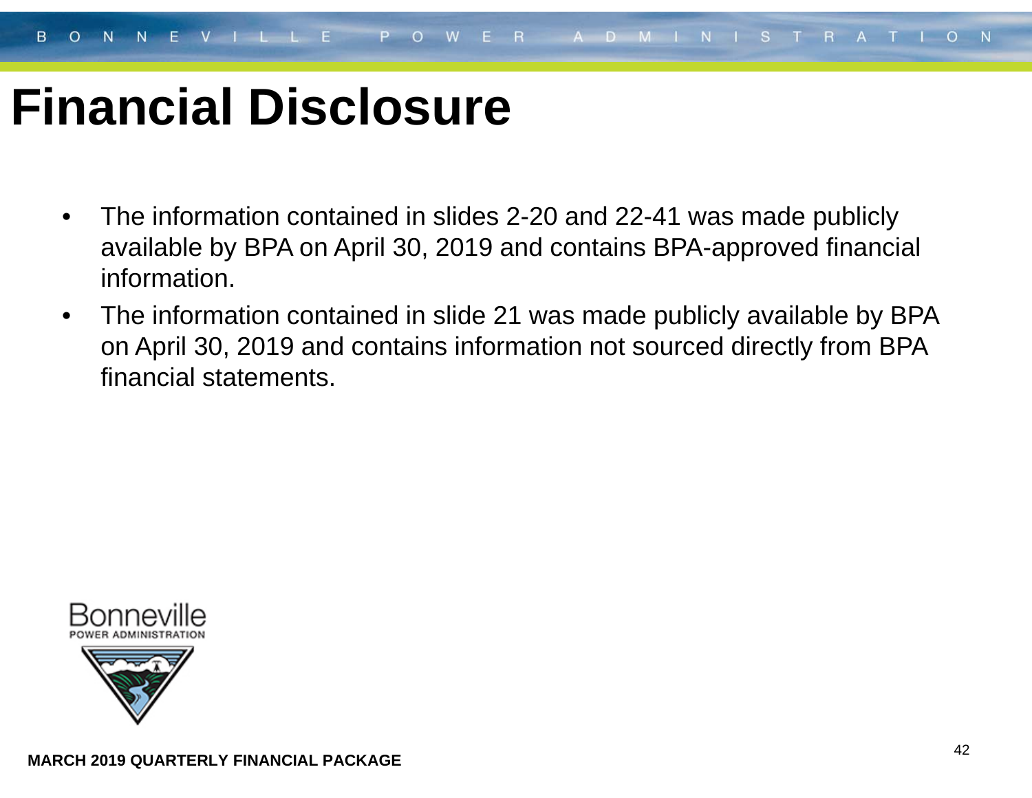# Financial Disclosure

- The information contained in slides 2-20 and 22-41 was made publicly available by BPA on April 30, 2019 and contains BPA-approved financial information.
- The information contained in slide 21 was made publicly available by BPA on April 30, 2019 and contains information not sourced directly from BPA financial statements.